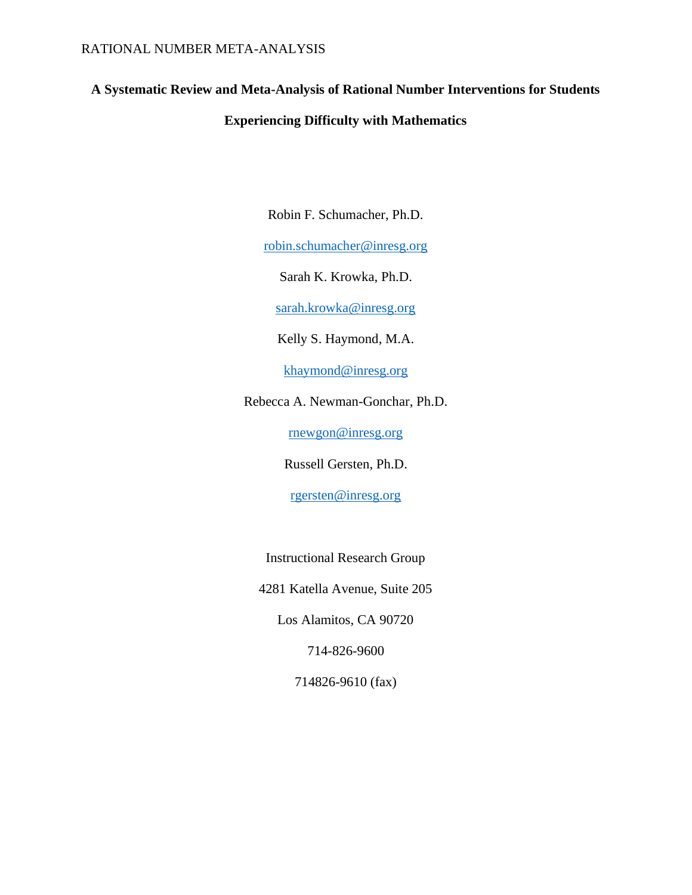# A Systematic Review and Meta-Analysis of Rational Number Interventions for Students Experiencing Difficulty with Mathematics

Robin F. Schumacher, Ph.D.

robin.schumacher@inresg.org

Sarah K. Krowka, Ph.D.

sarah.krowka@inresg.org

Kelly S. Haymond, M.A.

khaymond@inresg.org

Rebecca A. Newman-Gonchar, Ph.D.

rnewgon@inresg.org

Russell Gersten, Ph.D.

rgersten@inresg.org

Instructional Research Group

4281 Katella Avenue, Suite 205

Los Alamitos, CA 90720

714-826-9600

714826-9610 (fax)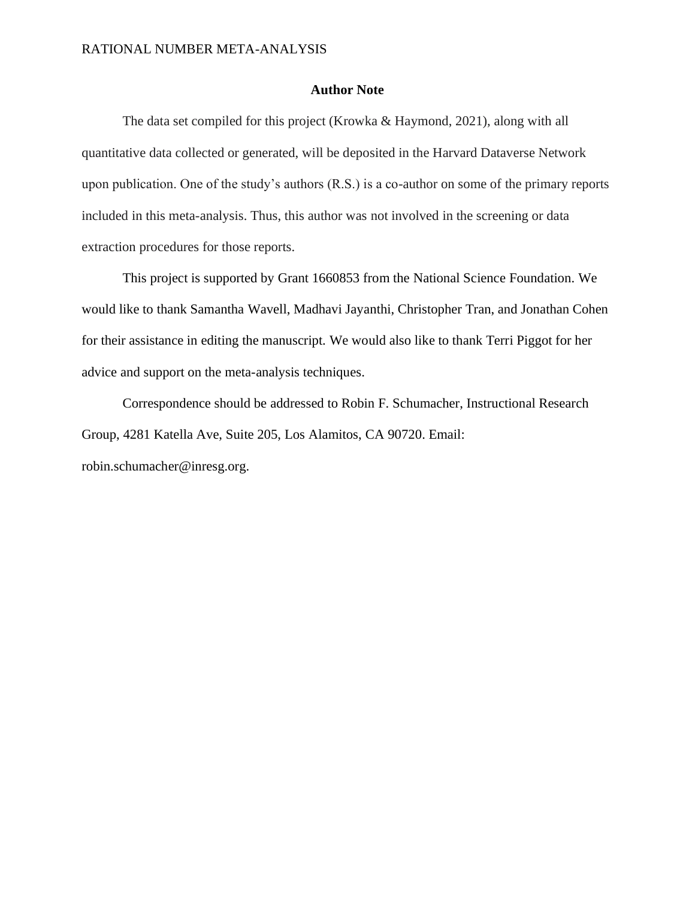## Author Note

The data set compiled for this project (Krowka & Haymond, 2021), along with all quantitative data collected or generated, will be deposited in the Harvard Dataverse Network upon publication. One of the study's authors (R.S.) is a co-author on some of the primary reports included in this meta-analysis. Thus, this author was not involved in the screening or data extraction procedures for those reports.

This project is supported by Grant 1660853 from the National Science Foundation. We would like to thank Samantha Wavell, Madhavi Jayanthi, Christopher Tran, and Jonathan Cohen for their assistance in editing the manuscript. We would also like to thank Terri Piggot for her advice and support on the meta-analysis techniques.

Correspondence should be addressed to Robin F. Schumacher, Instructional Research Group, 4281 Katella Ave, Suite 205, Los Alamitos, CA 90720. Email: robin.schumacher@inresg.org.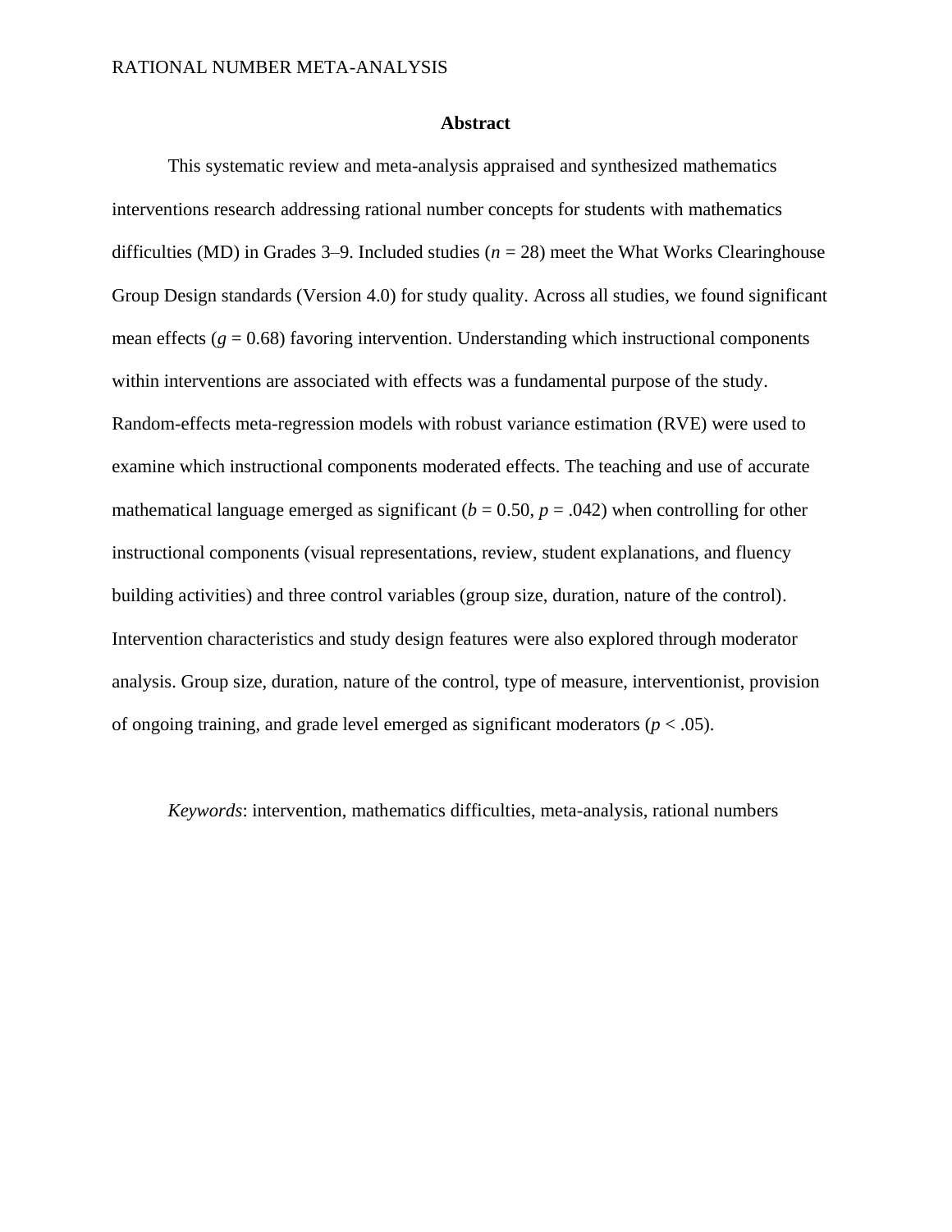# Abstract

This systematic review and meta-analysis appraised and synthesized mathematics interventions research addressing rational number concepts for students with mathematics difficulties (MD) in Grades 3–9. Included studies ($n$ = 28) meet the What Works Clearinghouse Group Design standards (Version 4.0) for study quality. Across all studies, we found significant mean effects ($g$ = 0.68) favoring intervention. Understanding which instructional components within interventions are associated with effects was a fundamental purpose of the study. Random-effects meta-regression models with robust variance estimation (RVE) were used to examine which instructional components moderated effects. The teaching and use of accurate mathematical language emerged as significant ($b$ = 0.50, $p$ = .042) when controlling for other instructional components (visual representations, review, student explanations, and fluency building activities) and three control variables (group size, duration, nature of the control). Intervention characteristics and study design features were also explored through moderator analysis. Group size, duration, nature of the control, type of measure, interventionist, provision of ongoing training, and grade level emerged as significant moderators ($p$ < .05).

*Keywords*: intervention, mathematics difficulties, meta-analysis, rational numbers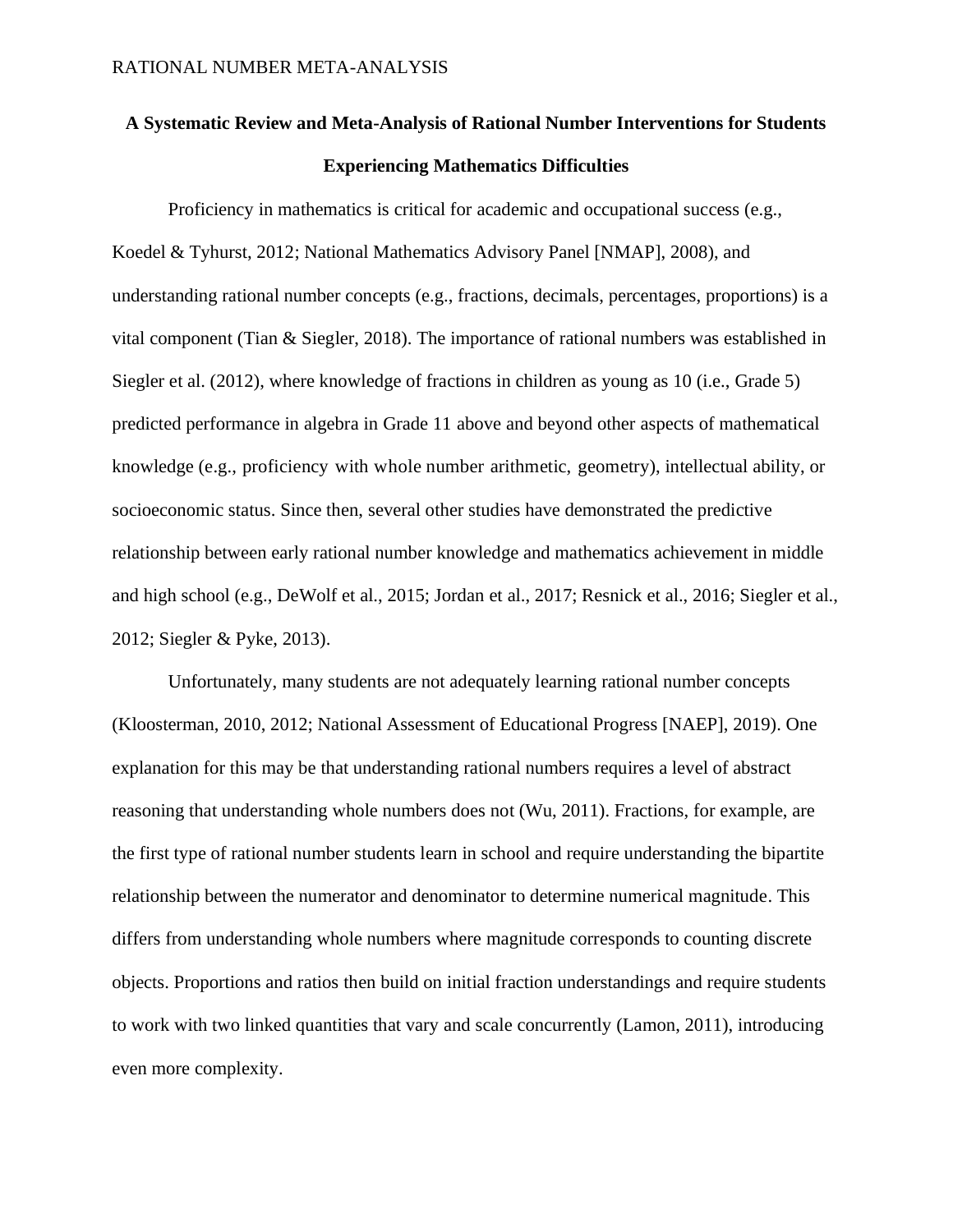**A Systematic Review and Meta-Analysis of Rational Number Interventions for Students Experiencing Mathematics Difficulties**

Proficiency in mathematics is critical for academic and occupational success (e.g., Koedel & Tyhurst, 2012; National Mathematics Advisory Panel [NMAP], 2008), and understanding rational number concepts (e.g., fractions, decimals, percentages, proportions) is a vital component (Tian & Siegler, 2018). The importance of rational numbers was established in Siegler et al. (2012), where knowledge of fractions in children as young as 10 (i.e., Grade 5) predicted performance in algebra in Grade 11 above and beyond other aspects of mathematical knowledge (e.g., proficiency with whole number arithmetic, geometry), intellectual ability, or socioeconomic status. Since then, several other studies have demonstrated the predictive relationship between early rational number knowledge and mathematics achievement in middle and high school (e.g., DeWolf et al., 2015; Jordan et al., 2017; Resnick et al., 2016; Siegler et al., 2012; Siegler & Pyke, 2013).

Unfortunately, many students are not adequately learning rational number concepts (Kloosterman, 2010, 2012; National Assessment of Educational Progress [NAEP], 2019). One explanation for this may be that understanding rational numbers requires a level of abstract reasoning that understanding whole numbers does not (Wu, 2011). Fractions, for example, are the first type of rational number students learn in school and require understanding the bipartite relationship between the numerator and denominator to determine numerical magnitude. This differs from understanding whole numbers where magnitude corresponds to counting discrete objects. Proportions and ratios then build on initial fraction understandings and require students to work with two linked quantities that vary and scale concurrently (Lamon, 2011), introducing even more complexity.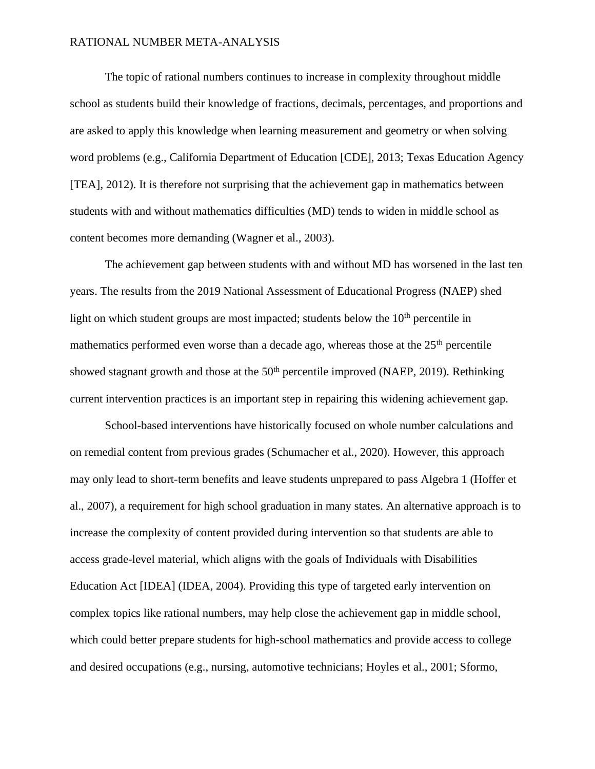The topic of rational numbers continues to increase in complexity throughout middle school as students build their knowledge of fractions, decimals, percentages, and proportions and are asked to apply this knowledge when learning measurement and geometry or when solving word problems (e.g., California Department of Education [CDE], 2013; Texas Education Agency [TEA], 2012). It is therefore not surprising that the achievement gap in mathematics between students with and without mathematics difficulties (MD) tends to widen in middle school as content becomes more demanding (Wagner et al., 2003).

The achievement gap between students with and without MD has worsened in the last ten years. The results from the 2019 National Assessment of Educational Progress (NAEP) shed light on which student groups are most impacted; students below the $10^{th}$ percentile in mathematics performed even worse than a decade ago, whereas those at the $25^{th}$ percentile showed stagnant growth and those at the $50^{th}$ percentile improved (NAEP, 2019). Rethinking current intervention practices is an important step in repairing this widening achievement gap.

School-based interventions have historically focused on whole number calculations and on remedial content from previous grades (Schumacher et al., 2020). However, this approach may only lead to short-term benefits and leave students unprepared to pass Algebra 1 (Hoffer et al., 2007), a requirement for high school graduation in many states. An alternative approach is to increase the complexity of content provided during intervention so that students are able to access grade-level material, which aligns with the goals of Individuals with Disabilities Education Act [IDEA] (IDEA, 2004). Providing this type of targeted early intervention on complex topics like rational numbers, may help close the achievement gap in middle school, which could better prepare students for high-school mathematics and provide access to college and desired occupations (e.g., nursing, automotive technicians; Hoyles et al., 2001; Sformo,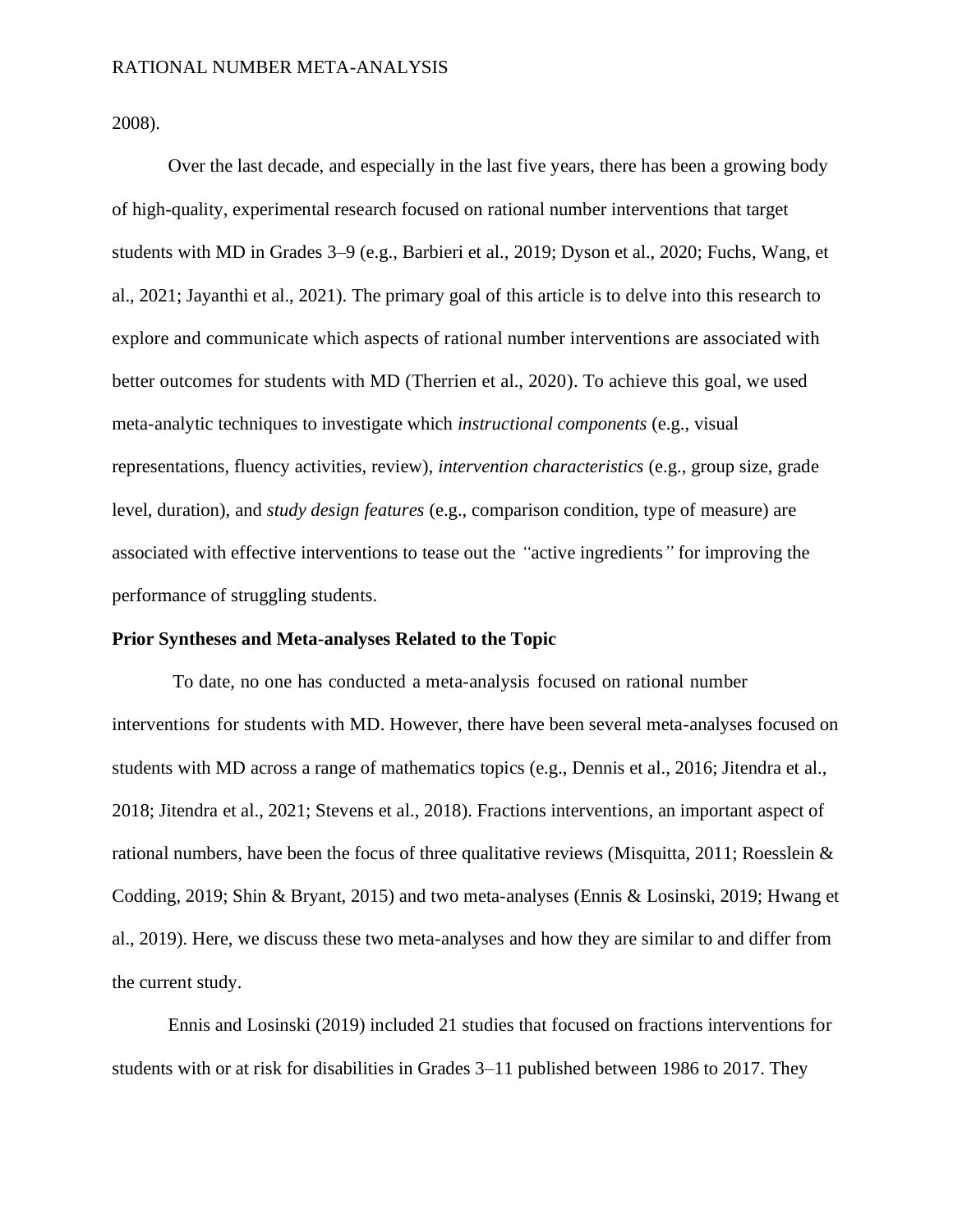2008).

Over the last decade, and especially in the last five years, there has been a growing body of high-quality, experimental research focused on rational number interventions that target students with MD in Grades 3–9 (e.g., Barbieri et al., 2019; Dyson et al., 2020; Fuchs, Wang, et al., 2021; Jayanthi et al., 2021). The primary goal of this article is to delve into this research to explore and communicate which aspects of rational number interventions are associated with better outcomes for students with MD (Therrien et al., 2020). To achieve this goal, we used meta-analytic techniques to investigate which *instructional components* (e.g., visual representations, fluency activities, review), *intervention characteristics* (e.g., group size, grade level, duration), and *study design features* (e.g., comparison condition, type of measure) are associated with effective interventions to tease out the *"*active ingredients*"* for improving the performance of struggling students.

**Prior Syntheses and Meta-analyses Related to the Topic**

To date, no one has conducted a meta-analysis focused on rational number interventions for students with MD. However, there have been several meta-analyses focused on students with MD across a range of mathematics topics (e.g., Dennis et al., 2016; Jitendra et al., 2018; Jitendra et al., 2021; Stevens et al., 2018). Fractions interventions, an important aspect of rational numbers, have been the focus of three qualitative reviews (Misquitta, 2011; Roesslein & Codding, 2019; Shin & Bryant, 2015) and two meta-analyses (Ennis & Losinski, 2019; Hwang et al., 2019). Here, we discuss these two meta-analyses and how they are similar to and differ from the current study.

Ennis and Losinski (2019) included 21 studies that focused on fractions interventions for students with or at risk for disabilities in Grades 3–11 published between 1986 to 2017. They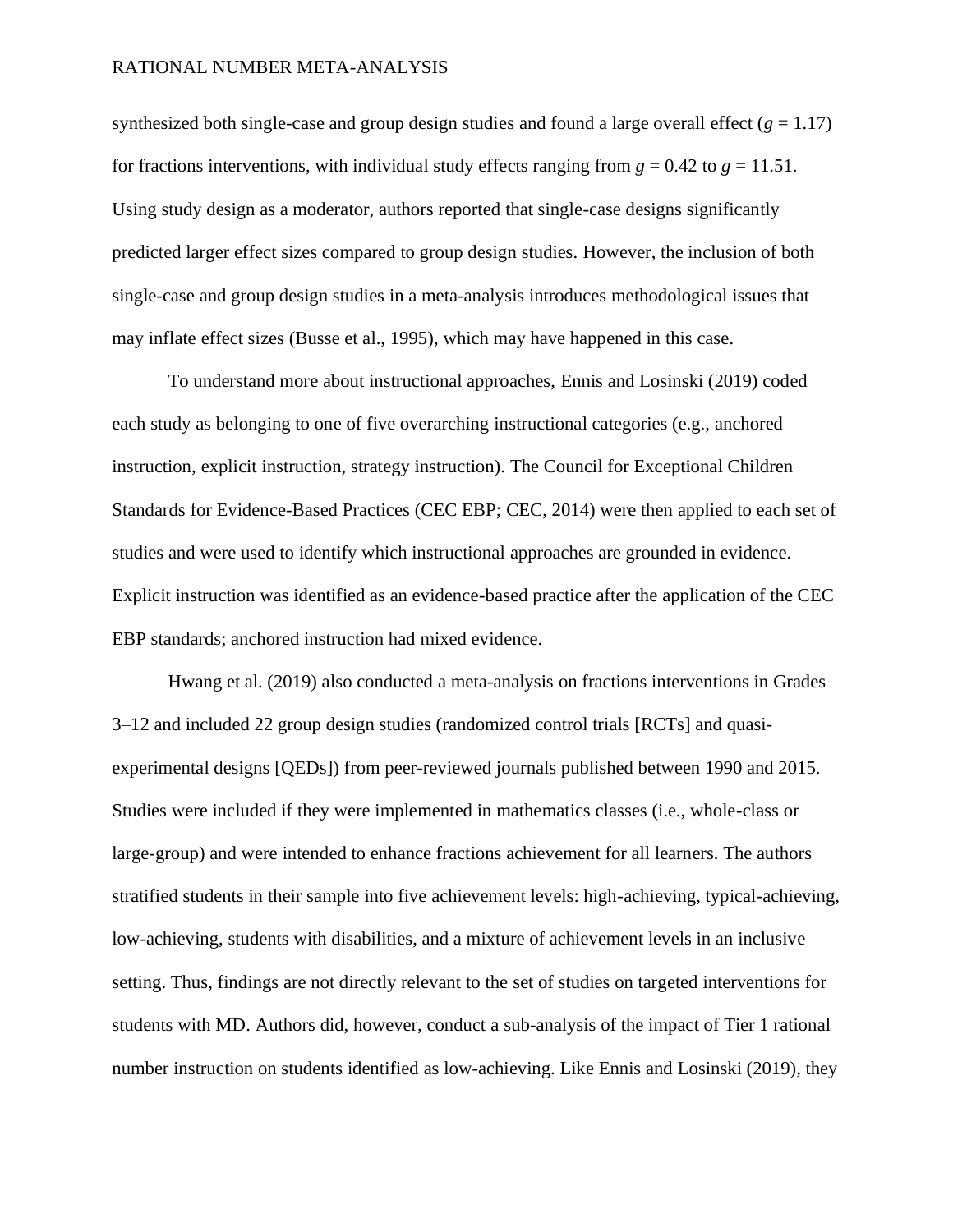synthesized both single-case and group design studies and found a large overall effect ($g$ = 1.17) for fractions interventions, with individual study effects ranging from $g$ = 0.42 to $g$ = 11.51. Using study design as a moderator, authors reported that single-case designs significantly predicted larger effect sizes compared to group design studies. However, the inclusion of both single-case and group design studies in a meta-analysis introduces methodological issues that may inflate effect sizes (Busse et al., 1995), which may have happened in this case.

To understand more about instructional approaches, Ennis and Losinski (2019) coded each study as belonging to one of five overarching instructional categories (e.g., anchored instruction, explicit instruction, strategy instruction). The Council for Exceptional Children Standards for Evidence-Based Practices (CEC EBP; CEC, 2014) were then applied to each set of studies and were used to identify which instructional approaches are grounded in evidence. Explicit instruction was identified as an evidence-based practice after the application of the CEC EBP standards; anchored instruction had mixed evidence.

Hwang et al. (2019) also conducted a meta-analysis on fractions interventions in Grades 3–12 and included 22 group design studies (randomized control trials [RCTs] and quasi-experimental designs [QEDs]) from peer-reviewed journals published between 1990 and 2015. Studies were included if they were implemented in mathematics classes (i.e., whole-class or large-group) and were intended to enhance fractions achievement for all learners. The authors stratified students in their sample into five achievement levels: high-achieving, typical-achieving, low-achieving, students with disabilities, and a mixture of achievement levels in an inclusive setting. Thus, findings are not directly relevant to the set of studies on targeted interventions for students with MD. Authors did, however, conduct a sub-analysis of the impact of Tier 1 rational number instruction on students identified as low-achieving. Like Ennis and Losinski (2019), they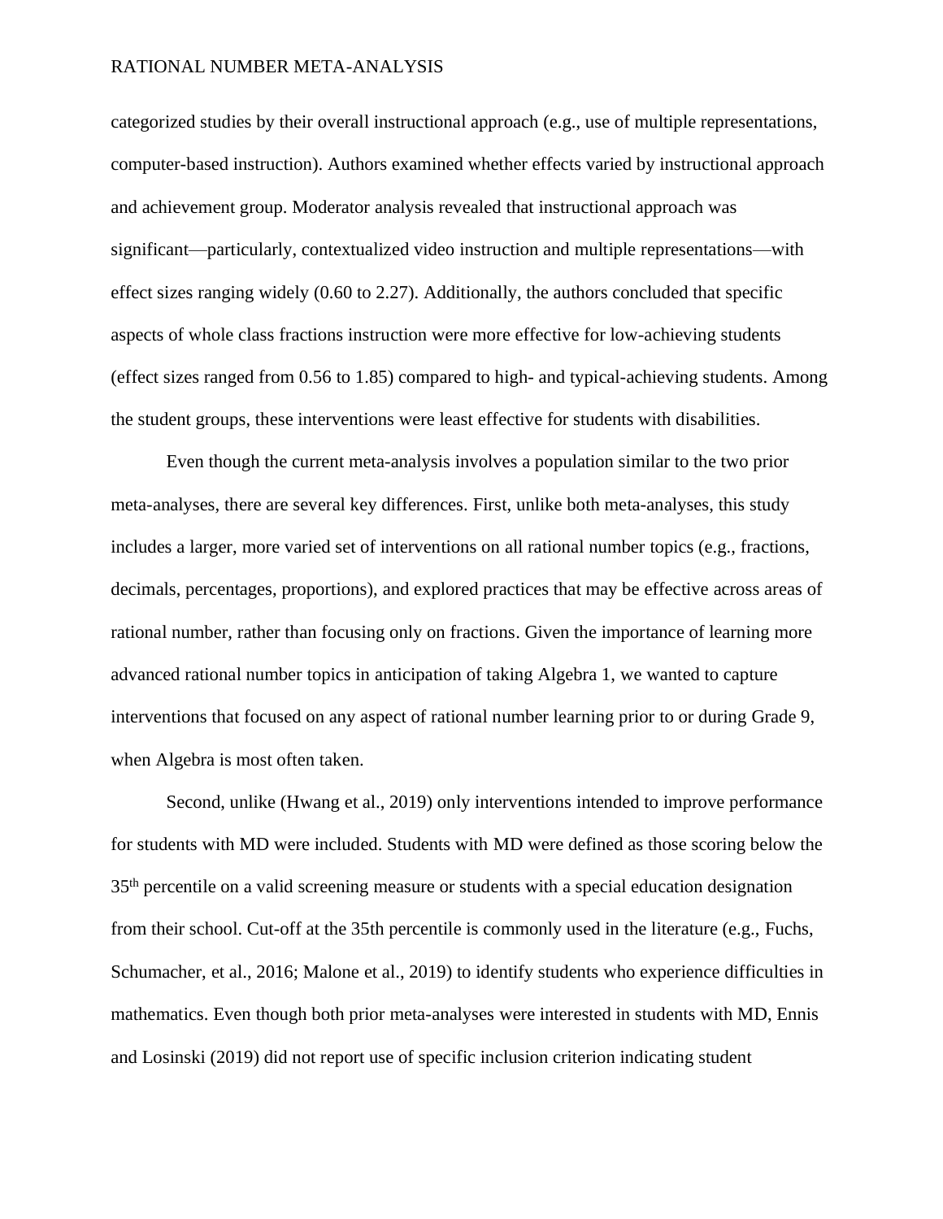categorized studies by their overall instructional approach (e.g., use of multiple representations, computer-based instruction). Authors examined whether effects varied by instructional approach and achievement group. Moderator analysis revealed that instructional approach was significant—particularly, contextualized video instruction and multiple representations—with effect sizes ranging widely (0.60 to 2.27). Additionally, the authors concluded that specific aspects of whole class fractions instruction were more effective for low-achieving students (effect sizes ranged from 0.56 to 1.85) compared to high- and typical-achieving students. Among the student groups, these interventions were least effective for students with disabilities.

Even though the current meta-analysis involves a population similar to the two prior meta-analyses, there are several key differences. First, unlike both meta-analyses, this study includes a larger, more varied set of interventions on all rational number topics (e.g., fractions, decimals, percentages, proportions), and explored practices that may be effective across areas of rational number, rather than focusing only on fractions. Given the importance of learning more advanced rational number topics in anticipation of taking Algebra 1, we wanted to capture interventions that focused on any aspect of rational number learning prior to or during Grade 9, when Algebra is most often taken.

Second, unlike (Hwang et al., 2019) only interventions intended to improve performance for students with MD were included. Students with MD were defined as those scoring below the 35$^{th}$ percentile on a valid screening measure or students with a special education designation from their school. Cut-off at the 35th percentile is commonly used in the literature (e.g., Fuchs, Schumacher, et al., 2016; Malone et al., 2019) to identify students who experience difficulties in mathematics. Even though both prior meta-analyses were interested in students with MD, Ennis and Losinski (2019) did not report use of specific inclusion criterion indicating student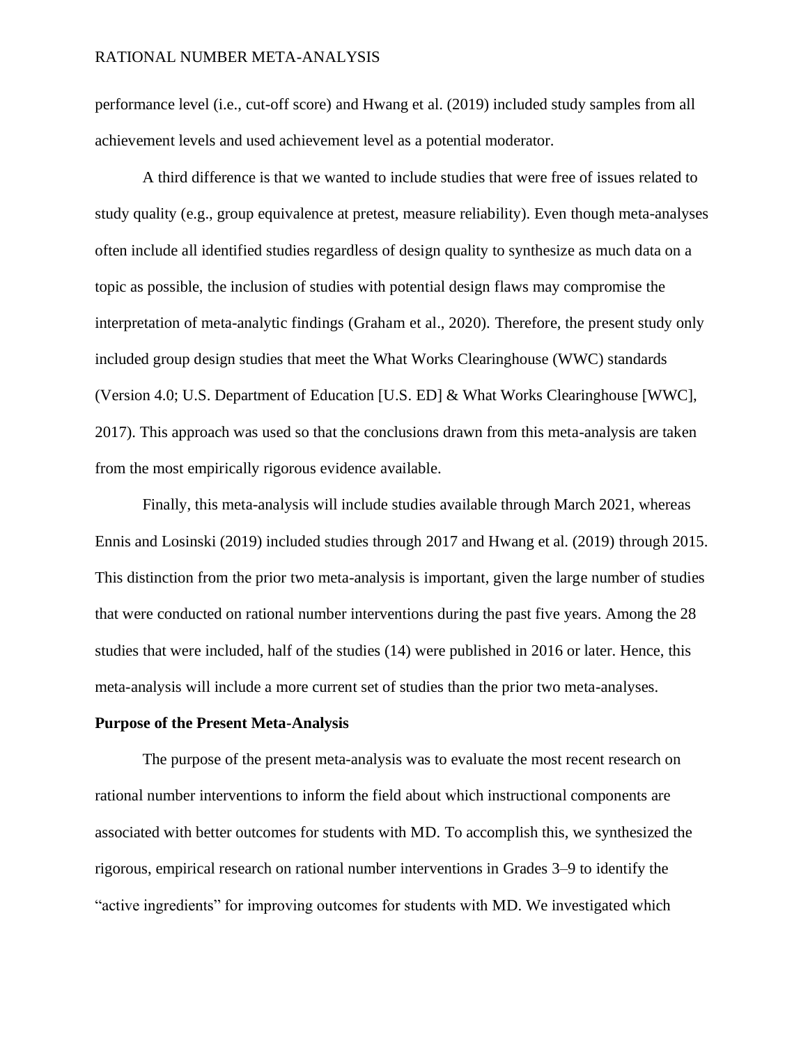performance level (i.e., cut-off score) and Hwang et al. (2019) included study samples from all achievement levels and used achievement level as a potential moderator.

A third difference is that we wanted to include studies that were free of issues related to study quality (e.g., group equivalence at pretest, measure reliability). Even though meta-analyses often include all identified studies regardless of design quality to synthesize as much data on a topic as possible, the inclusion of studies with potential design flaws may compromise the interpretation of meta-analytic findings (Graham et al., 2020). Therefore, the present study only included group design studies that meet the What Works Clearinghouse (WWC) standards (Version 4.0; U.S. Department of Education [U.S. ED] & What Works Clearinghouse [WWC], 2017). This approach was used so that the conclusions drawn from this meta-analysis are taken from the most empirically rigorous evidence available.

Finally, this meta-analysis will include studies available through March 2021, whereas Ennis and Losinski (2019) included studies through 2017 and Hwang et al. (2019) through 2015. This distinction from the prior two meta-analysis is important, given the large number of studies that were conducted on rational number interventions during the past five years. Among the 28 studies that were included, half of the studies (14) were published in 2016 or later. Hence, this meta-analysis will include a more current set of studies than the prior two meta-analyses.

## Purpose of the Present Meta-Analysis

The purpose of the present meta-analysis was to evaluate the most recent research on rational number interventions to inform the field about which instructional components are associated with better outcomes for students with MD. To accomplish this, we synthesized the rigorous, empirical research on rational number interventions in Grades 3–9 to identify the "active ingredients" for improving outcomes for students with MD. We investigated which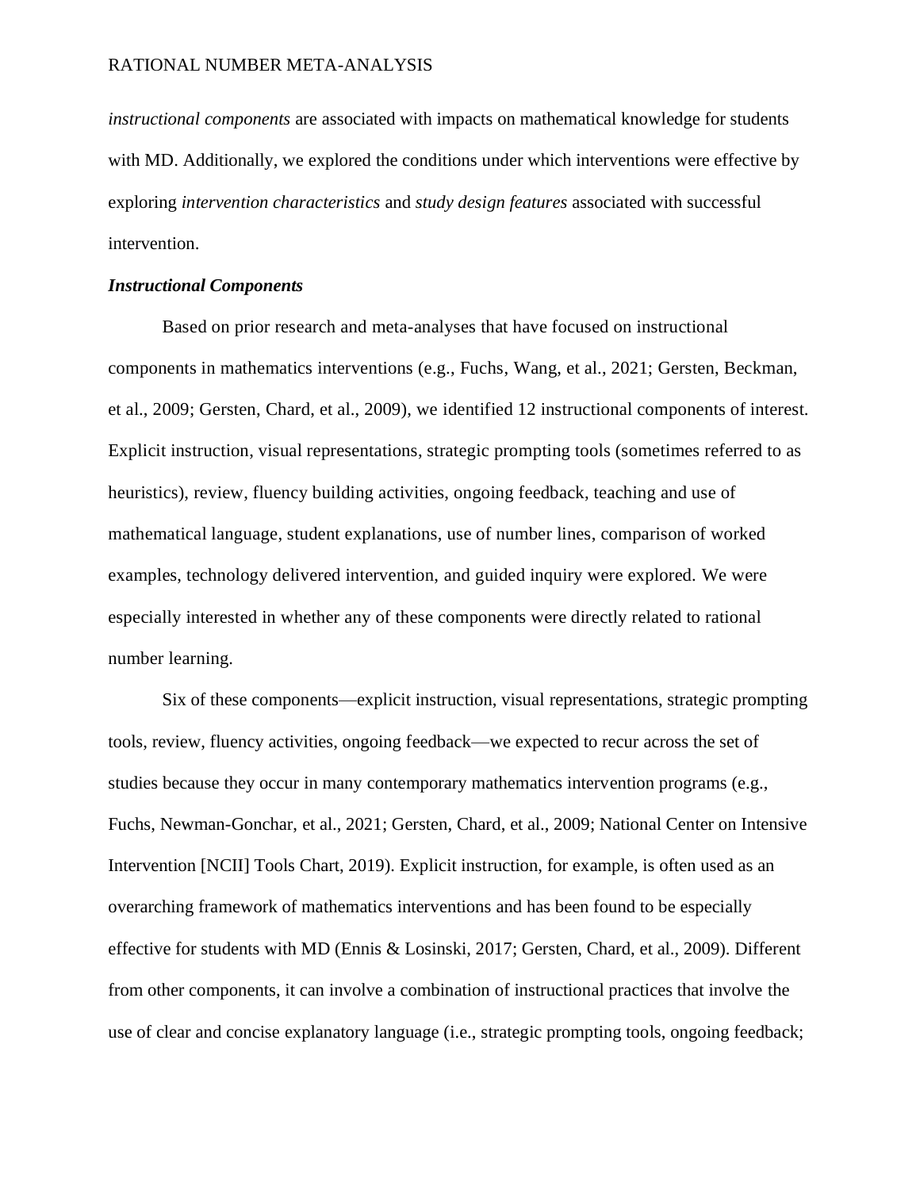*instructional components* are associated with impacts on mathematical knowledge for students with MD. Additionally, we explored the conditions under which interventions were effective by exploring *intervention characteristics* and *study design features* associated with successful intervention.

### ***Instructional Components***

Based on prior research and meta-analyses that have focused on instructional components in mathematics interventions (e.g., Fuchs, Wang, et al., 2021; Gersten, Beckman, et al., 2009; Gersten, Chard, et al., 2009), we identified 12 instructional components of interest. Explicit instruction, visual representations, strategic prompting tools (sometimes referred to as heuristics), review, fluency building activities, ongoing feedback, teaching and use of mathematical language, student explanations, use of number lines, comparison of worked examples, technology delivered intervention, and guided inquiry were explored. We were especially interested in whether any of these components were directly related to rational number learning.

Six of these components—explicit instruction, visual representations, strategic prompting tools, review, fluency activities, ongoing feedback—we expected to recur across the set of studies because they occur in many contemporary mathematics intervention programs (e.g., Fuchs, Newman-Gonchar, et al., 2021; Gersten, Chard, et al., 2009; National Center on Intensive Intervention [NCII] Tools Chart, 2019). Explicit instruction, for example, is often used as an overarching framework of mathematics interventions and has been found to be especially effective for students with MD (Ennis & Losinski, 2017; Gersten, Chard, et al., 2009). Different from other components, it can involve a combination of instructional practices that involve the use of clear and concise explanatory language (i.e., strategic prompting tools, ongoing feedback;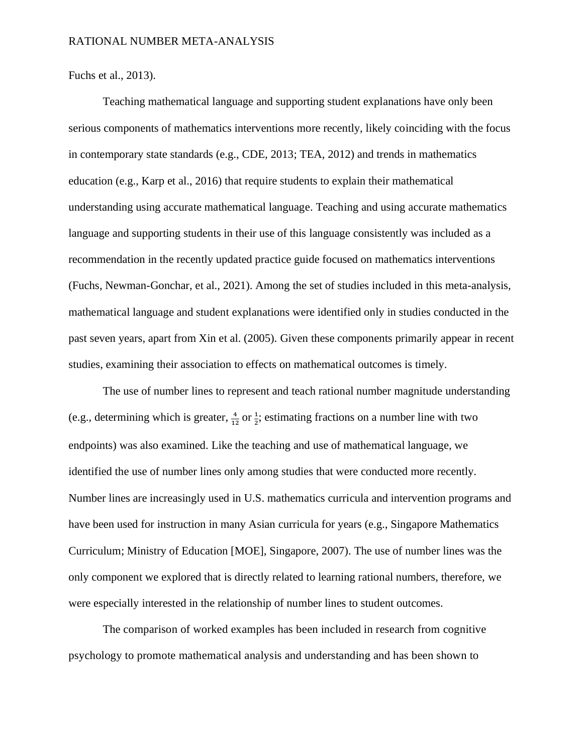Fuchs et al., 2013).

Teaching mathematical language and supporting student explanations have only been serious components of mathematics interventions more recently, likely coinciding with the focus in contemporary state standards (e.g., CDE, 2013; TEA, 2012) and trends in mathematics education (e.g., Karp et al., 2016) that require students to explain their mathematical understanding using accurate mathematical language. Teaching and using accurate mathematics language and supporting students in their use of this language consistently was included as a recommendation in the recently updated practice guide focused on mathematics interventions (Fuchs, Newman-Gonchar, et al., 2021). Among the set of studies included in this meta-analysis, mathematical language and student explanations were identified only in studies conducted in the past seven years, apart from Xin et al. (2005). Given these components primarily appear in recent studies, examining their association to effects on mathematical outcomes is timely.

The use of number lines to represent and teach rational number magnitude understanding (e.g., determining which is greater, $\frac{4}{12}$ or $\frac{1}{2}$; estimating fractions on a number line with two endpoints) was also examined. Like the teaching and use of mathematical language, we identified the use of number lines only among studies that were conducted more recently. Number lines are increasingly used in U.S. mathematics curricula and intervention programs and have been used for instruction in many Asian curricula for years (e.g., Singapore Mathematics Curriculum; Ministry of Education [MOE], Singapore, 2007). The use of number lines was the only component we explored that is directly related to learning rational numbers, therefore, we were especially interested in the relationship of number lines to student outcomes.

The comparison of worked examples has been included in research from cognitive psychology to promote mathematical analysis and understanding and has been shown to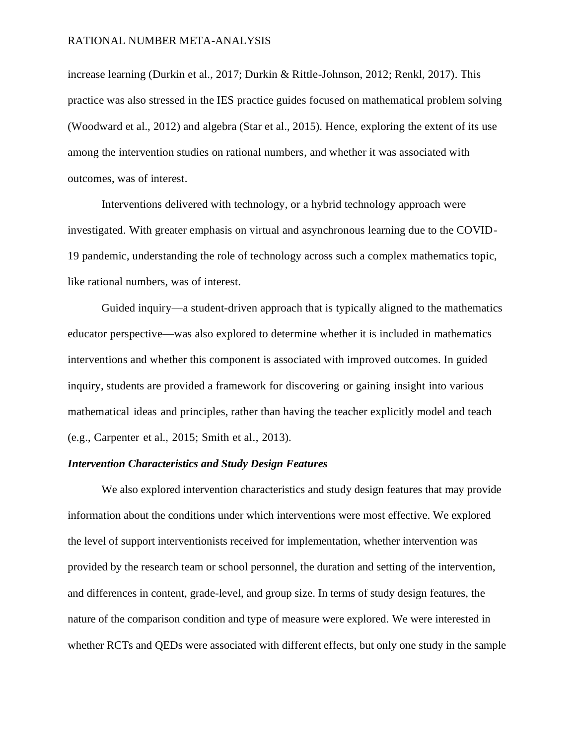increase learning (Durkin et al., 2017; Durkin & Rittle-Johnson, 2012; Renkl, 2017). This practice was also stressed in the IES practice guides focused on mathematical problem solving (Woodward et al., 2012) and algebra (Star et al., 2015). Hence, exploring the extent of its use among the intervention studies on rational numbers, and whether it was associated with outcomes, was of interest.

Interventions delivered with technology, or a hybrid technology approach were investigated. With greater emphasis on virtual and asynchronous learning due to the COVID-19 pandemic, understanding the role of technology across such a complex mathematics topic, like rational numbers, was of interest.

Guided inquiry—a student-driven approach that is typically aligned to the mathematics educator perspective—was also explored to determine whether it is included in mathematics interventions and whether this component is associated with improved outcomes. In guided inquiry, students are provided a framework for discovering or gaining insight into various mathematical ideas and principles, rather than having the teacher explicitly model and teach (e.g., Carpenter et al., 2015; Smith et al., 2013).

### *Intervention Characteristics and Study Design Features*

We also explored intervention characteristics and study design features that may provide information about the conditions under which interventions were most effective. We explored the level of support interventionists received for implementation, whether intervention was provided by the research team or school personnel, the duration and setting of the intervention, and differences in content, grade-level, and group size. In terms of study design features, the nature of the comparison condition and type of measure were explored. We were interested in whether RCTs and QEDs were associated with different effects, but only one study in the sample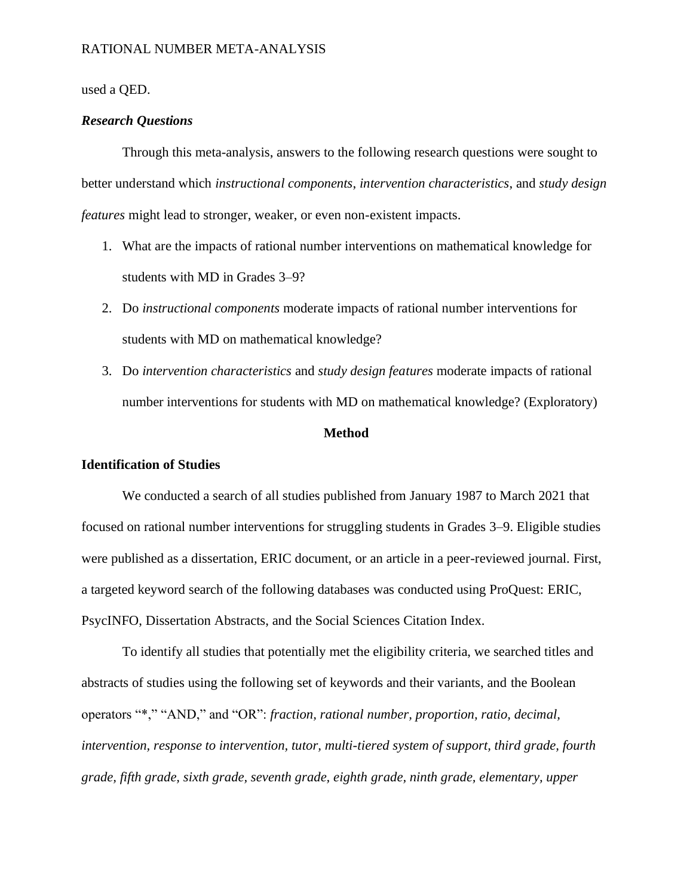used a QED.

### *Research Questions*

Through this meta-analysis, answers to the following research questions were sought to better understand which *instructional components*, *intervention characteristics*, and *study design features* might lead to stronger, weaker, or even non-existent impacts.

1. What are the impacts of rational number interventions on mathematical knowledge for students with MD in Grades 3–9?
2. Do *instructional components* moderate impacts of rational number interventions for students with MD on mathematical knowledge?
3. Do *intervention characteristics* and *study design features* moderate impacts of rational number interventions for students with MD on mathematical knowledge? (Exploratory)

## Method

### Identification of Studies

We conducted a search of all studies published from January 1987 to March 2021 that focused on rational number interventions for struggling students in Grades 3–9. Eligible studies were published as a dissertation, ERIC document, or an article in a peer-reviewed journal. First, a targeted keyword search of the following databases was conducted using ProQuest: ERIC, PsycINFO, Dissertation Abstracts, and the Social Sciences Citation Index.

To identify all studies that potentially met the eligibility criteria, we searched titles and abstracts of studies using the following set of keywords and their variants, and the Boolean operators "*," "AND," and "OR": *fraction, rational number, proportion, ratio, decimal, intervention, response to intervention, tutor, multi-tiered system of support, third grade, fourth grade, fifth grade, sixth grade, seventh grade, eighth grade, ninth grade, elementary, upper*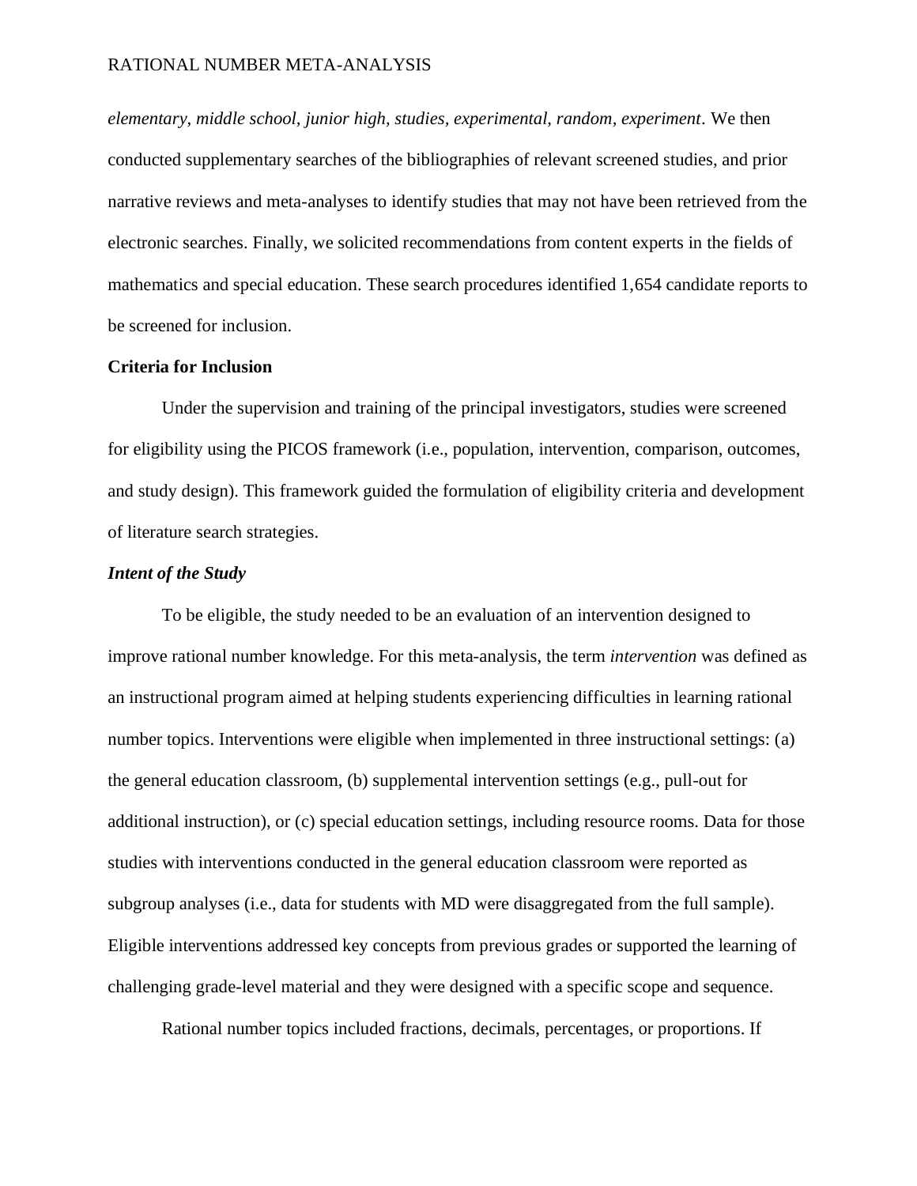*elementary, middle school, junior high, studies, experimental, random, experiment*. We then conducted supplementary searches of the bibliographies of relevant screened studies, and prior narrative reviews and meta-analyses to identify studies that may not have been retrieved from the electronic searches. Finally, we solicited recommendations from content experts in the fields of mathematics and special education. These search procedures identified 1,654 candidate reports to be screened for inclusion.

## Criteria for Inclusion

Under the supervision and training of the principal investigators, studies were screened for eligibility using the PICOS framework (i.e., population, intervention, comparison, outcomes, and study design). This framework guided the formulation of eligibility criteria and development of literature search strategies.

### *Intent of the Study*

To be eligible, the study needed to be an evaluation of an intervention designed to improve rational number knowledge. For this meta-analysis, the term *intervention* was defined as an instructional program aimed at helping students experiencing difficulties in learning rational number topics. Interventions were eligible when implemented in three instructional settings: (a) the general education classroom, (b) supplemental intervention settings (e.g., pull-out for additional instruction), or (c) special education settings, including resource rooms. Data for those studies with interventions conducted in the general education classroom were reported as subgroup analyses (i.e., data for students with MD were disaggregated from the full sample). Eligible interventions addressed key concepts from previous grades or supported the learning of challenging grade-level material and they were designed with a specific scope and sequence.

Rational number topics included fractions, decimals, percentages, or proportions. If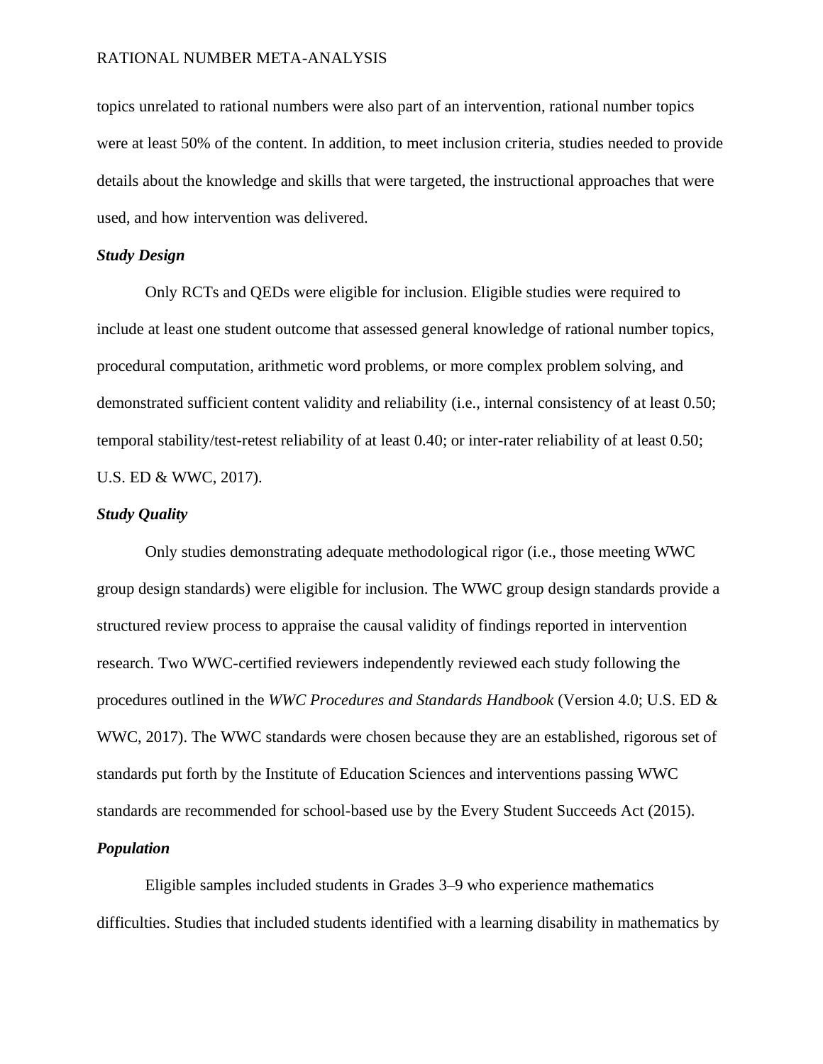topics unrelated to rational numbers were also part of an intervention, rational number topics were at least 50% of the content. In addition, to meet inclusion criteria, studies needed to provide details about the knowledge and skills that were targeted, the instructional approaches that were used, and how intervention was delivered.

### *Study Design*

Only RCTs and QEDs were eligible for inclusion. Eligible studies were required to include at least one student outcome that assessed general knowledge of rational number topics, procedural computation, arithmetic word problems, or more complex problem solving, and demonstrated sufficient content validity and reliability (i.e., internal consistency of at least 0.50; temporal stability/test-retest reliability of at least 0.40; or inter-rater reliability of at least 0.50; U.S. ED & WWC, 2017).

### *Study Quality*

Only studies demonstrating adequate methodological rigor (i.e., those meeting WWC group design standards) were eligible for inclusion. The WWC group design standards provide a structured review process to appraise the causal validity of findings reported in intervention research. Two WWC-certified reviewers independently reviewed each study following the procedures outlined in the *WWC Procedures and Standards Handbook* (Version 4.0; U.S. ED & WWC, 2017). The WWC standards were chosen because they are an established, rigorous set of standards put forth by the Institute of Education Sciences and interventions passing WWC standards are recommended for school-based use by the Every Student Succeeds Act (2015).

### *Population*

Eligible samples included students in Grades 3–9 who experience mathematics difficulties. Studies that included students identified with a learning disability in mathematics by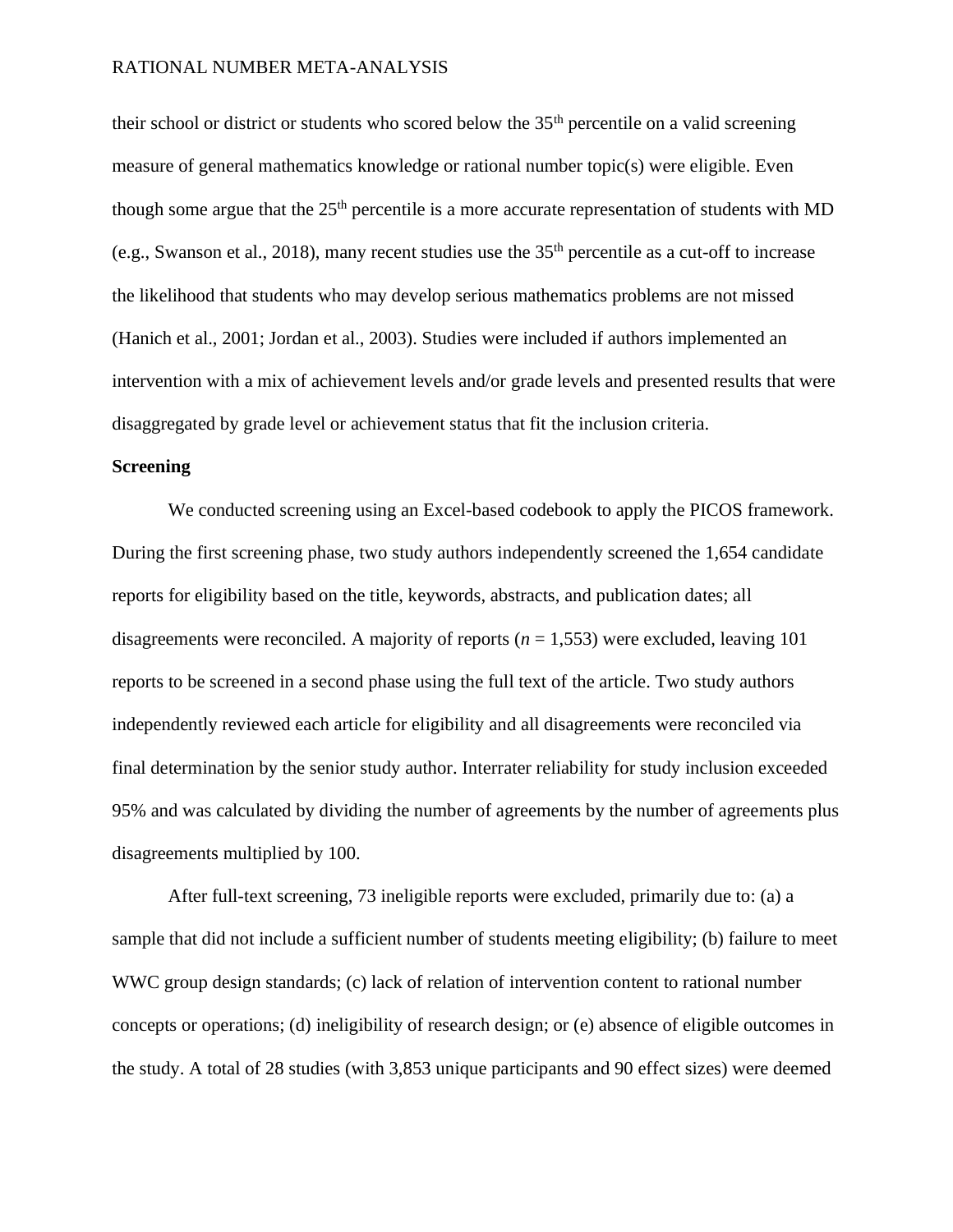their school or district or students who scored below the 35th percentile on a valid screening measure of general mathematics knowledge or rational number topic(s) were eligible. Even though some argue that the 25th percentile is a more accurate representation of students with MD (e.g., Swanson et al., 2018), many recent studies use the 35th percentile as a cut-off to increase the likelihood that students who may develop serious mathematics problems are not missed (Hanich et al., 2001; Jordan et al., 2003). Studies were included if authors implemented an intervention with a mix of achievement levels and/or grade levels and presented results that were disaggregated by grade level or achievement status that fit the inclusion criteria.

**Screening**

We conducted screening using an Excel-based codebook to apply the PICOS framework. During the first screening phase, two study authors independently screened the 1,654 candidate reports for eligibility based on the title, keywords, abstracts, and publication dates; all disagreements were reconciled. A majority of reports (*n* = 1,553) were excluded, leaving 101 reports to be screened in a second phase using the full text of the article. Two study authors independently reviewed each article for eligibility and all disagreements were reconciled via final determination by the senior study author. Interrater reliability for study inclusion exceeded 95% and was calculated by dividing the number of agreements by the number of agreements plus disagreements multiplied by 100.

After full-text screening, 73 ineligible reports were excluded, primarily due to: (a) a sample that did not include a sufficient number of students meeting eligibility; (b) failure to meet WWC group design standards; (c) lack of relation of intervention content to rational number concepts or operations; (d) ineligibility of research design; or (e) absence of eligible outcomes in the study. A total of 28 studies (with 3,853 unique participants and 90 effect sizes) were deemed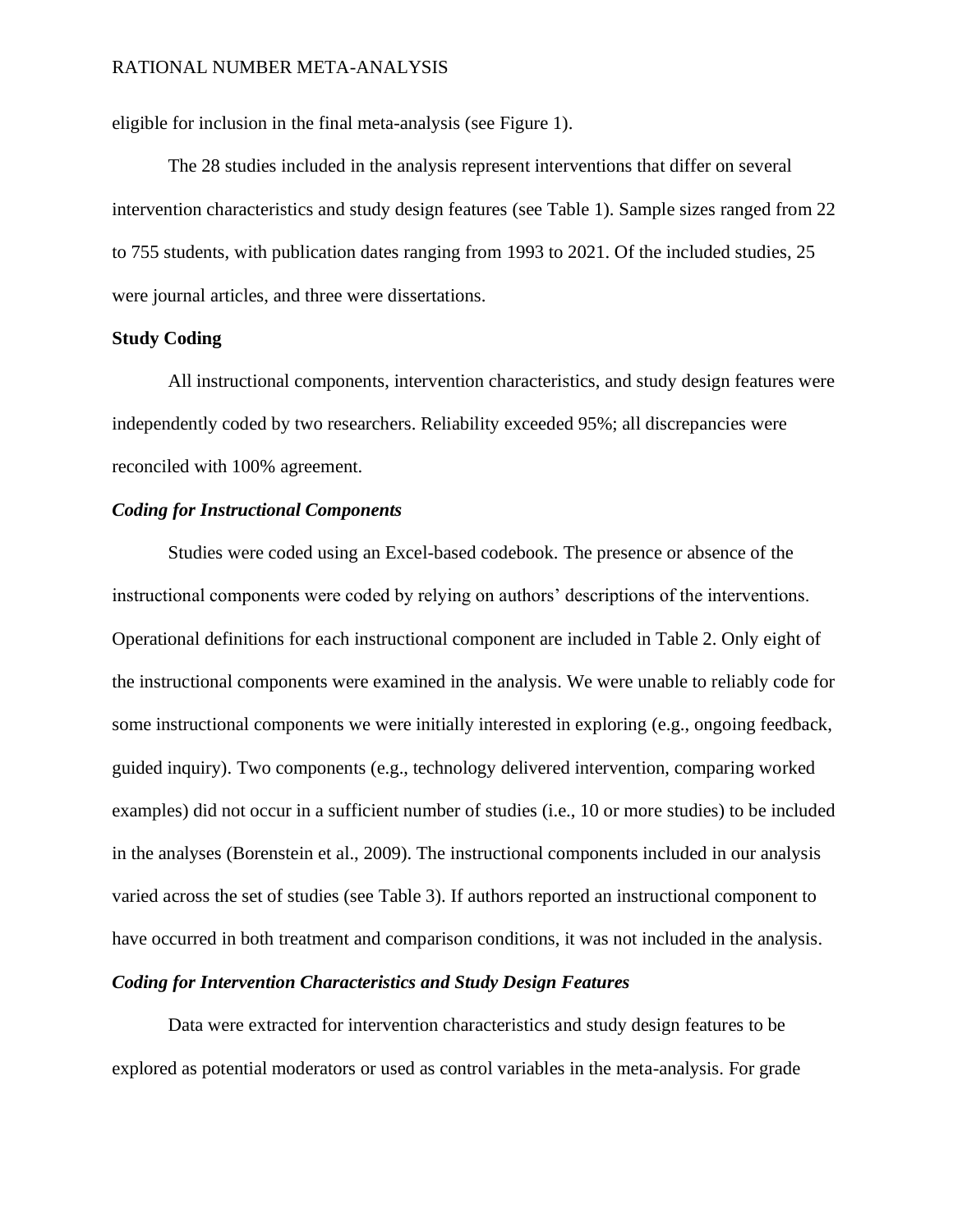eligible for inclusion in the final meta-analysis (see Figure 1).

The 28 studies included in the analysis represent interventions that differ on several intervention characteristics and study design features (see Table 1). Sample sizes ranged from 22 to 755 students, with publication dates ranging from 1993 to 2021. Of the included studies, 25 were journal articles, and three were dissertations.

## Study Coding

All instructional components, intervention characteristics, and study design features were independently coded by two researchers. Reliability exceeded 95%; all discrepancies were reconciled with 100% agreement.

### *Coding for Instructional Components*

Studies were coded using an Excel-based codebook. The presence or absence of the instructional components were coded by relying on authors' descriptions of the interventions. Operational definitions for each instructional component are included in Table 2. Only eight of the instructional components were examined in the analysis. We were unable to reliably code for some instructional components we were initially interested in exploring (e.g., ongoing feedback, guided inquiry). Two components (e.g., technology delivered intervention, comparing worked examples) did not occur in a sufficient number of studies (i.e., 10 or more studies) to be included in the analyses (Borenstein et al., 2009). The instructional components included in our analysis varied across the set of studies (see Table 3). If authors reported an instructional component to have occurred in both treatment and comparison conditions, it was not included in the analysis.

### *Coding for Intervention Characteristics and Study Design Features*

Data were extracted for intervention characteristics and study design features to be explored as potential moderators or used as control variables in the meta-analysis. For grade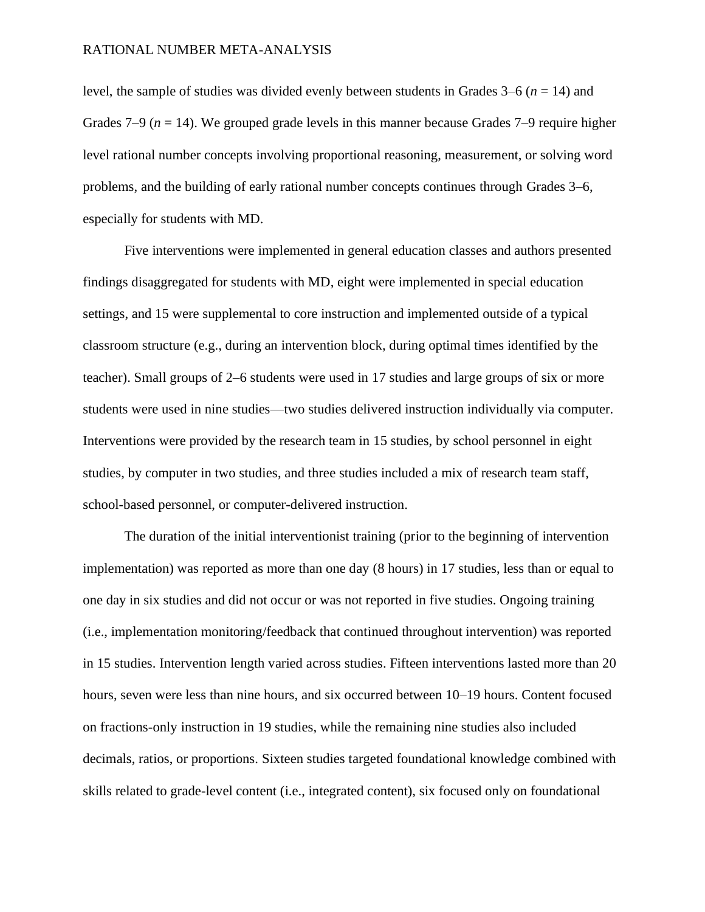level, the sample of studies was divided evenly between students in Grades 3–6 (*n* = 14) and Grades 7–9 (*n* = 14). We grouped grade levels in this manner because Grades 7–9 require higher level rational number concepts involving proportional reasoning, measurement, or solving word problems, and the building of early rational number concepts continues through Grades 3–6, especially for students with MD.

Five interventions were implemented in general education classes and authors presented findings disaggregated for students with MD, eight were implemented in special education settings, and 15 were supplemental to core instruction and implemented outside of a typical classroom structure (e.g., during an intervention block, during optimal times identified by the teacher). Small groups of 2–6 students were used in 17 studies and large groups of six or more students were used in nine studies—two studies delivered instruction individually via computer. Interventions were provided by the research team in 15 studies, by school personnel in eight studies, by computer in two studies, and three studies included a mix of research team staff, school-based personnel, or computer-delivered instruction.

The duration of the initial interventionist training (prior to the beginning of intervention implementation) was reported as more than one day (8 hours) in 17 studies, less than or equal to one day in six studies and did not occur or was not reported in five studies. Ongoing training (i.e., implementation monitoring/feedback that continued throughout intervention) was reported in 15 studies. Intervention length varied across studies. Fifteen interventions lasted more than 20 hours, seven were less than nine hours, and six occurred between 10–19 hours. Content focused on fractions-only instruction in 19 studies, while the remaining nine studies also included decimals, ratios, or proportions. Sixteen studies targeted foundational knowledge combined with skills related to grade-level content (i.e., integrated content), six focused only on foundational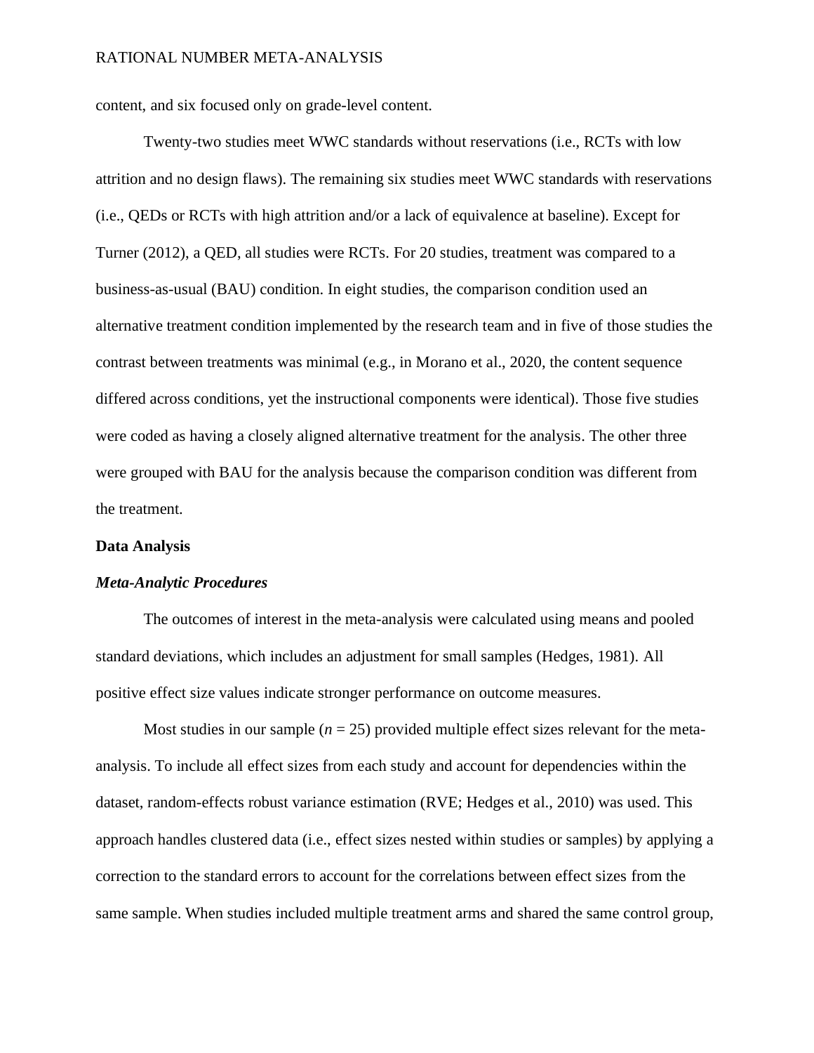content, and six focused only on grade-level content.

Twenty-two studies meet WWC standards without reservations (i.e., RCTs with low attrition and no design flaws). The remaining six studies meet WWC standards with reservations (i.e., QEDs or RCTs with high attrition and/or a lack of equivalence at baseline). Except for Turner (2012), a QED, all studies were RCTs. For 20 studies, treatment was compared to a business-as-usual (BAU) condition. In eight studies, the comparison condition used an alternative treatment condition implemented by the research team and in five of those studies the contrast between treatments was minimal (e.g., in Morano et al., 2020, the content sequence differed across conditions, yet the instructional components were identical). Those five studies were coded as having a closely aligned alternative treatment for the analysis. The other three were grouped with BAU for the analysis because the comparison condition was different from the treatment.

## Data Analysis

### *Meta-Analytic Procedures*

The outcomes of interest in the meta-analysis were calculated using means and pooled standard deviations, which includes an adjustment for small samples (Hedges, 1981). All positive effect size values indicate stronger performance on outcome measures.

Most studies in our sample ($n$ = 25) provided multiple effect sizes relevant for the meta-analysis. To include all effect sizes from each study and account for dependencies within the dataset, random-effects robust variance estimation (RVE; Hedges et al., 2010) was used. This approach handles clustered data (i.e., effect sizes nested within studies or samples) by applying a correction to the standard errors to account for the correlations between effect sizes from the same sample. When studies included multiple treatment arms and shared the same control group,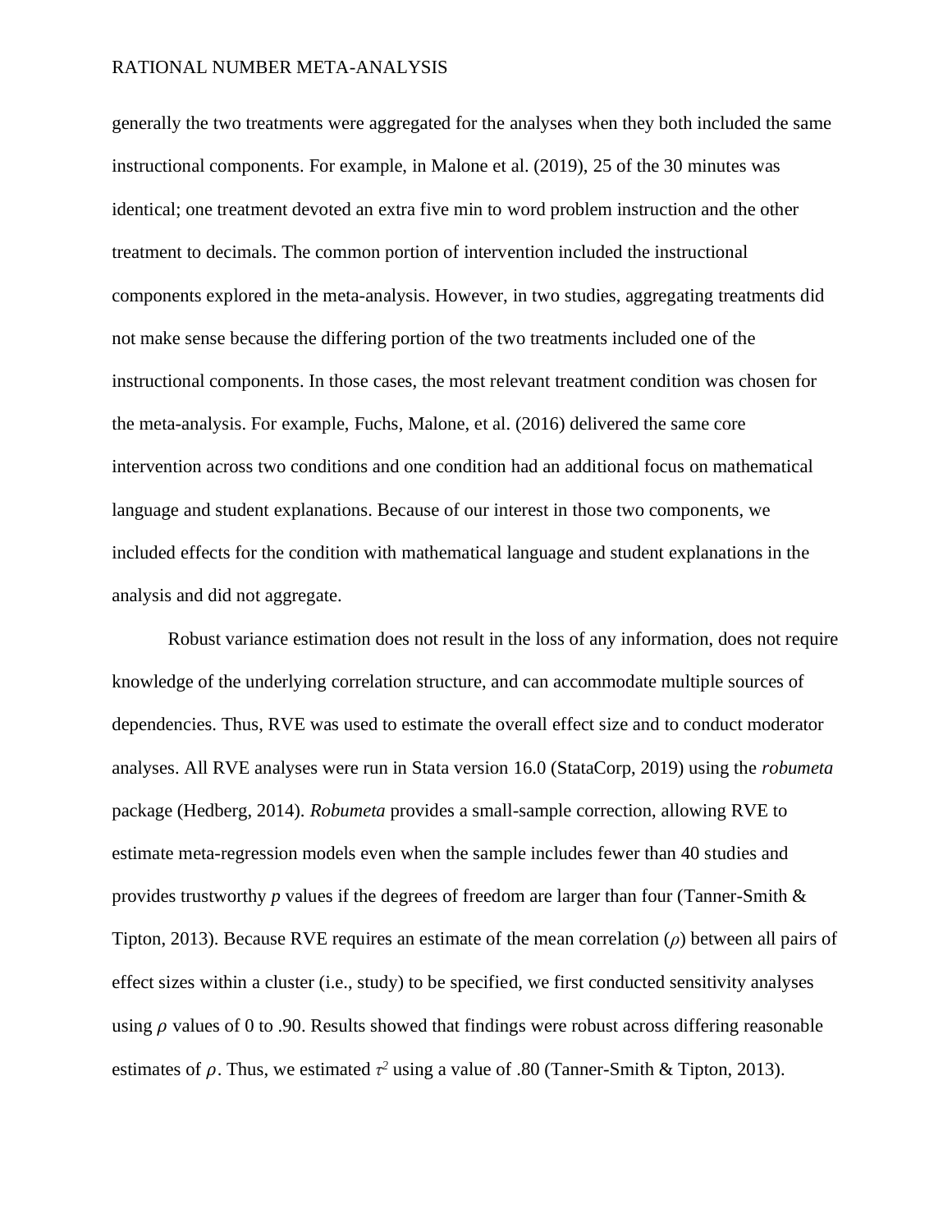generally the two treatments were aggregated for the analyses when they both included the same instructional components. For example, in Malone et al. (2019), 25 of the 30 minutes was identical; one treatment devoted an extra five min to word problem instruction and the other treatment to decimals. The common portion of intervention included the instructional components explored in the meta-analysis. However, in two studies, aggregating treatments did not make sense because the differing portion of the two treatments included one of the instructional components. In those cases, the most relevant treatment condition was chosen for the meta-analysis. For example, Fuchs, Malone, et al. (2016) delivered the same core intervention across two conditions and one condition had an additional focus on mathematical language and student explanations. Because of our interest in those two components, we included effects for the condition with mathematical language and student explanations in the analysis and did not aggregate.

Robust variance estimation does not result in the loss of any information, does not require knowledge of the underlying correlation structure, and can accommodate multiple sources of dependencies. Thus, RVE was used to estimate the overall effect size and to conduct moderator analyses. All RVE analyses were run in Stata version 16.0 (StataCorp, 2019) using the *robumeta* package (Hedberg, 2014). *Robumeta* provides a small-sample correction, allowing RVE to estimate meta-regression models even when the sample includes fewer than 40 studies and provides trustworthy *p* values if the degrees of freedom are larger than four (Tanner-Smith & Tipton, 2013). Because RVE requires an estimate of the mean correlation ($\rho$) between all pairs of effect sizes within a cluster (i.e., study) to be specified, we first conducted sensitivity analyses using $\rho$ values of 0 to .90. Results showed that findings were robust across differing reasonable estimates of $\rho$. Thus, we estimated $\tau^2$ using a value of .80 (Tanner-Smith & Tipton, 2013).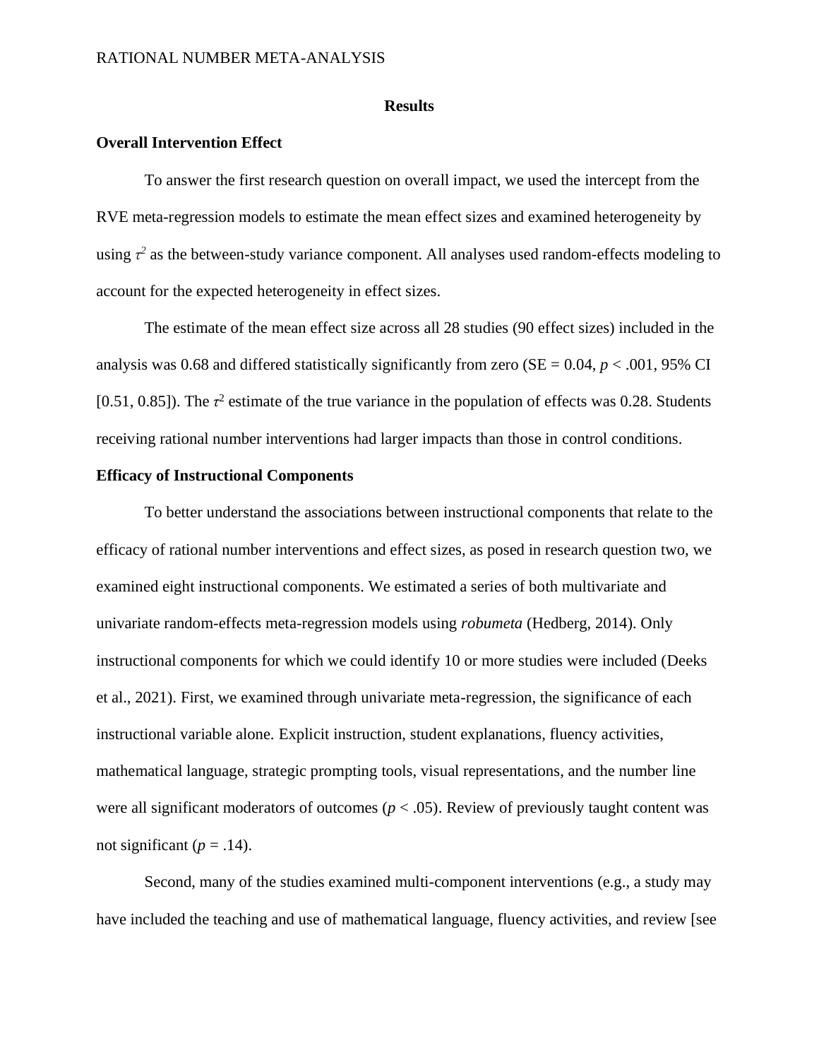## Results

### Overall Intervention Effect

To answer the first research question on overall impact, we used the intercept from the RVE meta-regression models to estimate the mean effect sizes and examined heterogeneity by using $\tau^2$ as the between-study variance component. All analyses used random-effects modeling to account for the expected heterogeneity in effect sizes.

The estimate of the mean effect size across all 28 studies (90 effect sizes) included in the analysis was 0.68 and differed statistically significantly from zero (SE = 0.04, $p < .001$, 95% CI [0.51, 0.85]). The $\tau^2$ estimate of the true variance in the population of effects was 0.28. Students receiving rational number interventions had larger impacts than those in control conditions.

### Efficacy of Instructional Components

To better understand the associations between instructional components that relate to the efficacy of rational number interventions and effect sizes, as posed in research question two, we examined eight instructional components. We estimated a series of both multivariate and univariate random-effects meta-regression models using *robumeta* (Hedberg, 2014). Only instructional components for which we could identify 10 or more studies were included (Deeks et al., 2021). First, we examined through univariate meta-regression, the significance of each instructional variable alone. Explicit instruction, student explanations, fluency activities, mathematical language, strategic prompting tools, visual representations, and the number line were all significant moderators of outcomes ($p < .05$). Review of previously taught content was not significant ($p = .14$).

Second, many of the studies examined multi-component interventions (e.g., a study may have included the teaching and use of mathematical language, fluency activities, and review [see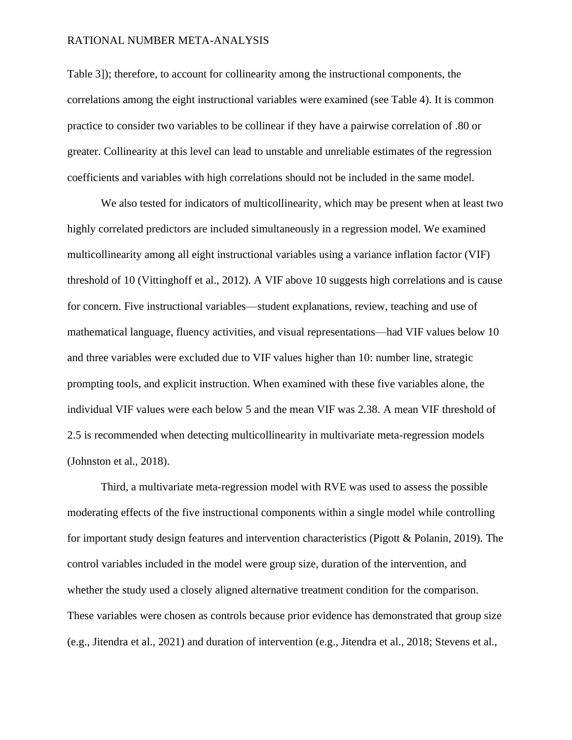Table 3]); therefore, to account for collinearity among the instructional components, the correlations among the eight instructional variables were examined (see Table 4). It is common practice to consider two variables to be collinear if they have a pairwise correlation of .80 or greater. Collinearity at this level can lead to unstable and unreliable estimates of the regression coefficients and variables with high correlations should not be included in the same model.

We also tested for indicators of multicollinearity, which may be present when at least two highly correlated predictors are included simultaneously in a regression model. We examined multicollinearity among all eight instructional variables using a variance inflation factor (VIF) threshold of 10 (Vittinghoff et al., 2012). A VIF above 10 suggests high correlations and is cause for concern. Five instructional variables—student explanations, review, teaching and use of mathematical language, fluency activities, and visual representations—had VIF values below 10 and three variables were excluded due to VIF values higher than 10: number line, strategic prompting tools, and explicit instruction. When examined with these five variables alone, the individual VIF values were each below 5 and the mean VIF was 2.38. A mean VIF threshold of 2.5 is recommended when detecting multicollinearity in multivariate meta-regression models (Johnston et al., 2018).

Third, a multivariate meta-regression model with RVE was used to assess the possible moderating effects of the five instructional components within a single model while controlling for important study design features and intervention characteristics (Pigott & Polanin, 2019). The control variables included in the model were group size, duration of the intervention, and whether the study used a closely aligned alternative treatment condition for the comparison. These variables were chosen as controls because prior evidence has demonstrated that group size (e.g., Jitendra et al., 2021) and duration of intervention (e.g., Jitendra et al., 2018; Stevens et al.,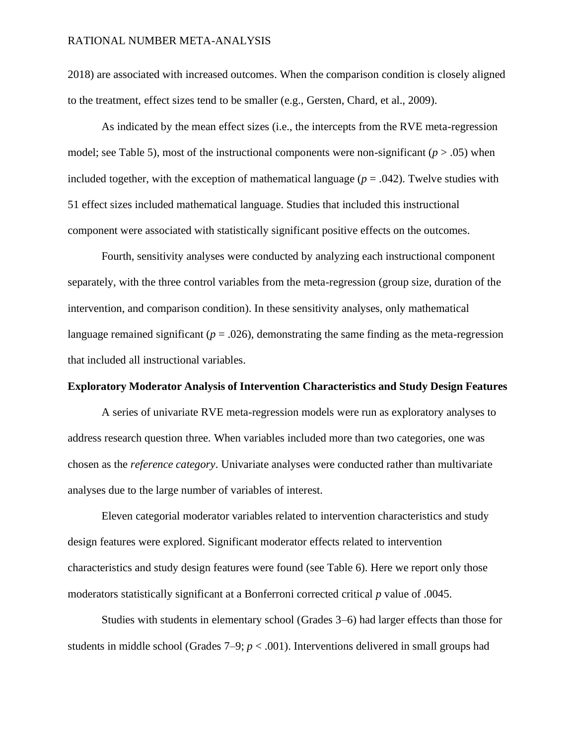2018) are associated with increased outcomes. When the comparison condition is closely aligned to the treatment, effect sizes tend to be smaller (e.g., Gersten, Chard, et al., 2009).

As indicated by the mean effect sizes (i.e., the intercepts from the RVE meta-regression model; see Table 5), most of the instructional components were non-significant ($p > .05$) when included together, with the exception of mathematical language ($p = .042$). Twelve studies with 51 effect sizes included mathematical language. Studies that included this instructional component were associated with statistically significant positive effects on the outcomes.

Fourth, sensitivity analyses were conducted by analyzing each instructional component separately, with the three control variables from the meta-regression (group size, duration of the intervention, and comparison condition). In these sensitivity analyses, only mathematical language remained significant ($p = .026$), demonstrating the same finding as the meta-regression that included all instructional variables.

**Exploratory Moderator Analysis of Intervention Characteristics and Study Design Features**

A series of univariate RVE meta-regression models were run as exploratory analyses to address research question three. When variables included more than two categories, one was chosen as the *reference category*. Univariate analyses were conducted rather than multivariate analyses due to the large number of variables of interest.

Eleven categorial moderator variables related to intervention characteristics and study design features were explored. Significant moderator effects related to intervention characteristics and study design features were found (see Table 6). Here we report only those moderators statistically significant at a Bonferroni corrected critical $p$ value of .0045.

Studies with students in elementary school (Grades 3–6) had larger effects than those for students in middle school (Grades 7–9; $p < .001$). Interventions delivered in small groups had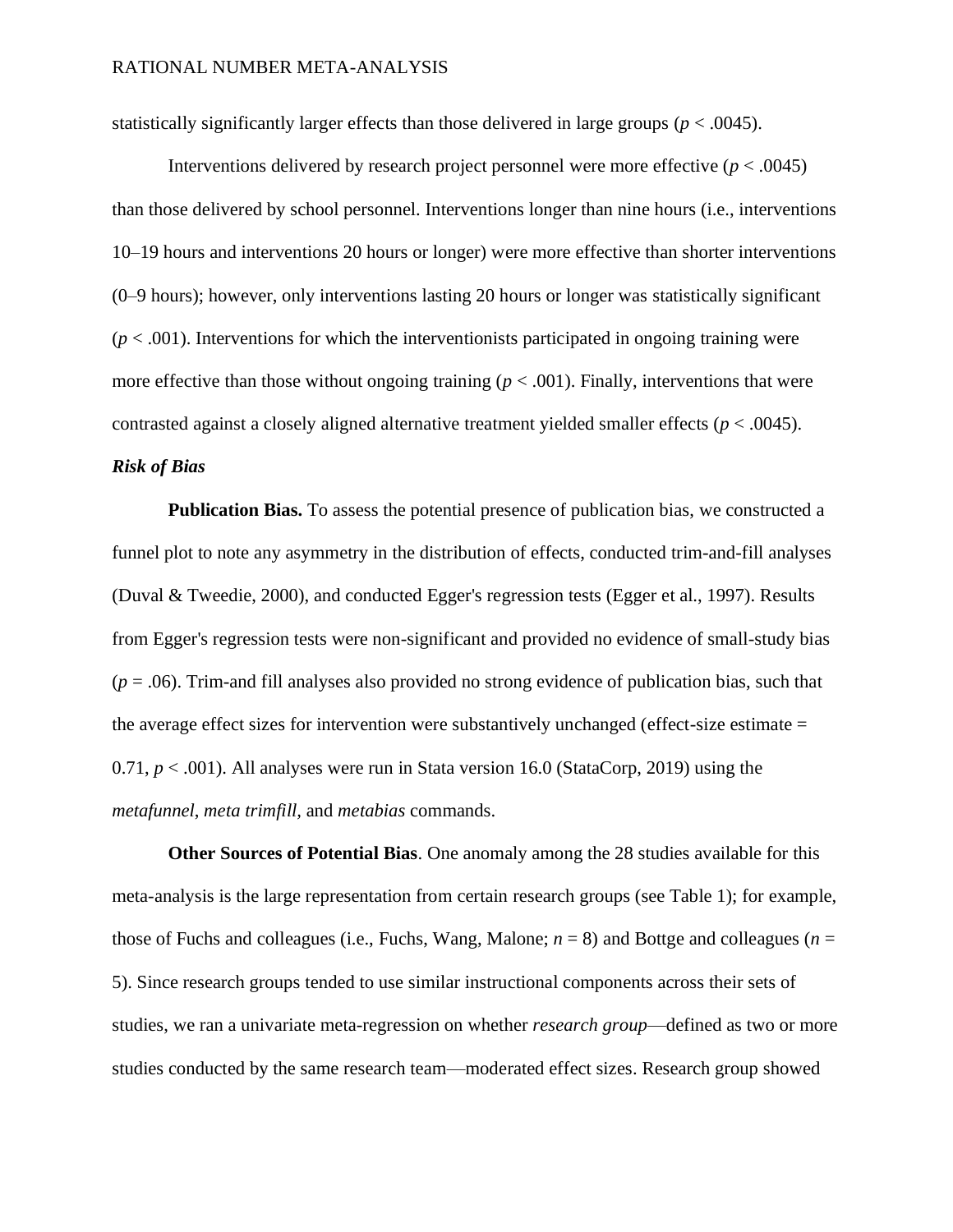statistically significantly larger effects than those delivered in large groups ($p < .0045$).

Interventions delivered by research project personnel were more effective ($p < .0045$) than those delivered by school personnel. Interventions longer than nine hours (i.e., interventions 10–19 hours and interventions 20 hours or longer) were more effective than shorter interventions (0–9 hours); however, only interventions lasting 20 hours or longer was statistically significant ($p < .001$). Interventions for which the interventionists participated in ongoing training were more effective than those without ongoing training ($p < .001$). Finally, interventions that were contrasted against a closely aligned alternative treatment yielded smaller effects ($p < .0045$).

***Risk of Bias***

**Publication Bias.** To assess the potential presence of publication bias, we constructed a funnel plot to note any asymmetry in the distribution of effects, conducted trim-and-fill analyses (Duval & Tweedie, 2000), and conducted Egger's regression tests (Egger et al., 1997). Results from Egger's regression tests were non-significant and provided no evidence of small-study bias ($p = .06$). Trim-and fill analyses also provided no strong evidence of publication bias, such that the average effect sizes for intervention were substantively unchanged (effect-size estimate = 0.71, $p < .001$). All analyses were run in Stata version 16.0 (StataCorp, 2019) using the *metafunnel*, *meta trimfill*, and *metabias* commands.

**Other Sources of Potential Bias**. One anomaly among the 28 studies available for this meta-analysis is the large representation from certain research groups (see Table 1); for example, those of Fuchs and colleagues (i.e., Fuchs, Wang, Malone; $n = 8$) and Bottge and colleagues ($n = 5$). Since research groups tended to use similar instructional components across their sets of studies, we ran a univariate meta-regression on whether *research group*—defined as two or more studies conducted by the same research team—moderated effect sizes. Research group showed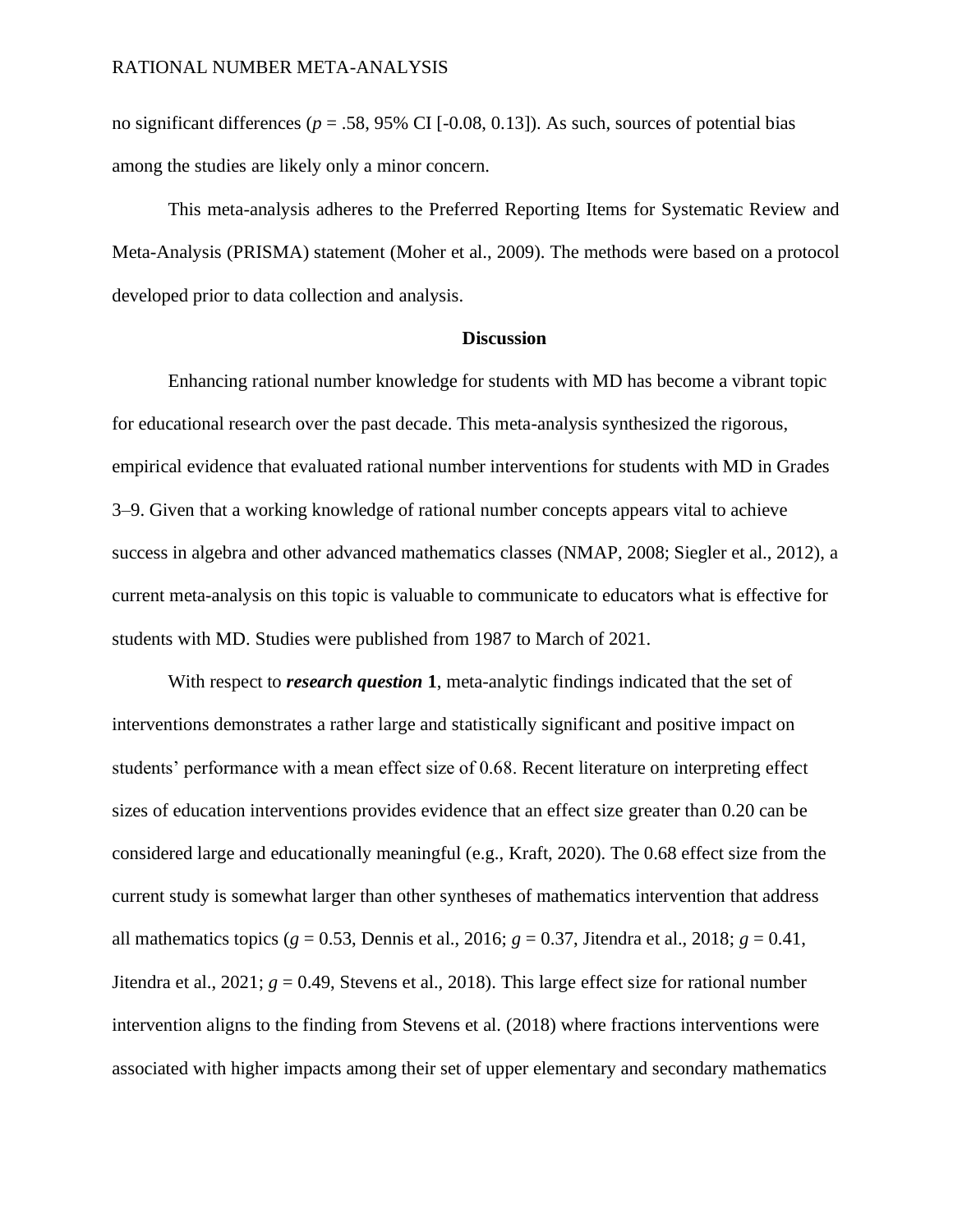no significant differences ($p$ = .58, 95% CI [-0.08, 0.13]). As such, sources of potential bias among the studies are likely only a minor concern.

This meta-analysis adheres to the Preferred Reporting Items for Systematic Review and Meta-Analysis (PRISMA) statement (Moher et al., 2009). The methods were based on a protocol developed prior to data collection and analysis.

## Discussion

Enhancing rational number knowledge for students with MD has become a vibrant topic for educational research over the past decade. This meta-analysis synthesized the rigorous, empirical evidence that evaluated rational number interventions for students with MD in Grades 3–9. Given that a working knowledge of rational number concepts appears vital to achieve success in algebra and other advanced mathematics classes (NMAP, 2008; Siegler et al., 2012), a current meta-analysis on this topic is valuable to communicate to educators what is effective for students with MD. Studies were published from 1987 to March of 2021.

With respect to ***research question* 1**, meta-analytic findings indicated that the set of interventions demonstrates a rather large and statistically significant and positive impact on students' performance with a mean effect size of 0.68. Recent literature on interpreting effect sizes of education interventions provides evidence that an effect size greater than 0.20 can be considered large and educationally meaningful (e.g., Kraft, 2020). The 0.68 effect size from the current study is somewhat larger than other syntheses of mathematics intervention that address all mathematics topics ($g$ = 0.53, Dennis et al., 2016; $g$ = 0.37, Jitendra et al., 2018; $g$ = 0.41, Jitendra et al., 2021; $g$ = 0.49, Stevens et al., 2018). This large effect size for rational number intervention aligns to the finding from Stevens et al. (2018) where fractions interventions were associated with higher impacts among their set of upper elementary and secondary mathematics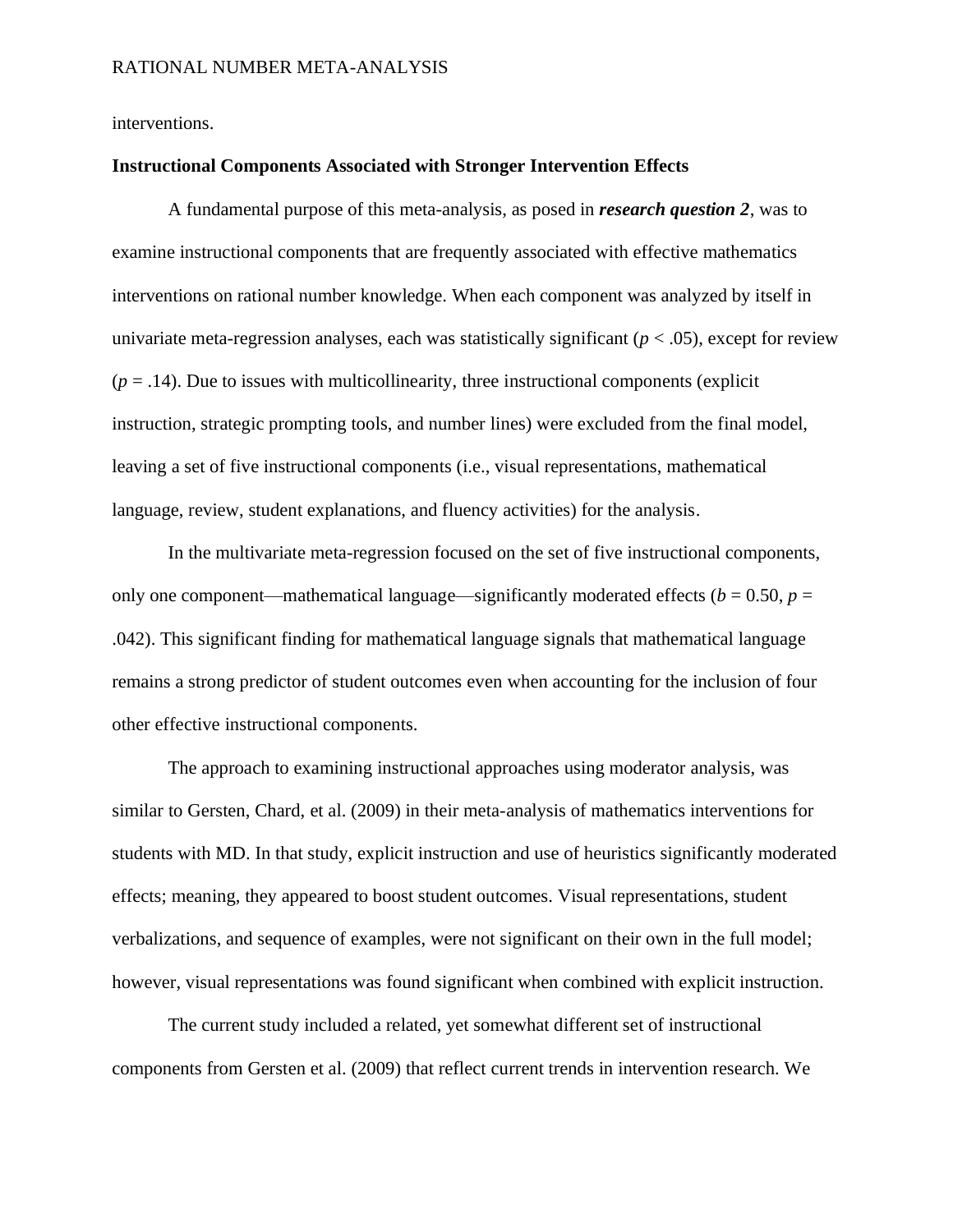interventions.

**Instructional Components Associated with Stronger Intervention Effects**

A fundamental purpose of this meta-analysis, as posed in ***research question 2***, was to examine instructional components that are frequently associated with effective mathematics interventions on rational number knowledge. When each component was analyzed by itself in univariate meta-regression analyses, each was statistically significant ($p < .05$), except for review ($p = .14$). Due to issues with multicollinearity, three instructional components (explicit instruction, strategic prompting tools, and number lines) were excluded from the final model, leaving a set of five instructional components (i.e., visual representations, mathematical language, review, student explanations, and fluency activities) for the analysis.

In the multivariate meta-regression focused on the set of five instructional components, only one component—mathematical language—significantly moderated effects ($b = 0.50$, $p = .042$). This significant finding for mathematical language signals that mathematical language remains a strong predictor of student outcomes even when accounting for the inclusion of four other effective instructional components.

The approach to examining instructional approaches using moderator analysis, was similar to Gersten, Chard, et al. (2009) in their meta-analysis of mathematics interventions for students with MD. In that study, explicit instruction and use of heuristics significantly moderated effects; meaning, they appeared to boost student outcomes. Visual representations, student verbalizations, and sequence of examples, were not significant on their own in the full model; however, visual representations was found significant when combined with explicit instruction.

The current study included a related, yet somewhat different set of instructional components from Gersten et al. (2009) that reflect current trends in intervention research. We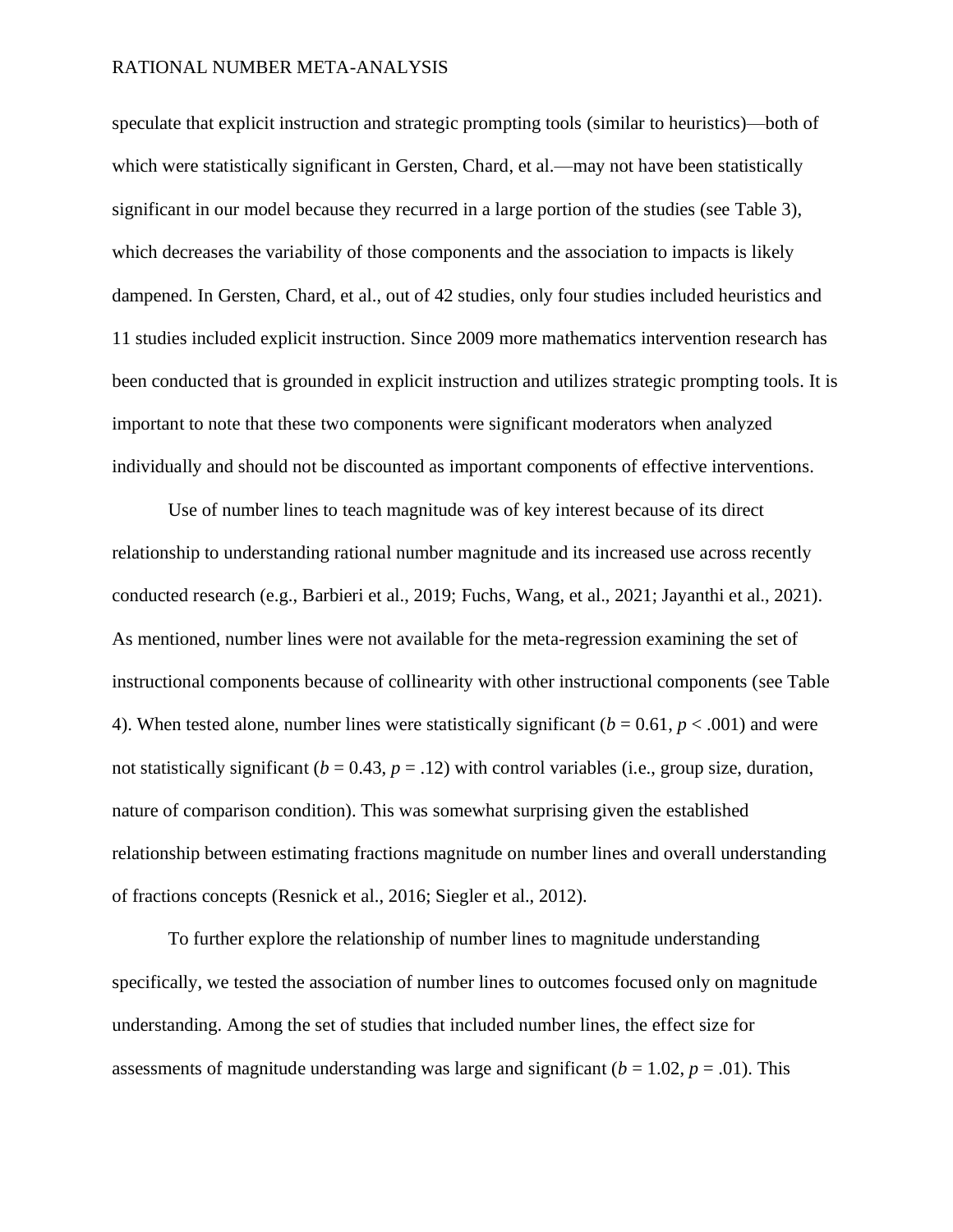speculate that explicit instruction and strategic prompting tools (similar to heuristics)—both of which were statistically significant in Gersten, Chard, et al.—may not have been statistically significant in our model because they recurred in a large portion of the studies (see Table 3), which decreases the variability of those components and the association to impacts is likely dampened. In Gersten, Chard, et al., out of 42 studies, only four studies included heuristics and 11 studies included explicit instruction. Since 2009 more mathematics intervention research has been conducted that is grounded in explicit instruction and utilizes strategic prompting tools. It is important to note that these two components were significant moderators when analyzed individually and should not be discounted as important components of effective interventions.

Use of number lines to teach magnitude was of key interest because of its direct relationship to understanding rational number magnitude and its increased use across recently conducted research (e.g., Barbieri et al., 2019; Fuchs, Wang, et al., 2021; Jayanthi et al., 2021). As mentioned, number lines were not available for the meta-regression examining the set of instructional components because of collinearity with other instructional components (see Table 4). When tested alone, number lines were statistically significant ($b = 0.61$, $p < .001$) and were not statistically significant ($b = 0.43$, $p = .12$) with control variables (i.e., group size, duration, nature of comparison condition). This was somewhat surprising given the established relationship between estimating fractions magnitude on number lines and overall understanding of fractions concepts (Resnick et al., 2016; Siegler et al., 2012).

To further explore the relationship of number lines to magnitude understanding specifically, we tested the association of number lines to outcomes focused only on magnitude understanding. Among the set of studies that included number lines, the effect size for assessments of magnitude understanding was large and significant ($b = 1.02$, $p = .01$). This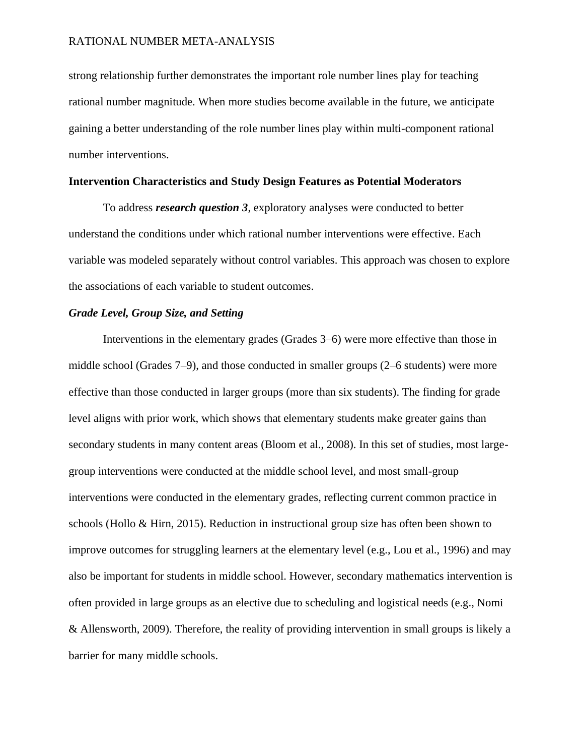strong relationship further demonstrates the important role number lines play for teaching rational number magnitude. When more studies become available in the future, we anticipate gaining a better understanding of the role number lines play within multi-component rational number interventions.

## Intervention Characteristics and Study Design Features as Potential Moderators

To address ***research question 3***, exploratory analyses were conducted to better understand the conditions under which rational number interventions were effective. Each variable was modeled separately without control variables. This approach was chosen to explore the associations of each variable to student outcomes.

### *Grade Level, Group Size, and Setting*

Interventions in the elementary grades (Grades 3–6) were more effective than those in middle school (Grades 7–9), and those conducted in smaller groups (2–6 students) were more effective than those conducted in larger groups (more than six students). The finding for grade level aligns with prior work, which shows that elementary students make greater gains than secondary students in many content areas (Bloom et al., 2008). In this set of studies, most large-group interventions were conducted at the middle school level, and most small-group interventions were conducted in the elementary grades, reflecting current common practice in schools (Hollo & Hirn, 2015). Reduction in instructional group size has often been shown to improve outcomes for struggling learners at the elementary level (e.g., Lou et al., 1996) and may also be important for students in middle school. However, secondary mathematics intervention is often provided in large groups as an elective due to scheduling and logistical needs (e.g., Nomi & Allensworth, 2009). Therefore, the reality of providing intervention in small groups is likely a barrier for many middle schools.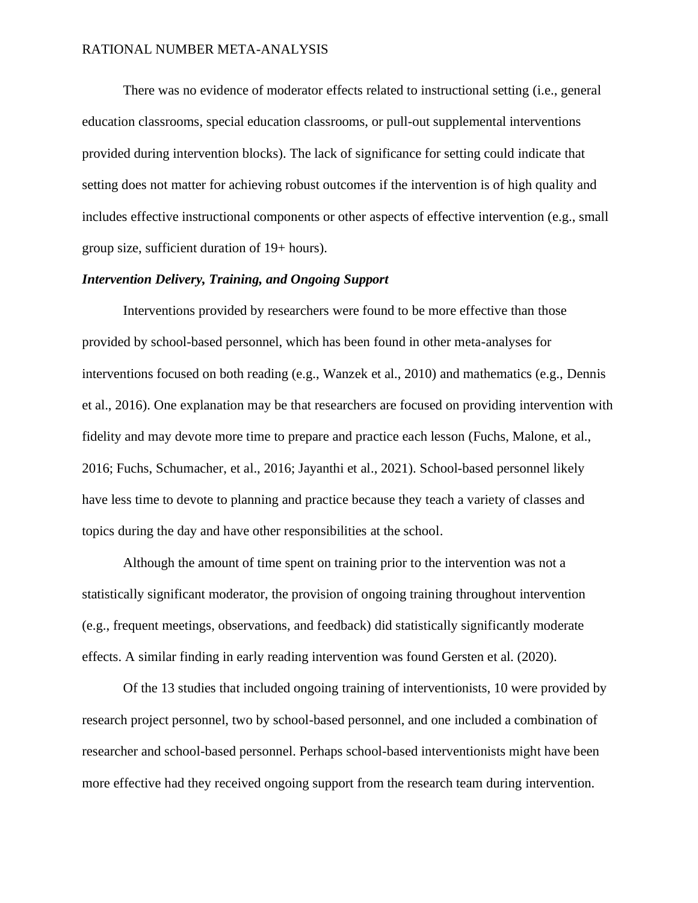There was no evidence of moderator effects related to instructional setting (i.e., general education classrooms, special education classrooms, or pull-out supplemental interventions provided during intervention blocks). The lack of significance for setting could indicate that setting does not matter for achieving robust outcomes if the intervention is of high quality and includes effective instructional components or other aspects of effective intervention (e.g., small group size, sufficient duration of 19+ hours).

### ***Intervention Delivery, Training, and Ongoing Support***

Interventions provided by researchers were found to be more effective than those provided by school-based personnel, which has been found in other meta-analyses for interventions focused on both reading (e.g., Wanzek et al., 2010) and mathematics (e.g., Dennis et al., 2016). One explanation may be that researchers are focused on providing intervention with fidelity and may devote more time to prepare and practice each lesson (Fuchs, Malone, et al., 2016; Fuchs, Schumacher, et al., 2016; Jayanthi et al., 2021). School-based personnel likely have less time to devote to planning and practice because they teach a variety of classes and topics during the day and have other responsibilities at the school.

Although the amount of time spent on training prior to the intervention was not a statistically significant moderator, the provision of ongoing training throughout intervention (e.g., frequent meetings, observations, and feedback) did statistically significantly moderate effects. A similar finding in early reading intervention was found Gersten et al. (2020).

Of the 13 studies that included ongoing training of interventionists, 10 were provided by research project personnel, two by school-based personnel, and one included a combination of researcher and school-based personnel. Perhaps school-based interventionists might have been more effective had they received ongoing support from the research team during intervention.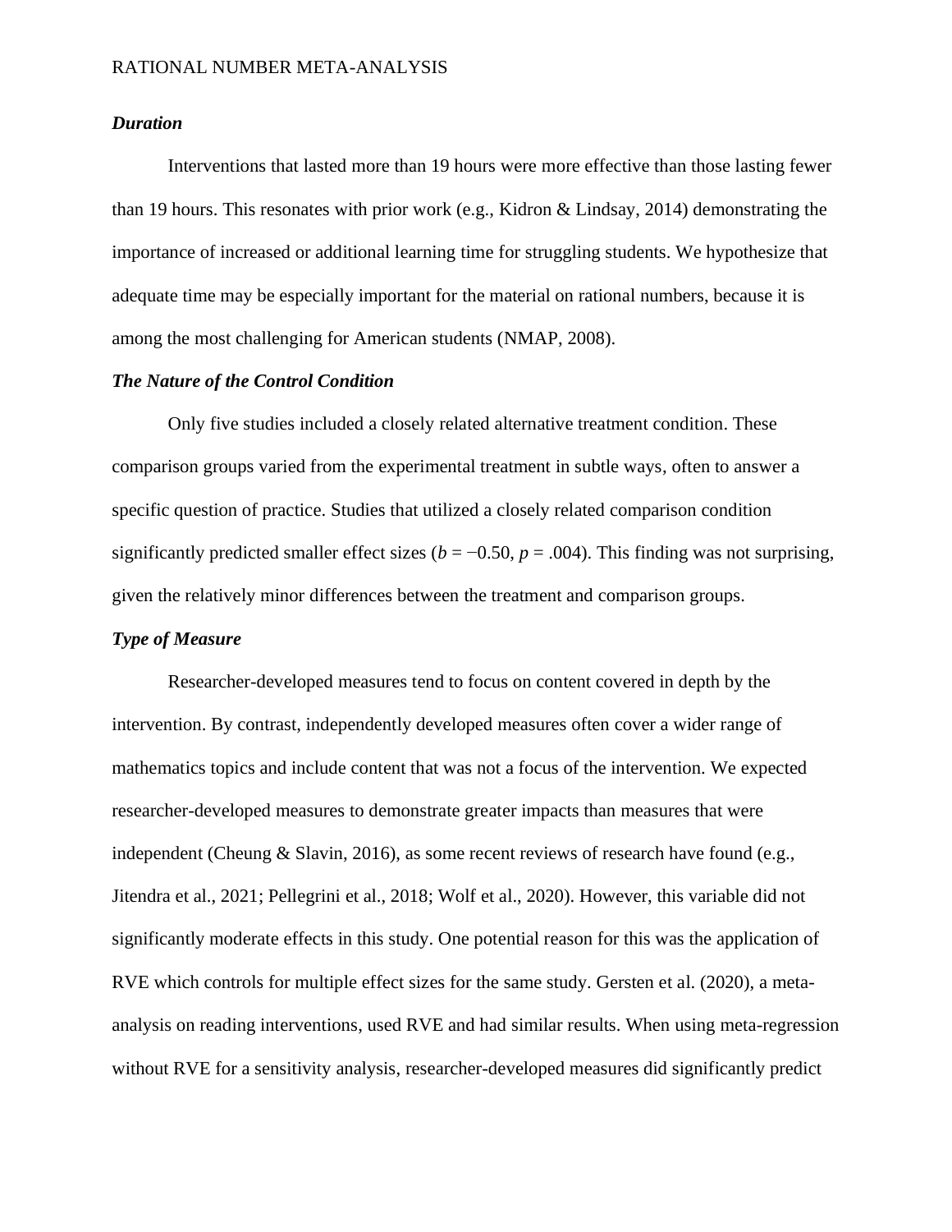### *Duration*

Interventions that lasted more than 19 hours were more effective than those lasting fewer than 19 hours. This resonates with prior work (e.g., Kidron & Lindsay, 2014) demonstrating the importance of increased or additional learning time for struggling students. We hypothesize that adequate time may be especially important for the material on rational numbers, because it is among the most challenging for American students (NMAP, 2008).

### *The Nature of the Control Condition*

Only five studies included a closely related alternative treatment condition. These comparison groups varied from the experimental treatment in subtle ways, often to answer a specific question of practice. Studies that utilized a closely related comparison condition significantly predicted smaller effect sizes ($b = -0.50$, $p = .004$). This finding was not surprising, given the relatively minor differences between the treatment and comparison groups.

### *Type of Measure*

Researcher-developed measures tend to focus on content covered in depth by the intervention. By contrast, independently developed measures often cover a wider range of mathematics topics and include content that was not a focus of the intervention. We expected researcher-developed measures to demonstrate greater impacts than measures that were independent (Cheung & Slavin, 2016), as some recent reviews of research have found (e.g., Jitendra et al., 2021; Pellegrini et al., 2018; Wolf et al., 2020). However, this variable did not significantly moderate effects in this study. One potential reason for this was the application of RVE which controls for multiple effect sizes for the same study. Gersten et al. (2020), a meta-analysis on reading interventions, used RVE and had similar results. When using meta-regression without RVE for a sensitivity analysis, researcher-developed measures did significantly predict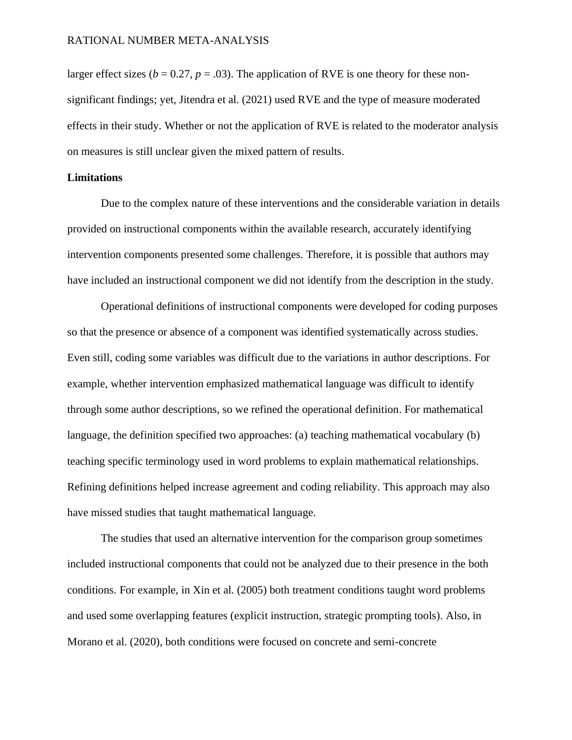larger effect sizes ($b = 0.27$, $p = .03$). The application of RVE is one theory for these non-significant findings; yet, Jitendra et al. (2021) used RVE and the type of measure moderated effects in their study. Whether or not the application of RVE is related to the moderator analysis on measures is still unclear given the mixed pattern of results.

## Limitations

Due to the complex nature of these interventions and the considerable variation in details provided on instructional components within the available research, accurately identifying intervention components presented some challenges. Therefore, it is possible that authors may have included an instructional component we did not identify from the description in the study.

Operational definitions of instructional components were developed for coding purposes so that the presence or absence of a component was identified systematically across studies. Even still, coding some variables was difficult due to the variations in author descriptions. For example, whether intervention emphasized mathematical language was difficult to identify through some author descriptions, so we refined the operational definition. For mathematical language, the definition specified two approaches: (a) teaching mathematical vocabulary (b) teaching specific terminology used in word problems to explain mathematical relationships. Refining definitions helped increase agreement and coding reliability. This approach may also have missed studies that taught mathematical language.

The studies that used an alternative intervention for the comparison group sometimes included instructional components that could not be analyzed due to their presence in the both conditions. For example, in Xin et al. (2005) both treatment conditions taught word problems and used some overlapping features (explicit instruction, strategic prompting tools). Also, in Morano et al. (2020), both conditions were focused on concrete and semi-concrete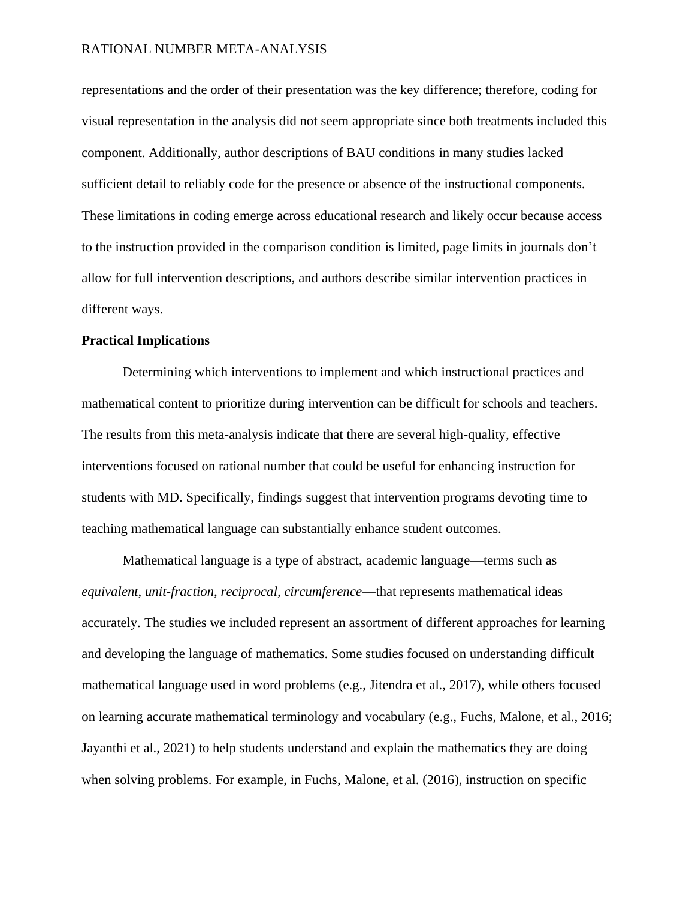representations and the order of their presentation was the key difference; therefore, coding for visual representation in the analysis did not seem appropriate since both treatments included this component. Additionally, author descriptions of BAU conditions in many studies lacked sufficient detail to reliably code for the presence or absence of the instructional components. These limitations in coding emerge across educational research and likely occur because access to the instruction provided in the comparison condition is limited, page limits in journals don't allow for full intervention descriptions, and authors describe similar intervention practices in different ways.

**Practical Implications**

Determining which interventions to implement and which instructional practices and mathematical content to prioritize during intervention can be difficult for schools and teachers. The results from this meta-analysis indicate that there are several high-quality, effective interventions focused on rational number that could be useful for enhancing instruction for students with MD. Specifically, findings suggest that intervention programs devoting time to teaching mathematical language can substantially enhance student outcomes.

Mathematical language is a type of abstract, academic language—terms such as *equivalent, unit-fraction, reciprocal, circumference*—that represents mathematical ideas accurately. The studies we included represent an assortment of different approaches for learning and developing the language of mathematics. Some studies focused on understanding difficult mathematical language used in word problems (e.g., Jitendra et al., 2017), while others focused on learning accurate mathematical terminology and vocabulary (e.g., Fuchs, Malone, et al., 2016; Jayanthi et al., 2021) to help students understand and explain the mathematics they are doing when solving problems. For example, in Fuchs, Malone, et al. (2016), instruction on specific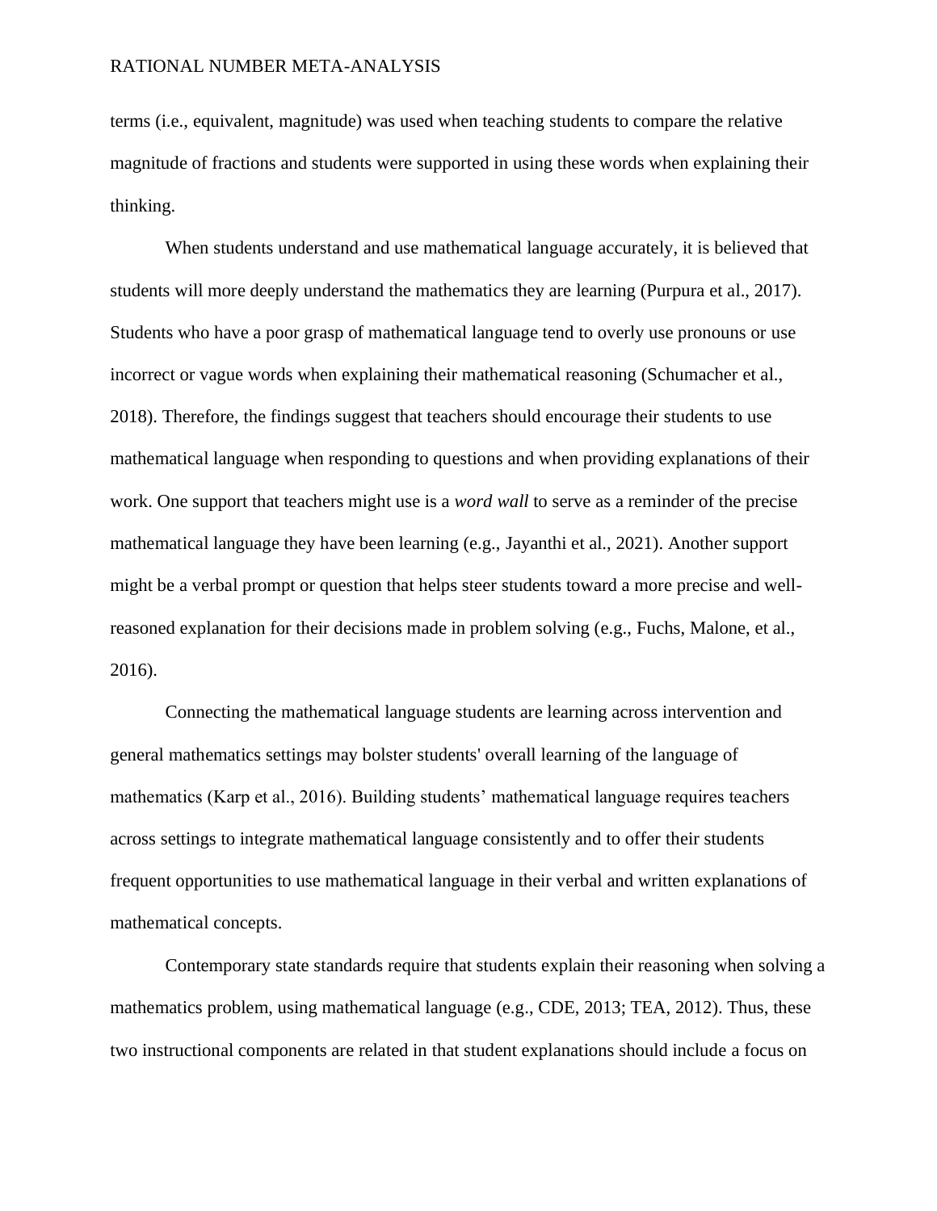terms (i.e., equivalent, magnitude) was used when teaching students to compare the relative magnitude of fractions and students were supported in using these words when explaining their thinking.

When students understand and use mathematical language accurately, it is believed that students will more deeply understand the mathematics they are learning (Purpura et al., 2017). Students who have a poor grasp of mathematical language tend to overly use pronouns or use incorrect or vague words when explaining their mathematical reasoning (Schumacher et al., 2018). Therefore, the findings suggest that teachers should encourage their students to use mathematical language when responding to questions and when providing explanations of their work. One support that teachers might use is a *word wall* to serve as a reminder of the precise mathematical language they have been learning (e.g., Jayanthi et al., 2021). Another support might be a verbal prompt or question that helps steer students toward a more precise and well-reasoned explanation for their decisions made in problem solving (e.g., Fuchs, Malone, et al., 2016).

Connecting the mathematical language students are learning across intervention and general mathematics settings may bolster students' overall learning of the language of mathematics (Karp et al., 2016). Building students' mathematical language requires teachers across settings to integrate mathematical language consistently and to offer their students frequent opportunities to use mathematical language in their verbal and written explanations of mathematical concepts.

Contemporary state standards require that students explain their reasoning when solving a mathematics problem, using mathematical language (e.g., CDE, 2013; TEA, 2012). Thus, these two instructional components are related in that student explanations should include a focus on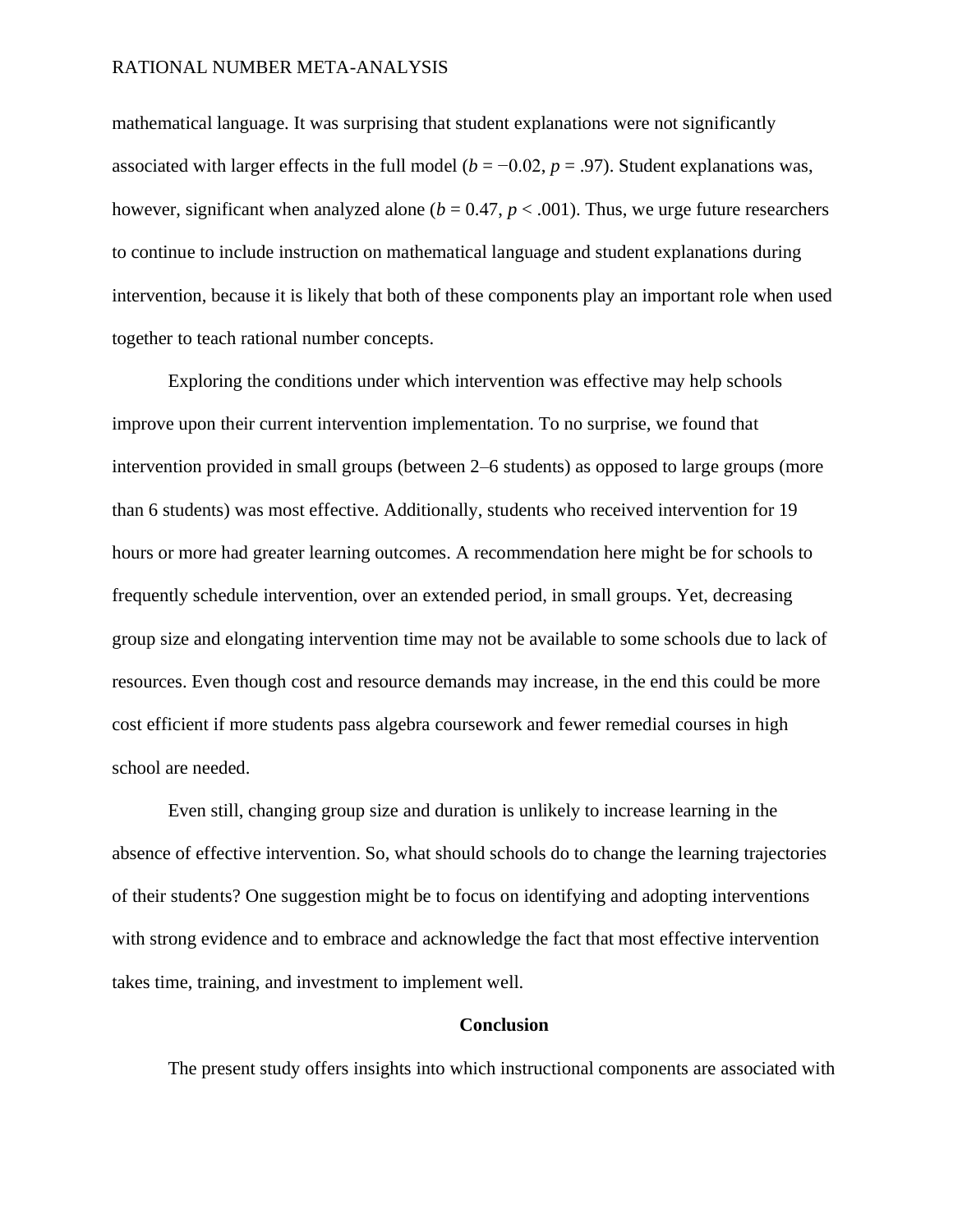mathematical language. It was surprising that student explanations were not significantly associated with larger effects in the full model ($b = -0.02$, $p = .97$). Student explanations was, however, significant when analyzed alone ($b = 0.47$, $p < .001$). Thus, we urge future researchers to continue to include instruction on mathematical language and student explanations during intervention, because it is likely that both of these components play an important role when used together to teach rational number concepts.

Exploring the conditions under which intervention was effective may help schools improve upon their current intervention implementation. To no surprise, we found that intervention provided in small groups (between 2–6 students) as opposed to large groups (more than 6 students) was most effective. Additionally, students who received intervention for 19 hours or more had greater learning outcomes. A recommendation here might be for schools to frequently schedule intervention, over an extended period, in small groups. Yet, decreasing group size and elongating intervention time may not be available to some schools due to lack of resources. Even though cost and resource demands may increase, in the end this could be more cost efficient if more students pass algebra coursework and fewer remedial courses in high school are needed.

Even still, changing group size and duration is unlikely to increase learning in the absence of effective intervention. So, what should schools do to change the learning trajectories of their students? One suggestion might be to focus on identifying and adopting interventions with strong evidence and to embrace and acknowledge the fact that most effective intervention takes time, training, and investment to implement well.

## Conclusion

The present study offers insights into which instructional components are associated with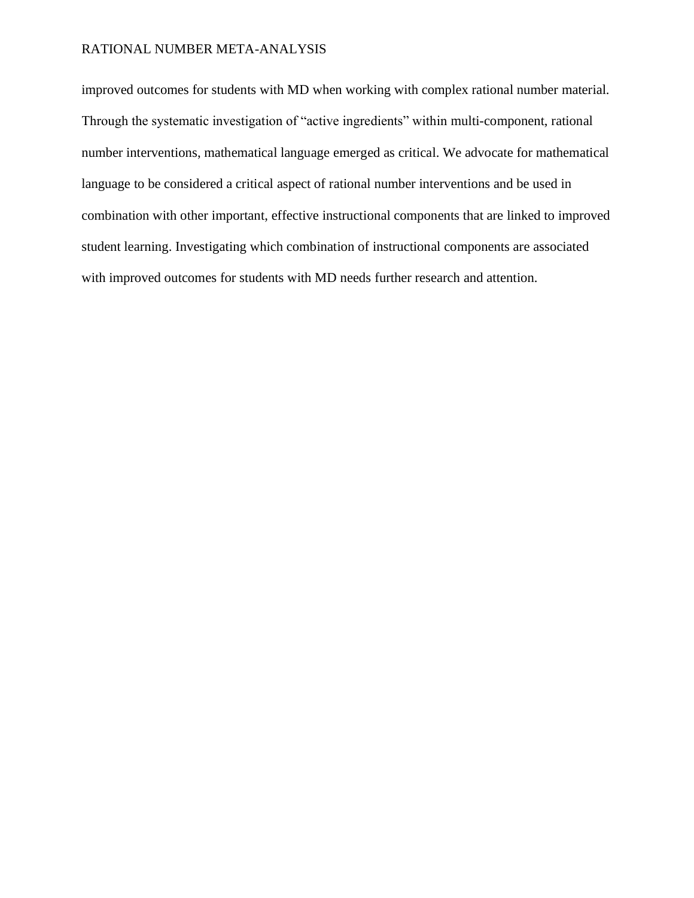improved outcomes for students with MD when working with complex rational number material. Through the systematic investigation of "active ingredients" within multi-component, rational number interventions, mathematical language emerged as critical. We advocate for mathematical language to be considered a critical aspect of rational number interventions and be used in combination with other important, effective instructional components that are linked to improved student learning. Investigating which combination of instructional components are associated with improved outcomes for students with MD needs further research and attention.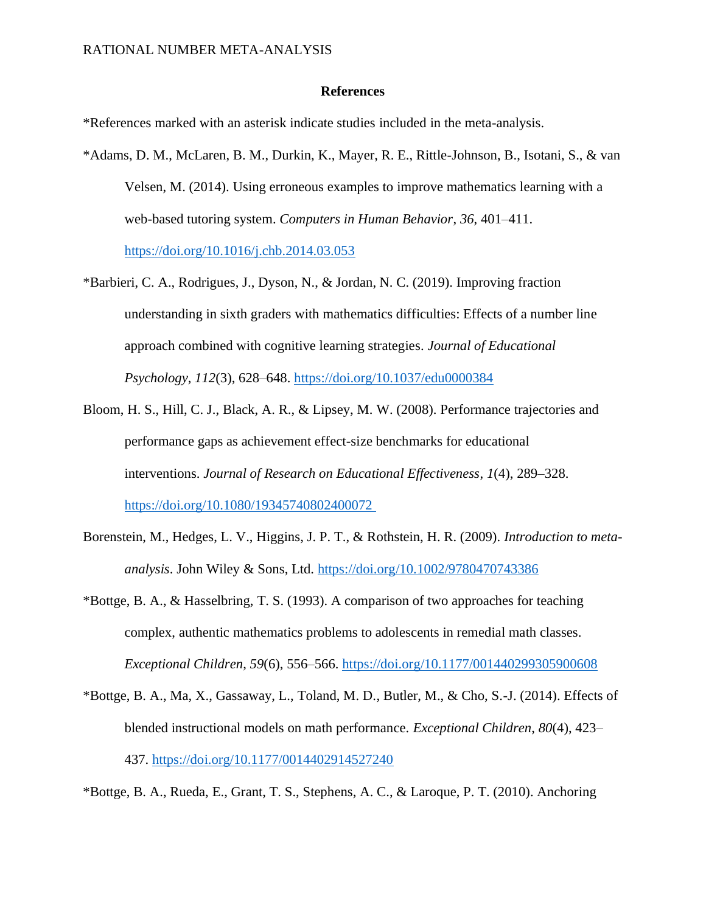## References

*References marked with an asterisk indicate studies included in the meta-analysis.

*Adams, D. M., McLaren, B. M., Durkin, K., Mayer, R. E., Rittle-Johnson, B., Isotani, S., & van Velsen, M. (2014). Using erroneous examples to improve mathematics learning with a web-based tutoring system. *Computers in Human Behavior*, *36*, 401–411. https://doi.org/10.1016/j.chb.2014.03.053

*Barbieri, C. A., Rodrigues, J., Dyson, N., & Jordan, N. C. (2019). Improving fraction understanding in sixth graders with mathematics difficulties: Effects of a number line approach combined with cognitive learning strategies. *Journal of Educational Psychology*, *112*(3), 628–648. https://doi.org/10.1037/edu0000384

Bloom, H. S., Hill, C. J., Black, A. R., & Lipsey, M. W. (2008). Performance trajectories and performance gaps as achievement effect-size benchmarks for educational interventions. *Journal of Research on Educational Effectiveness*, *1*(4), 289–328. https://doi.org/10.1080/19345740802400072

Borenstein, M., Hedges, L. V., Higgins, J. P. T., & Rothstein, H. R. (2009). *Introduction to meta-analysis*. John Wiley & Sons, Ltd. https://doi.org/10.1002/9780470743386

*Bottge, B. A., & Hasselbring, T. S. (1993). A comparison of two approaches for teaching complex, authentic mathematics problems to adolescents in remedial math classes. *Exceptional Children*, *59*(6), 556–566. https://doi.org/10.1177/001440299305900608

*Bottge, B. A., Ma, X., Gassaway, L., Toland, M. D., Butler, M., & Cho, S.-J. (2014). Effects of blended instructional models on math performance. *Exceptional Children*, *80*(4), 423–437. https://doi.org/10.1177/0014402914527240

*Bottge, B. A., Rueda, E., Grant, T. S., Stephens, A. C., & Laroque, P. T. (2010). Anchoring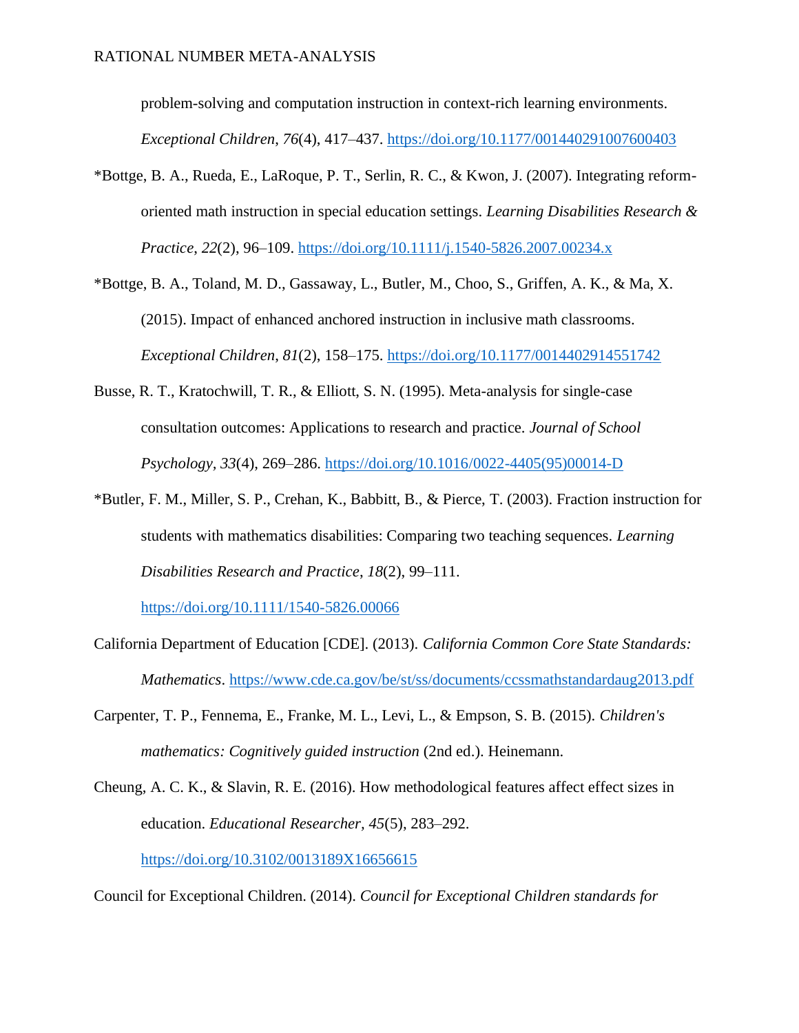problem-solving and computation instruction in context-rich learning environments. *Exceptional Children*, *76*(4), 417–437. https://doi.org/10.1177/001440291007600403

*Bottge, B. A., Rueda, E., LaRoque, P. T., Serlin, R. C., & Kwon, J. (2007). Integrating reform-oriented math instruction in special education settings. *Learning Disabilities Research & Practice*, *22*(2), 96–109. https://doi.org/10.1111/j.1540-5826.2007.00234.x

*Bottge, B. A., Toland, M. D., Gassaway, L., Butler, M., Choo, S., Griffen, A. K., & Ma, X. (2015). Impact of enhanced anchored instruction in inclusive math classrooms. *Exceptional Children*, *81*(2), 158–175. https://doi.org/10.1177/0014402914551742

Busse, R. T., Kratochwill, T. R., & Elliott, S. N. (1995). Meta-analysis for single-case consultation outcomes: Applications to research and practice. *Journal of School Psychology*, *33*(4), 269–286. https://doi.org/10.1016/0022-4405(95)00014-D

*Butler, F. M., Miller, S. P., Crehan, K., Babbitt, B., & Pierce, T. (2003). Fraction instruction for students with mathematics disabilities: Comparing two teaching sequences. *Learning Disabilities Research and Practice*, *18*(2), 99–111. https://doi.org/10.1111/1540-5826.00066

California Department of Education [CDE]. (2013). *California Common Core State Standards: Mathematics*. https://www.cde.ca.gov/be/st/ss/documents/ccssmathstandardaug2013.pdf

Carpenter, T. P., Fennema, E., Franke, M. L., Levi, L., & Empson, S. B. (2015). *Children's mathematics: Cognitively guided instruction* (2nd ed.). Heinemann.

Cheung, A. C. K., & Slavin, R. E. (2016). How methodological features affect effect sizes in education. *Educational Researcher*, *45*(5), 283–292. https://doi.org/10.3102/0013189X16656615

Council for Exceptional Children. (2014). *Council for Exceptional Children standards for*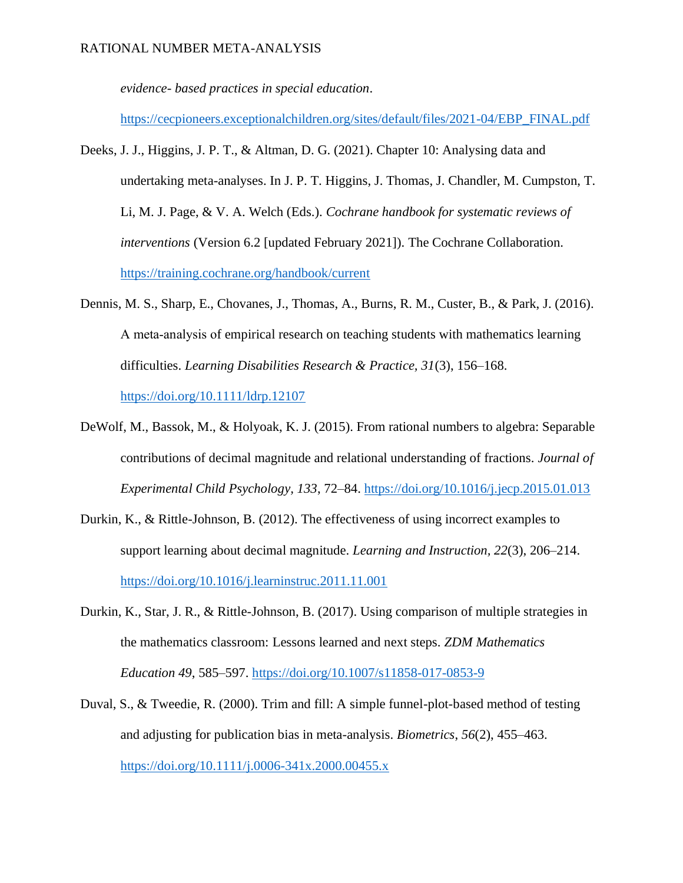*evidence- based practices in special education*. https://cecpioneers.exceptionalchildren.org/sites/default/files/2021-04/EBP_FINAL.pdf

Deeks, J. J., Higgins, J. P. T., & Altman, D. G. (2021). Chapter 10: Analysing data and undertaking meta-analyses. In J. P. T. Higgins, J. Thomas, J. Chandler, M. Cumpston, T. Li, M. J. Page, & V. A. Welch (Eds.). *Cochrane handbook for systematic reviews of interventions* (Version 6.2 [updated February 2021]). The Cochrane Collaboration. https://training.cochrane.org/handbook/current

Dennis, M. S., Sharp, E., Chovanes, J., Thomas, A., Burns, R. M., Custer, B., & Park, J. (2016). A meta-analysis of empirical research on teaching students with mathematics learning difficulties. *Learning Disabilities Research & Practice*, *31*(3), 156–168. https://doi.org/10.1111/ldrp.12107

DeWolf, M., Bassok, M., & Holyoak, K. J. (2015). From rational numbers to algebra: Separable contributions of decimal magnitude and relational understanding of fractions. *Journal of Experimental Child Psychology*, *133*, 72–84. https://doi.org/10.1016/j.jecp.2015.01.013

Durkin, K., & Rittle-Johnson, B. (2012). The effectiveness of using incorrect examples to support learning about decimal magnitude. *Learning and Instruction*, *22*(3), 206–214. https://doi.org/10.1016/j.learninstruc.2011.11.001

Durkin, K., Star, J. R., & Rittle-Johnson, B. (2017). Using comparison of multiple strategies in the mathematics classroom: Lessons learned and next steps. *ZDM Mathematics Education 49*, 585–597. https://doi.org/10.1007/s11858-017-0853-9

Duval, S., & Tweedie, R. (2000). Trim and fill: A simple funnel-plot-based method of testing and adjusting for publication bias in meta-analysis. *Biometrics*, *56*(2), 455–463. https://doi.org/10.1111/j.0006-341x.2000.00455.x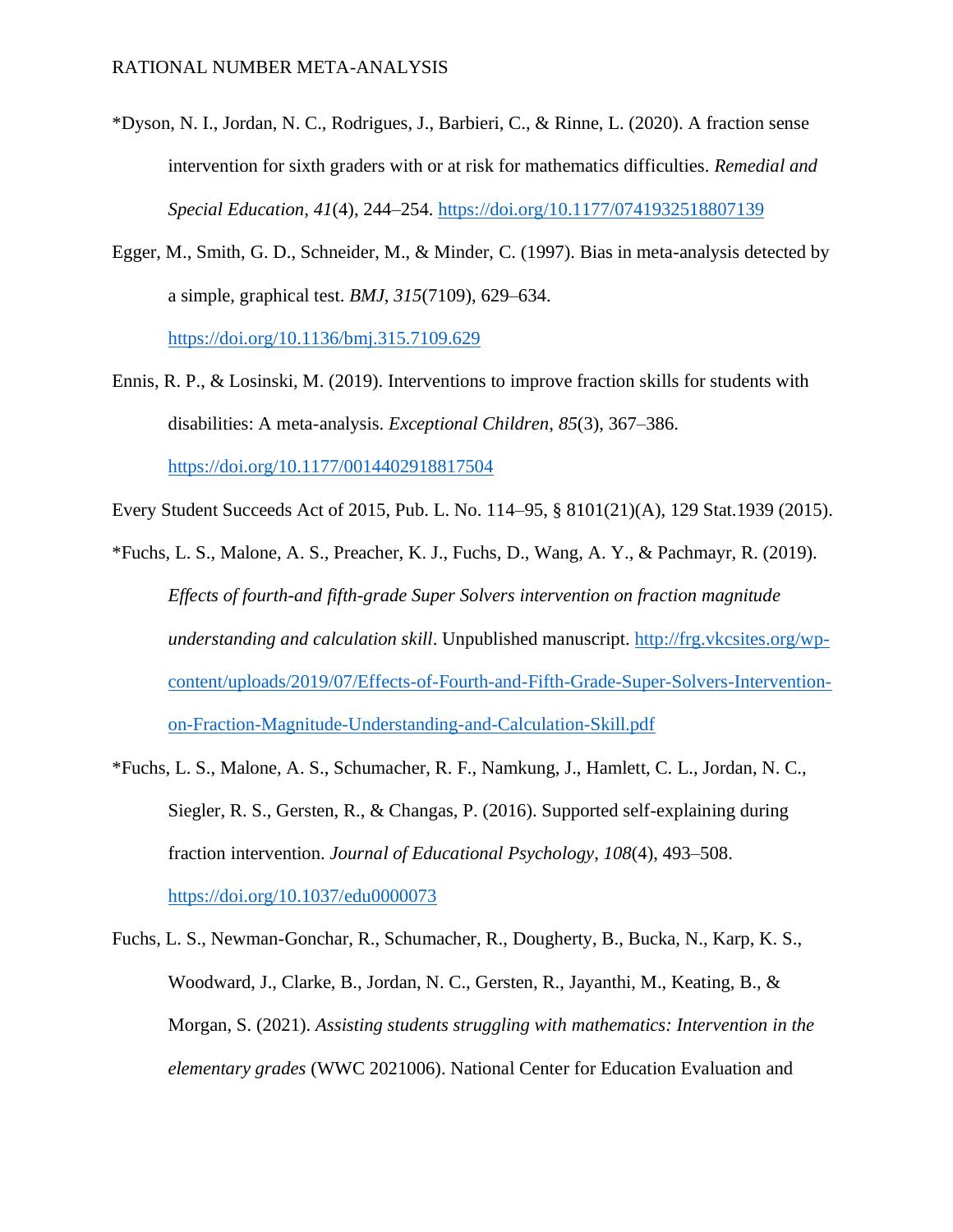*Dyson, N. I., Jordan, N. C., Rodrigues, J., Barbieri, C., & Rinne, L. (2020). A fraction sense intervention for sixth graders with or at risk for mathematics difficulties. *Remedial and Special Education*, *41*(4), 244–254. https://doi.org/10.1177/0741932518807139

Egger, M., Smith, G. D., Schneider, M., & Minder, C. (1997). Bias in meta-analysis detected by a simple, graphical test. *BMJ*, *315*(7109), 629–634. https://doi.org/10.1136/bmj.315.7109.629

Ennis, R. P., & Losinski, M. (2019). Interventions to improve fraction skills for students with disabilities: A meta-analysis. *Exceptional Children*, *85*(3), 367–386. https://doi.org/10.1177/0014402918817504

Every Student Succeeds Act of 2015, Pub. L. No. 114–95, § 8101(21)(A), 129 Stat.1939 (2015).

*Fuchs, L. S., Malone, A. S., Preacher, K. J., Fuchs, D., Wang, A. Y., & Pachmayr, R. (2019). *Effects of fourth-and fifth-grade Super Solvers intervention on fraction magnitude understanding and calculation skill*. Unpublished manuscript. http://frg.vkcsites.org/wp-content/uploads/2019/07/Effects-of-Fourth-and-Fifth-Grade-Super-Solvers-Intervention-on-Fraction-Magnitude-Understanding-and-Calculation-Skill.pdf

*Fuchs, L. S., Malone, A. S., Schumacher, R. F., Namkung, J., Hamlett, C. L., Jordan, N. C., Siegler, R. S., Gersten, R., & Changas, P. (2016). Supported self-explaining during fraction intervention. *Journal of Educational Psychology*, *108*(4), 493–508. https://doi.org/10.1037/edu0000073

Fuchs, L. S., Newman-Gonchar, R., Schumacher, R., Dougherty, B., Bucka, N., Karp, K. S., Woodward, J., Clarke, B., Jordan, N. C., Gersten, R., Jayanthi, M., Keating, B., & Morgan, S. (2021). *Assisting students struggling with mathematics: Intervention in the elementary grades* (WWC 2021006). National Center for Education Evaluation and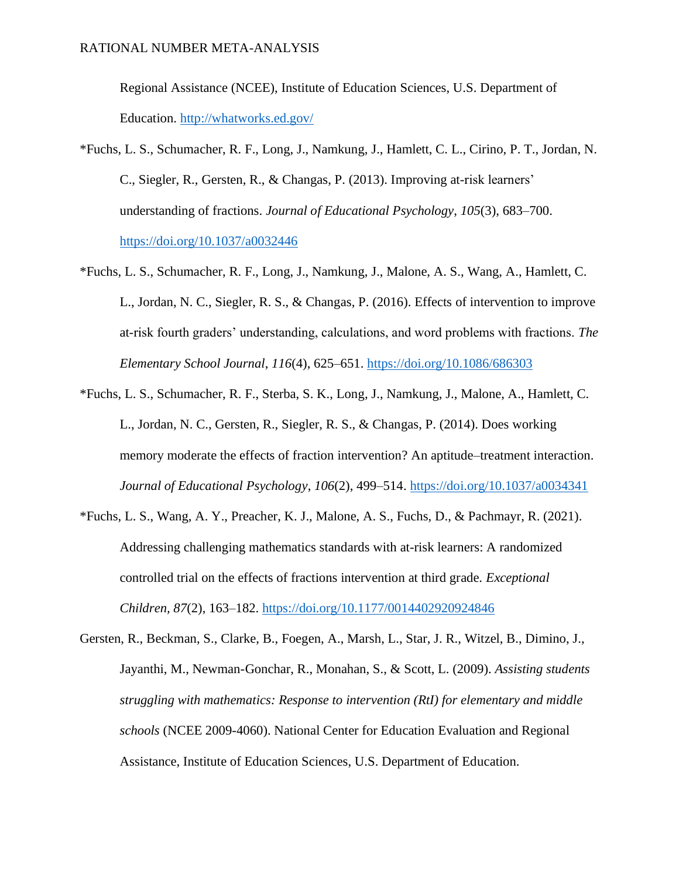Regional Assistance (NCEE), Institute of Education Sciences, U.S. Department of Education. http://whatworks.ed.gov/

*Fuchs, L. S., Schumacher, R. F., Long, J., Namkung, J., Hamlett, C. L., Cirino, P. T., Jordan, N. C., Siegler, R., Gersten, R., & Changas, P. (2013). Improving at-risk learners' understanding of fractions. *Journal of Educational Psychology*, *105*(3), 683–700. https://doi.org/10.1037/a0032446

*Fuchs, L. S., Schumacher, R. F., Long, J., Namkung, J., Malone, A. S., Wang, A., Hamlett, C. L., Jordan, N. C., Siegler, R. S., & Changas, P. (2016). Effects of intervention to improve at-risk fourth graders' understanding, calculations, and word problems with fractions. *The Elementary School Journal*, *116*(4), 625–651. https://doi.org/10.1086/686303

*Fuchs, L. S., Schumacher, R. F., Sterba, S. K., Long, J., Namkung, J., Malone, A., Hamlett, C. L., Jordan, N. C., Gersten, R., Siegler, R. S., & Changas, P. (2014). Does working memory moderate the effects of fraction intervention? An aptitude–treatment interaction. *Journal of Educational Psychology*, *106*(2), 499–514. https://doi.org/10.1037/a0034341

*Fuchs, L. S., Wang, A. Y., Preacher, K. J., Malone, A. S., Fuchs, D., & Pachmayr, R. (2021). Addressing challenging mathematics standards with at-risk learners: A randomized controlled trial on the effects of fractions intervention at third grade. *Exceptional Children, 87*(2), 163–182. https://doi.org/10.1177/0014402920924846

Gersten, R., Beckman, S., Clarke, B., Foegen, A., Marsh, L., Star, J. R., Witzel, B., Dimino, J., Jayanthi, M., Newman-Gonchar, R., Monahan, S., & Scott, L. (2009). *Assisting students struggling with mathematics: Response to intervention (RtI) for elementary and middle schools* (NCEE 2009-4060). National Center for Education Evaluation and Regional Assistance, Institute of Education Sciences, U.S. Department of Education.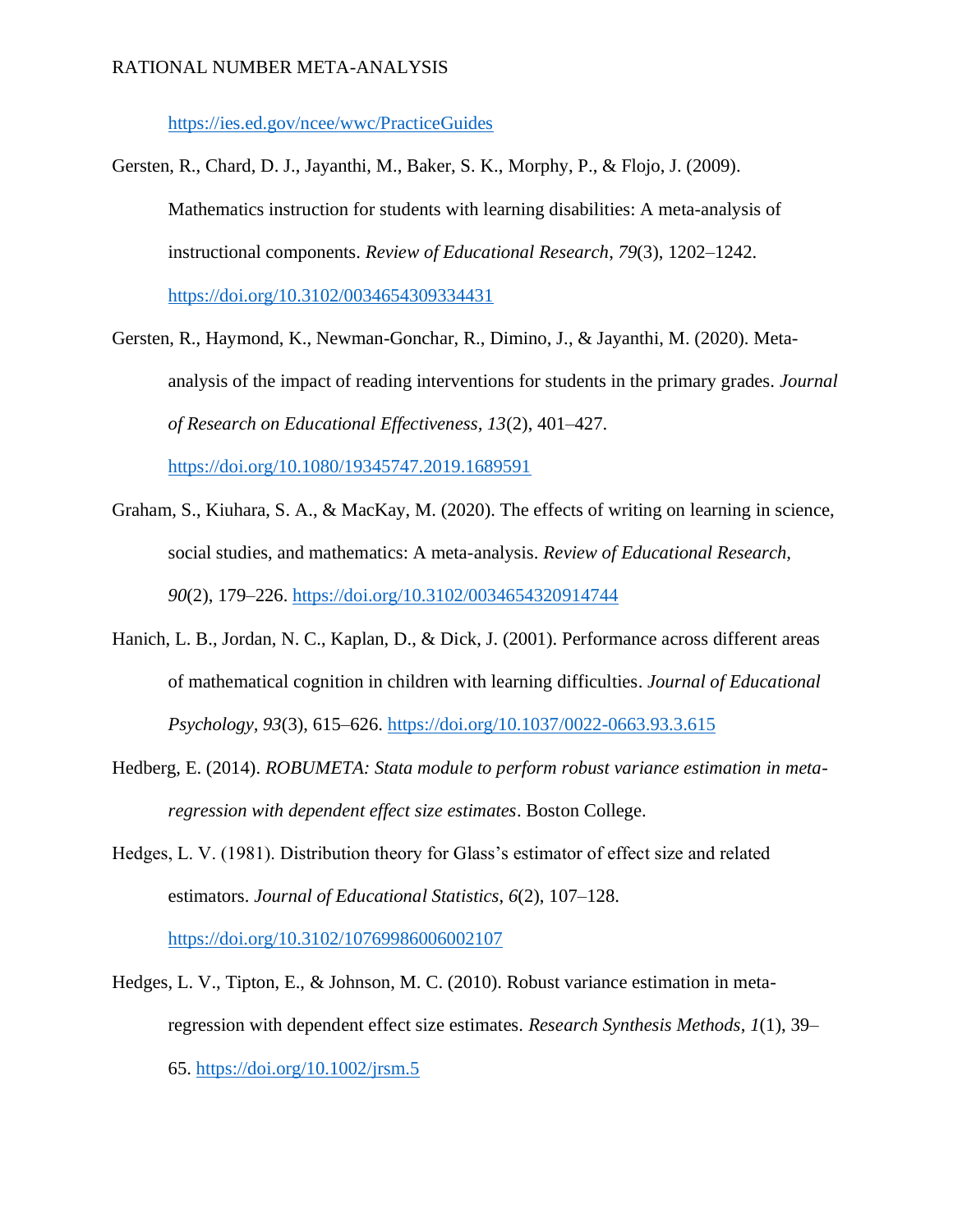https://ies.ed.gov/ncee/wwc/PracticeGuides

Gersten, R., Chard, D. J., Jayanthi, M., Baker, S. K., Morphy, P., & Flojo, J. (2009). Mathematics instruction for students with learning disabilities: A meta-analysis of instructional components. *Review of Educational Research, 79*(3), 1202–1242. https://doi.org/10.3102/0034654309334431

Gersten, R., Haymond, K., Newman-Gonchar, R., Dimino, J., & Jayanthi, M. (2020). Meta-analysis of the impact of reading interventions for students in the primary grades. *Journal of Research on Educational Effectiveness, 13*(2), 401–427. https://doi.org/10.1080/19345747.2019.1689591

Graham, S., Kiuhara, S. A., & MacKay, M. (2020). The effects of writing on learning in science, social studies, and mathematics: A meta-analysis. *Review of Educational Research, 90*(2), 179–226. https://doi.org/10.3102/0034654320914744

Hanich, L. B., Jordan, N. C., Kaplan, D., & Dick, J. (2001). Performance across different areas of mathematical cognition in children with learning difficulties. *Journal of Educational Psychology, 93*(3), 615–626. https://doi.org/10.1037/0022-0663.93.3.615

Hedberg, E. (2014). *ROBUMETA: Stata module to perform robust variance estimation in meta-regression with dependent effect size estimates*. Boston College.

Hedges, L. V. (1981). Distribution theory for Glass's estimator of effect size and related estimators. *Journal of Educational Statistics*, *6*(2), 107–128. https://doi.org/10.3102/10769986006002107

Hedges, L. V., Tipton, E., & Johnson, M. C. (2010). Robust variance estimation in meta-regression with dependent effect size estimates. *Research Synthesis Methods*, *1*(1), 39–65. https://doi.org/10.1002/jrsm.5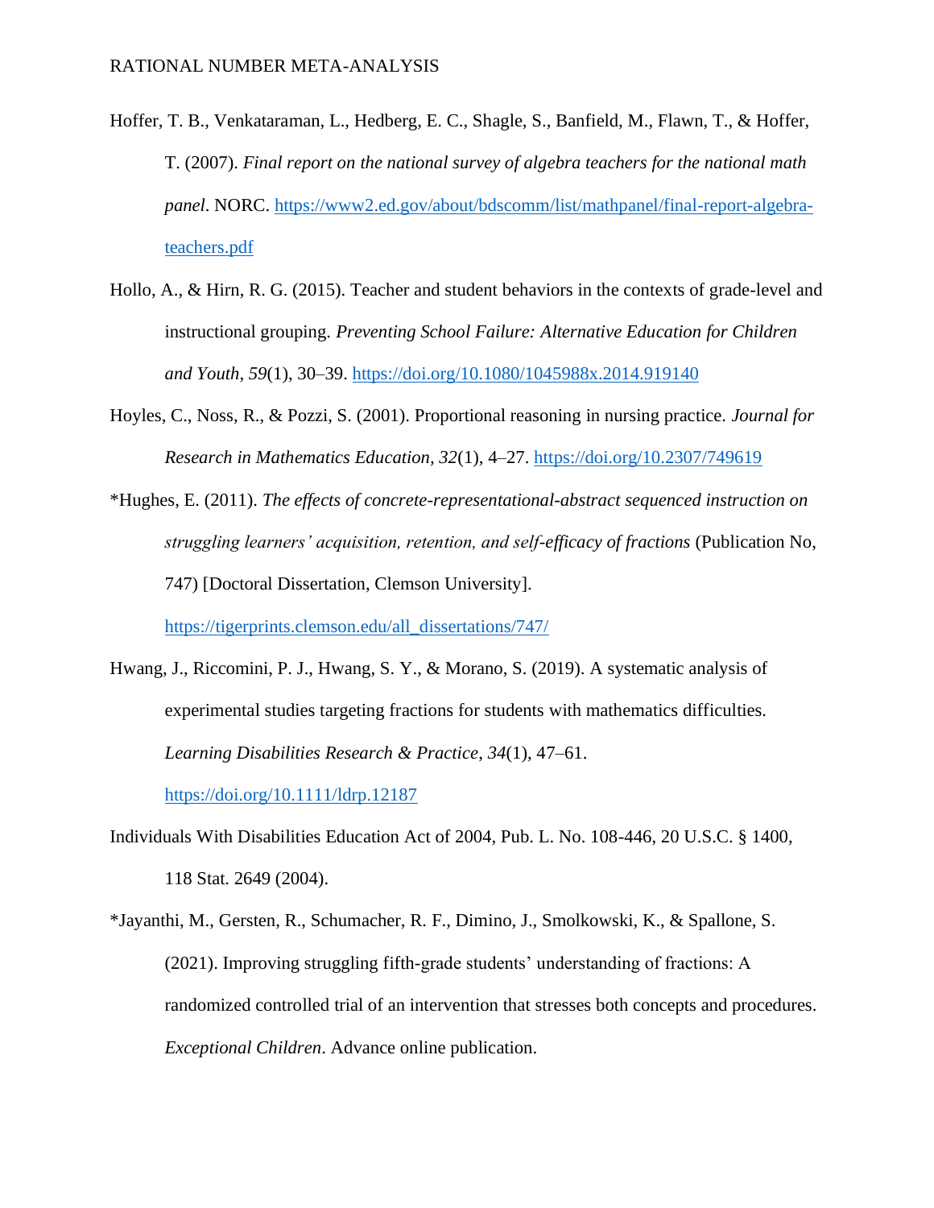Hoffer, T. B., Venkataraman, L., Hedberg, E. C., Shagle, S., Banfield, M., Flawn, T., & Hoffer, T. (2007). *Final report on the national survey of algebra teachers for the national math panel*. NORC. https://www2.ed.gov/about/bdscomm/list/mathpanel/final-report-algebra-teachers.pdf

Hollo, A., & Hirn, R. G. (2015). Teacher and student behaviors in the contexts of grade-level and instructional grouping. *Preventing School Failure: Alternative Education for Children and Youth*, *59*(1), 30–39. https://doi.org/10.1080/1045988x.2014.919140

Hoyles, C., Noss, R., & Pozzi, S. (2001). Proportional reasoning in nursing practice. *Journal for Research in Mathematics Education*, *32*(1), 4–27. https://doi.org/10.2307/749619

*Hughes, E. (2011). *The effects of concrete-representational-abstract sequenced instruction on struggling learners' acquisition, retention, and self-efficacy of fractions* (Publication No, 747) [Doctoral Dissertation, Clemson University]. https://tigerprints.clemson.edu/all_dissertations/747/

Hwang, J., Riccomini, P. J., Hwang, S. Y., & Morano, S. (2019). A systematic analysis of experimental studies targeting fractions for students with mathematics difficulties. *Learning Disabilities Research & Practice*, *34*(1), 47–61. https://doi.org/10.1111/ldrp.12187

Individuals With Disabilities Education Act of 2004, Pub. L. No. 108-446, 20 U.S.C. § 1400, 118 Stat. 2649 (2004).

*Jayanthi, M., Gersten, R., Schumacher, R. F., Dimino, J., Smolkowski, K., & Spallone, S. (2021). Improving struggling fifth-grade students' understanding of fractions: A randomized controlled trial of an intervention that stresses both concepts and procedures. *Exceptional Children*. Advance online publication.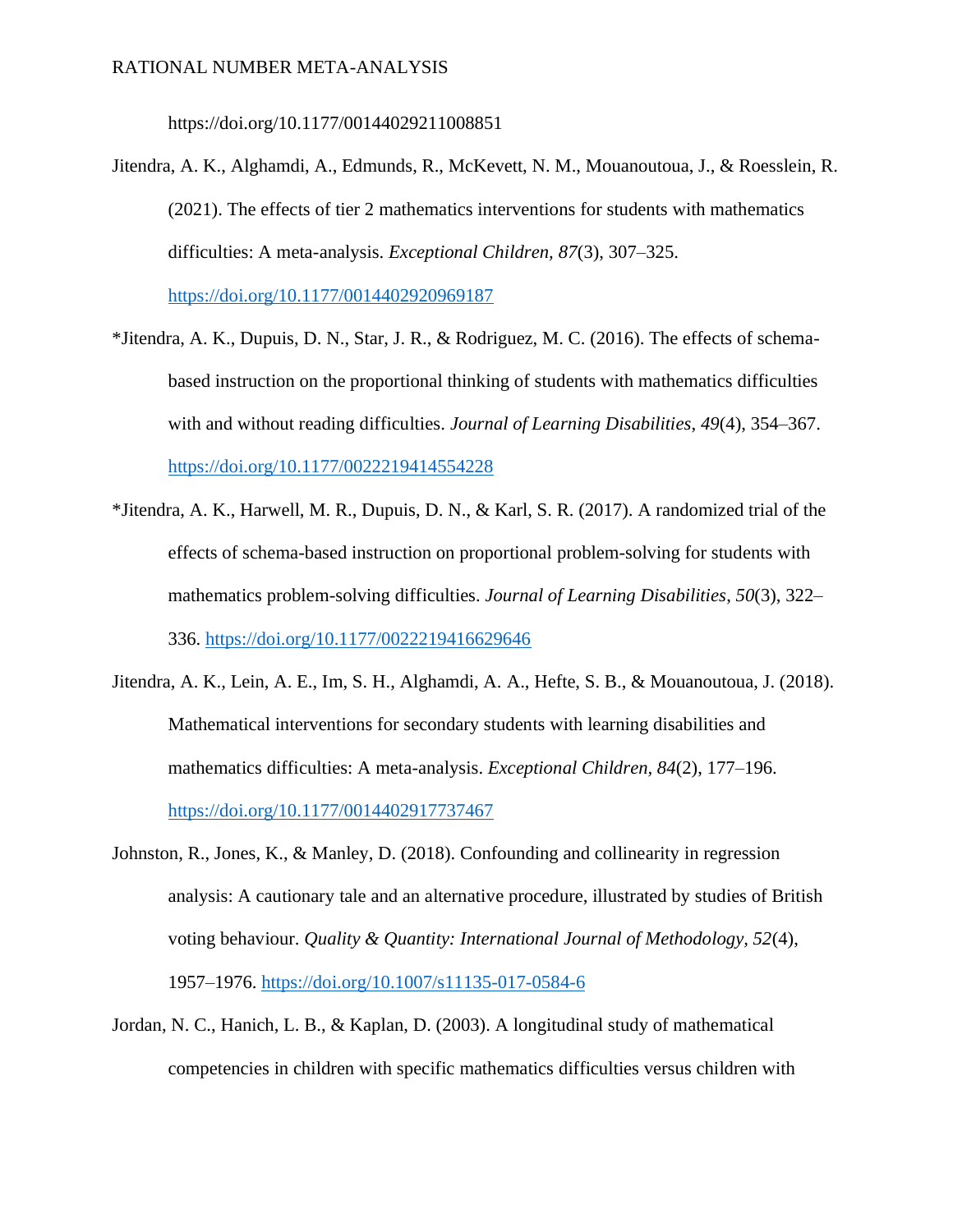https://doi.org/10.1177/00144029211008851

Jitendra, A. K., Alghamdi, A., Edmunds, R., McKevett, N. M., Mouanoutoua, J., & Roesslein, R. (2021). The effects of tier 2 mathematics interventions for students with mathematics difficulties: A meta-analysis. *Exceptional Children, 87*(3), 307–325. https://doi.org/10.1177/0014402920969187

*Jitendra, A. K., Dupuis, D. N., Star, J. R., & Rodriguez, M. C. (2016). The effects of schema-based instruction on the proportional thinking of students with mathematics difficulties with and without reading difficulties. *Journal of Learning Disabilities*, *49*(4), 354–367. https://doi.org/10.1177/0022219414554228

*Jitendra, A. K., Harwell, M. R., Dupuis, D. N., & Karl, S. R. (2017). A randomized trial of the effects of schema-based instruction on proportional problem-solving for students with mathematics problem-solving difficulties. *Journal of Learning Disabilities*, *50*(3), 322–336. https://doi.org/10.1177/0022219416629646

Jitendra, A. K., Lein, A. E., Im, S. H., Alghamdi, A. A., Hefte, S. B., & Mouanoutoua, J. (2018). Mathematical interventions for secondary students with learning disabilities and mathematics difficulties: A meta-analysis. *Exceptional Children, 84*(2), 177–196. https://doi.org/10.1177/0014402917737467

Johnston, R., Jones, K., & Manley, D. (2018). Confounding and collinearity in regression analysis: A cautionary tale and an alternative procedure, illustrated by studies of British voting behaviour. *Quality & Quantity: International Journal of Methodology*, *52*(4), 1957–1976. https://doi.org/10.1007/s11135-017-0584-6

Jordan, N. C., Hanich, L. B., & Kaplan, D. (2003). A longitudinal study of mathematical competencies in children with specific mathematics difficulties versus children with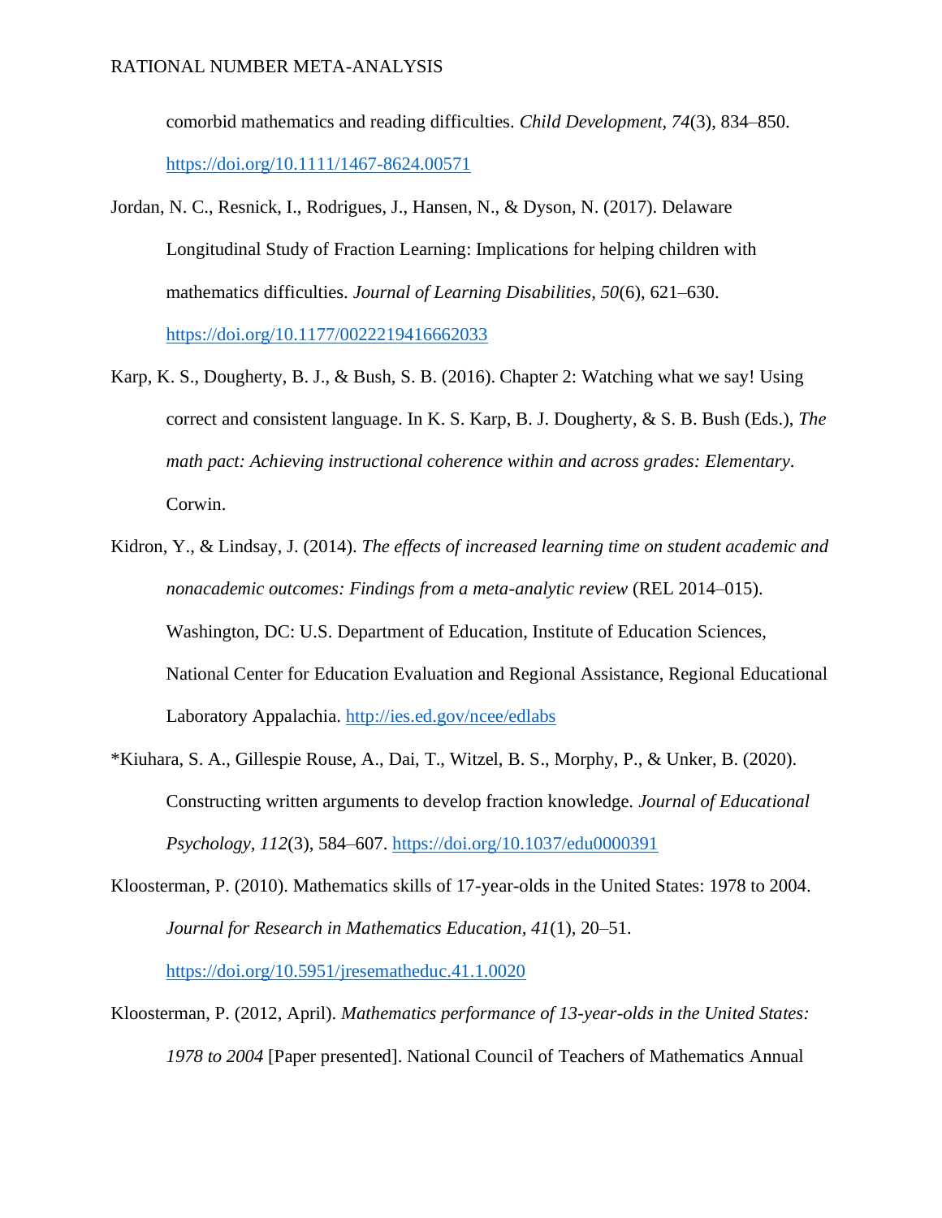comorbid mathematics and reading difficulties. *Child Development, 74*(3), 834–850. https://doi.org/10.1111/1467-8624.00571

Jordan, N. C., Resnick, I., Rodrigues, J., Hansen, N., & Dyson, N. (2017). Delaware Longitudinal Study of Fraction Learning: Implications for helping children with mathematics difficulties. *Journal of Learning Disabilities, 50*(6), 621–630. https://doi.org/10.1177/0022219416662033

Karp, K. S., Dougherty, B. J., & Bush, S. B. (2016). Chapter 2: Watching what we say! Using correct and consistent language. In K. S. Karp, B. J. Dougherty, & S. B. Bush (Eds.), *The math pact: Achieving instructional coherence within and across grades: Elementary*. Corwin.

Kidron, Y., & Lindsay, J. (2014). *The effects of increased learning time on student academic and nonacademic outcomes: Findings from a meta-analytic review* (REL 2014–015). Washington, DC: U.S. Department of Education, Institute of Education Sciences, National Center for Education Evaluation and Regional Assistance, Regional Educational Laboratory Appalachia. http://ies.ed.gov/ncee/edlabs

*Kiuhara, S. A., Gillespie Rouse, A., Dai, T., Witzel, B. S., Morphy, P., & Unker, B. (2020). Constructing written arguments to develop fraction knowledge. *Journal of Educational Psychology, 112*(3), 584–607. https://doi.org/10.1037/edu0000391

Kloosterman, P. (2010). Mathematics skills of 17-year-olds in the United States: 1978 to 2004. *Journal for Research in Mathematics Education, 41*(1), 20–51. https://doi.org/10.5951/jresematheduc.41.1.0020

Kloosterman, P. (2012, April). *Mathematics performance of 13-year-olds in the United States: 1978 to 2004* [Paper presented]. National Council of Teachers of Mathematics Annual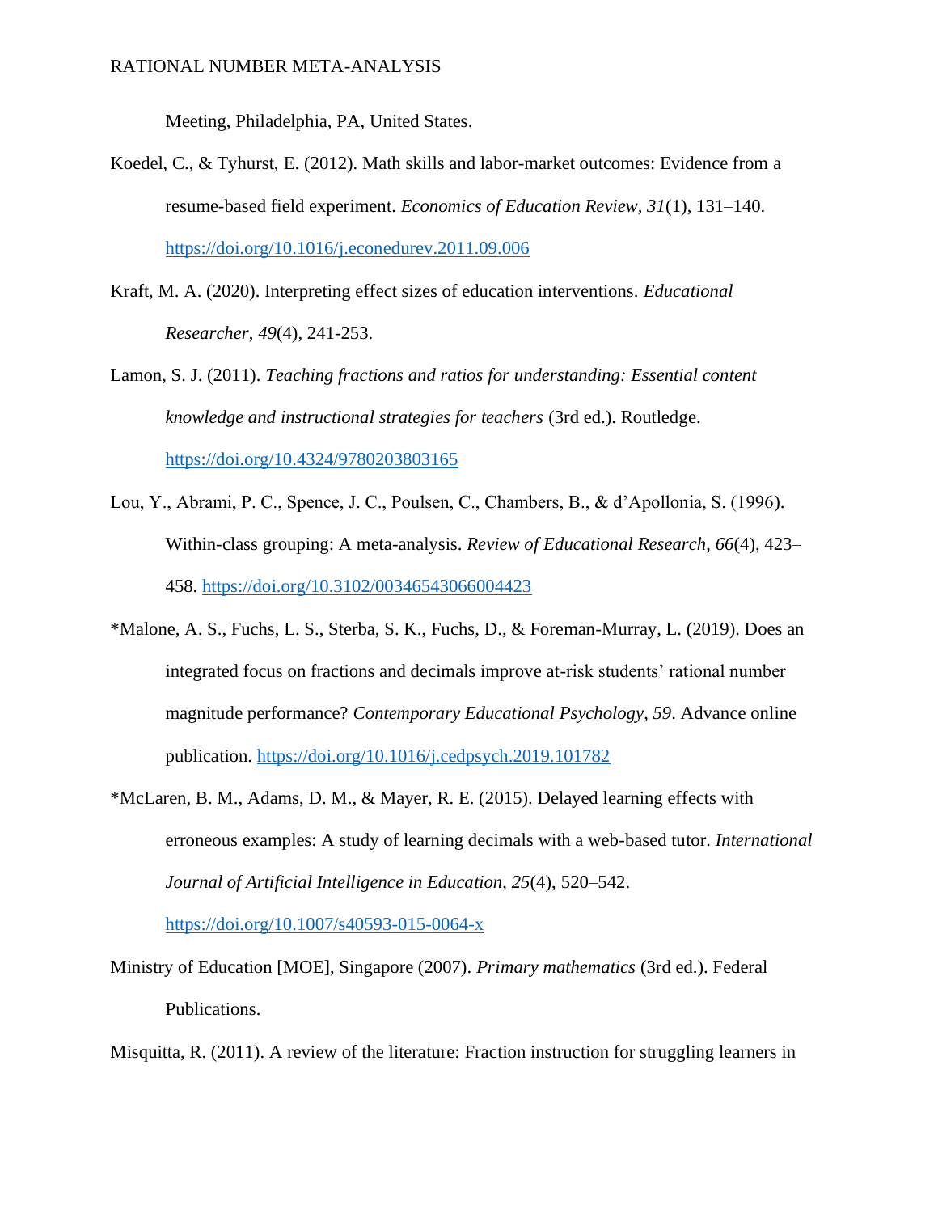Meeting, Philadelphia, PA, United States.

Koedel, C., & Tyhurst, E. (2012). Math skills and labor-market outcomes: Evidence from a resume-based field experiment. *Economics of Education Review*, *31*(1), 131–140. https://doi.org/10.1016/j.econedurev.2011.09.006

Kraft, M. A. (2020). Interpreting effect sizes of education interventions. *Educational Researcher*, *49*(4), 241-253.

Lamon, S. J. (2011). *Teaching fractions and ratios for understanding: Essential content knowledge and instructional strategies for teachers* (3rd ed.). Routledge. https://doi.org/10.4324/9780203803165

Lou, Y., Abrami, P. C., Spence, J. C., Poulsen, C., Chambers, B., & d'Apollonia, S. (1996). Within-class grouping: A meta-analysis. *Review of Educational Research*, *66*(4), 423–458. https://doi.org/10.3102/00346543066004423

*Malone, A. S., Fuchs, L. S., Sterba, S. K., Fuchs, D., & Foreman-Murray, L. (2019). Does an integrated focus on fractions and decimals improve at-risk students' rational number magnitude performance? *Contemporary Educational Psychology*, *59*. Advance online publication. https://doi.org/10.1016/j.cedpsych.2019.101782

*McLaren, B. M., Adams, D. M., & Mayer, R. E. (2015). Delayed learning effects with erroneous examples: A study of learning decimals with a web-based tutor. *International Journal of Artificial Intelligence in Education*, *25*(4), 520–542. https://doi.org/10.1007/s40593-015-0064-x

Ministry of Education [MOE], Singapore (2007). *Primary mathematics* (3rd ed.). Federal Publications.

Misquitta, R. (2011). A review of the literature: Fraction instruction for struggling learners in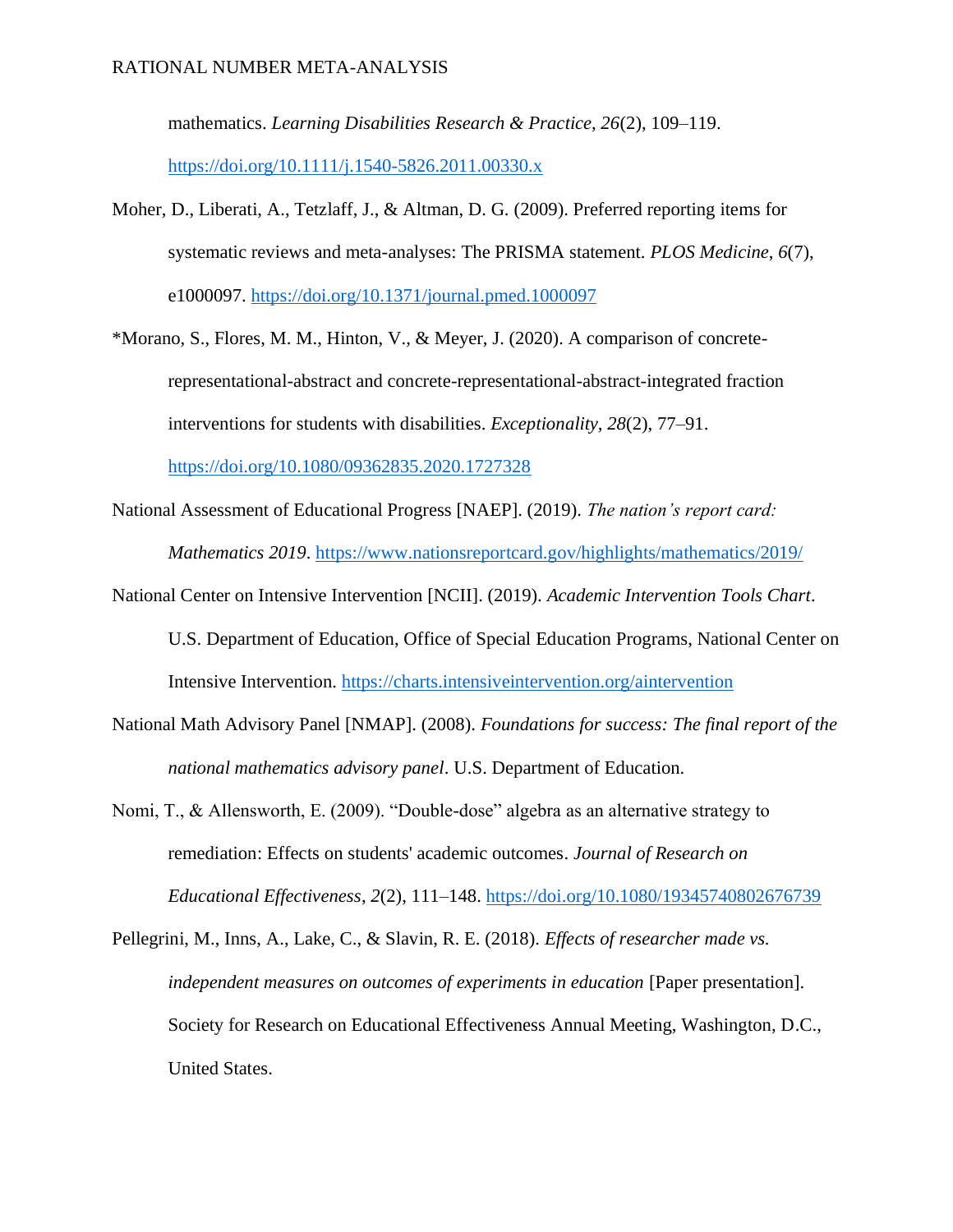mathematics. *Learning Disabilities Research & Practice, 26*(2), 109–119. https://doi.org/10.1111/j.1540-5826.2011.00330.x

Moher, D., Liberati, A., Tetzlaff, J., & Altman, D. G. (2009). Preferred reporting items for systematic reviews and meta-analyses: The PRISMA statement. *PLOS Medicine*, *6*(7), e1000097. https://doi.org/10.1371/journal.pmed.1000097

*Morano, S., Flores, M. M., Hinton, V., & Meyer, J. (2020). A comparison of concrete-representational-abstract and concrete-representational-abstract-integrated fraction interventions for students with disabilities. *Exceptionality*, *28*(2), 77–91. https://doi.org/10.1080/09362835.2020.1727328

National Assessment of Educational Progress [NAEP]. (2019). *The nation's report card: Mathematics 2019*. https://www.nationsreportcard.gov/highlights/mathematics/2019/

National Center on Intensive Intervention [NCII]. (2019). *Academic Intervention Tools Chart*. U.S. Department of Education, Office of Special Education Programs, National Center on Intensive Intervention. https://charts.intensiveintervention.org/aintervention

National Math Advisory Panel [NMAP]. (2008). *Foundations for success: The final report of the national mathematics advisory panel*. U.S. Department of Education.

Nomi, T., & Allensworth, E. (2009). "Double-dose" algebra as an alternative strategy to remediation: Effects on students' academic outcomes. *Journal of Research on Educational Effectiveness*, *2*(2), 111–148. https://doi.org/10.1080/19345740802676739

Pellegrini, M., Inns, A., Lake, C., & Slavin, R. E. (2018). *Effects of researcher made vs. independent measures on outcomes of experiments in education* [Paper presentation]. Society for Research on Educational Effectiveness Annual Meeting, Washington, D.C., United States.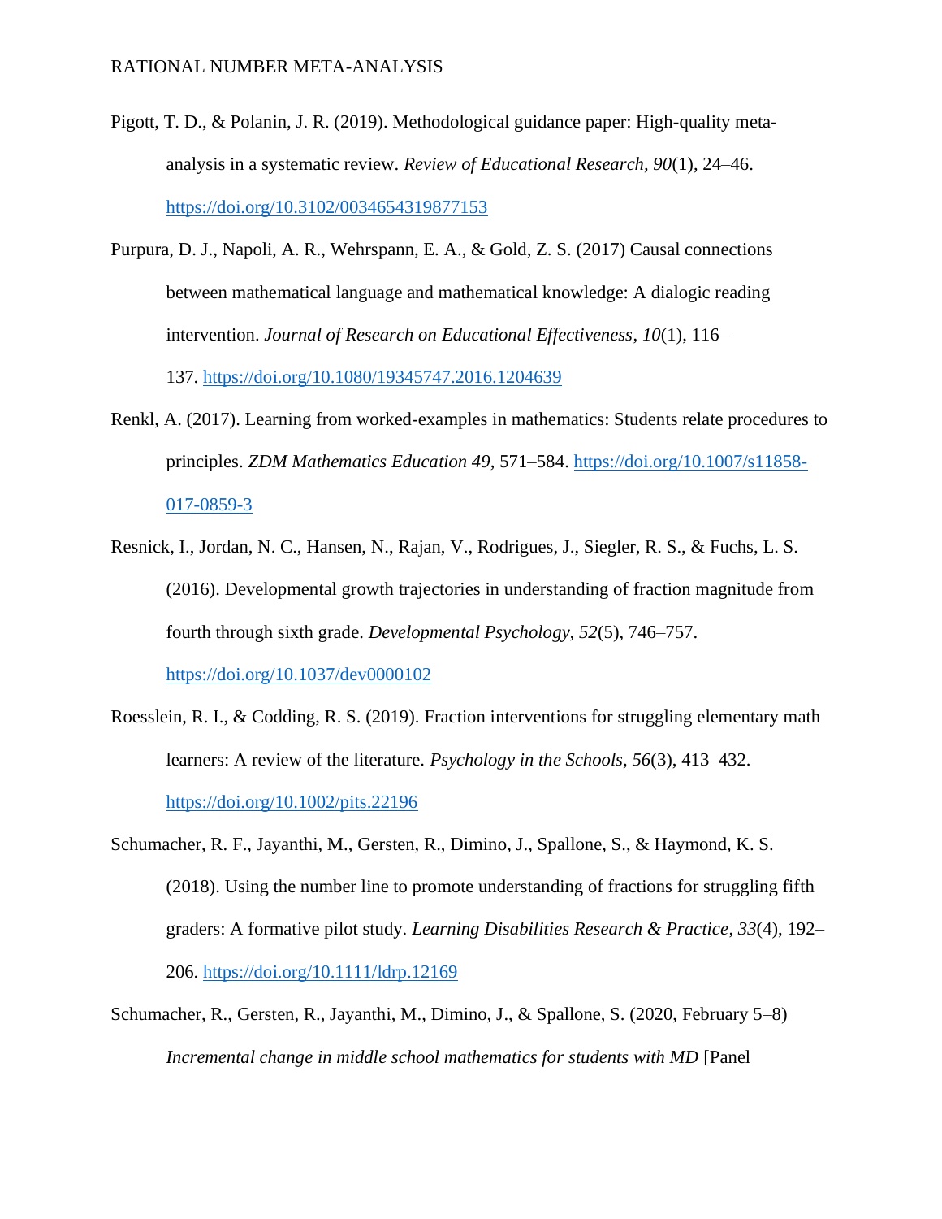Pigott, T. D., & Polanin, J. R. (2019). Methodological guidance paper: High-quality meta-analysis in a systematic review. *Review of Educational Research, 90*(1), 24–46. https://doi.org/10.3102/0034654319877153

Purpura, D. J., Napoli, A. R., Wehrspann, E. A., & Gold, Z. S. (2017) Causal connections between mathematical language and mathematical knowledge: A dialogic reading intervention. *Journal of Research on Educational Effectiveness*, *10*(1), 116–137. https://doi.org/10.1080/19345747.2016.1204639

Renkl, A. (2017). Learning from worked-examples in mathematics: Students relate procedures to principles. *ZDM Mathematics Education 49*, 571–584. https://doi.org/10.1007/s11858-017-0859-3

Resnick, I., Jordan, N. C., Hansen, N., Rajan, V., Rodrigues, J., Siegler, R. S., & Fuchs, L. S. (2016). Developmental growth trajectories in understanding of fraction magnitude from fourth through sixth grade. *Developmental Psychology, 52*(5), 746–757. https://doi.org/10.1037/dev0000102

Roesslein, R. I., & Codding, R. S. (2019). Fraction interventions for struggling elementary math learners: A review of the literature. *Psychology in the Schools, 56*(3), 413–432. https://doi.org/10.1002/pits.22196

Schumacher, R. F., Jayanthi, M., Gersten, R., Dimino, J., Spallone, S., & Haymond, K. S. (2018). Using the number line to promote understanding of fractions for struggling fifth graders: A formative pilot study. *Learning Disabilities Research & Practice*, *33*(4), 192–206. https://doi.org/10.1111/ldrp.12169

Schumacher, R., Gersten, R., Jayanthi, M., Dimino, J., & Spallone, S. (2020, February 5–8) *Incremental change in middle school mathematics for students with MD* [Panel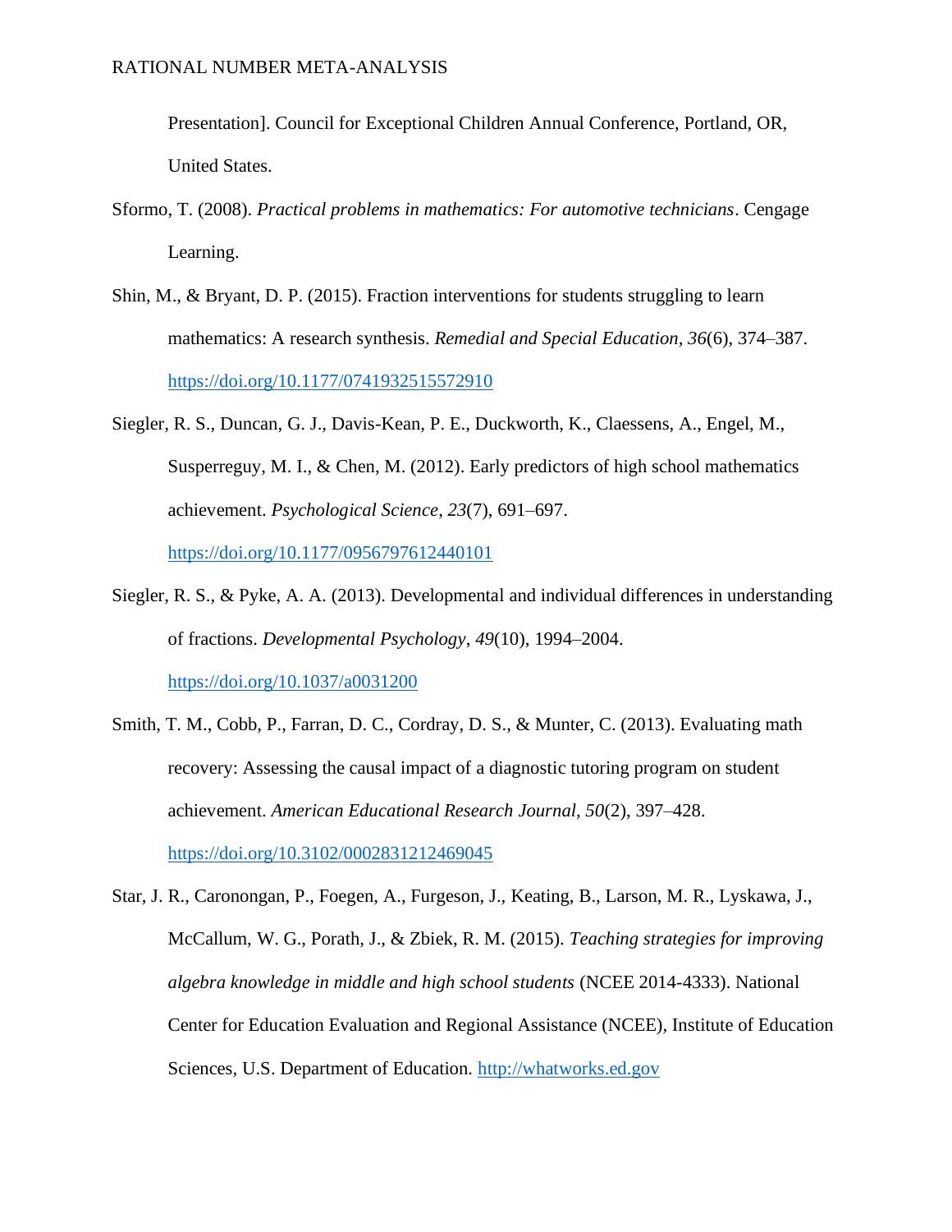Presentation]. Council for Exceptional Children Annual Conference, Portland, OR, United States.

Sformo, T. (2008). *Practical problems in mathematics: For automotive technicians*. Cengage Learning.

Shin, M., & Bryant, D. P. (2015). Fraction interventions for students struggling to learn mathematics: A research synthesis. *Remedial and Special Education*, *36*(6), 374–387. https://doi.org/10.1177/0741932515572910

Siegler, R. S., Duncan, G. J., Davis-Kean, P. E., Duckworth, K., Claessens, A., Engel, M., Susperreguy, M. I., & Chen, M. (2012). Early predictors of high school mathematics achievement. *Psychological Science*, *23*(7), 691–697. https://doi.org/10.1177/0956797612440101

Siegler, R. S., & Pyke, A. A. (2013). Developmental and individual differences in understanding of fractions. *Developmental Psychology*, *49*(10), 1994–2004. https://doi.org/10.1037/a0031200

Smith, T. M., Cobb, P., Farran, D. C., Cordray, D. S., & Munter, C. (2013). Evaluating math recovery: Assessing the causal impact of a diagnostic tutoring program on student achievement. *American Educational Research Journal, 50*(2), 397–428. https://doi.org/10.3102/0002831212469045

Star, J. R., Caronongan, P., Foegen, A., Furgeson, J., Keating, B., Larson, M. R., Lyskawa, J., McCallum, W. G., Porath, J., & Zbiek, R. M. (2015). *Teaching strategies for improving algebra knowledge in middle and high school students* (NCEE 2014-4333). National Center for Education Evaluation and Regional Assistance (NCEE), Institute of Education Sciences, U.S. Department of Education. http://whatworks.ed.gov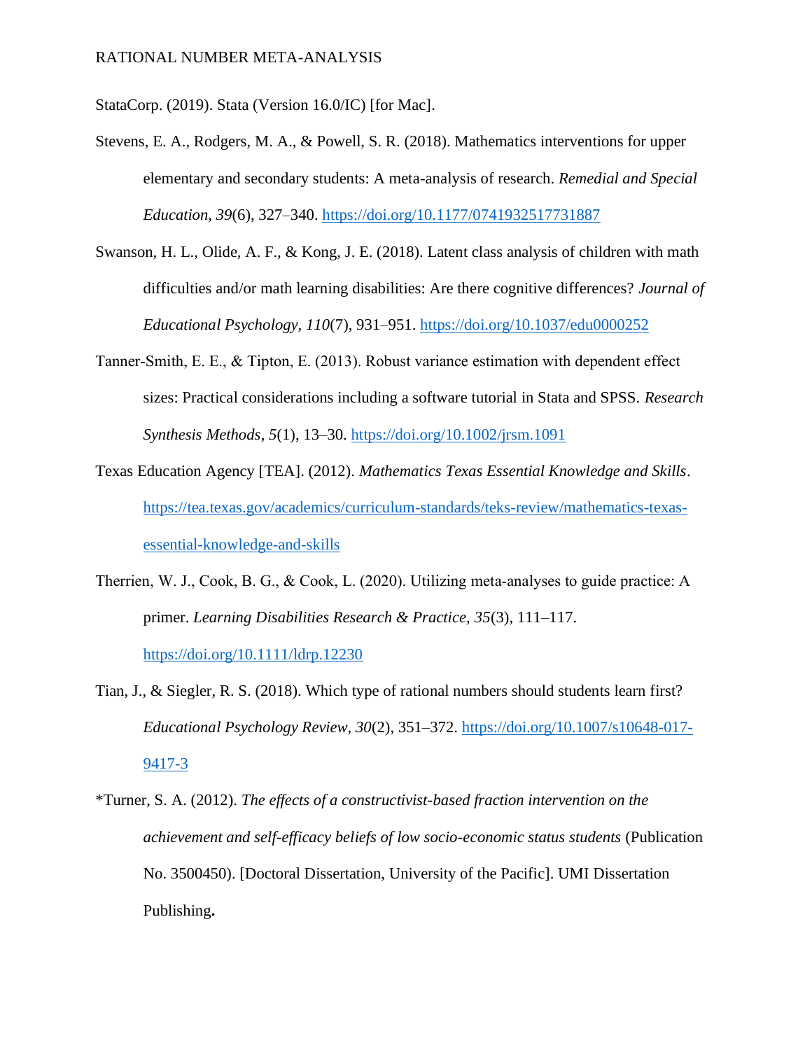StataCorp. (2019). Stata (Version 16.0/IC) [for Mac].

Stevens, E. A., Rodgers, M. A., & Powell, S. R. (2018). Mathematics interventions for upper elementary and secondary students: A meta-analysis of research. *Remedial and Special Education, 39*(6), 327–340. https://doi.org/10.1177/0741932517731887

Swanson, H. L., Olide, A. F., & Kong, J. E. (2018). Latent class analysis of children with math difficulties and/or math learning disabilities: Are there cognitive differences? *Journal of Educational Psychology, 110*(7), 931–951. https://doi.org/10.1037/edu0000252

Tanner-Smith, E. E., & Tipton, E. (2013). Robust variance estimation with dependent effect sizes: Practical considerations including a software tutorial in Stata and SPSS. *Research Synthesis Methods*, *5*(1), 13–30. https://doi.org/10.1002/jrsm.1091

Texas Education Agency [TEA]. (2012). *Mathematics Texas Essential Knowledge and Skills*. https://tea.texas.gov/academics/curriculum-standards/teks-review/mathematics-texas-essential-knowledge-and-skills

Therrien, W. J., Cook, B. G., & Cook, L. (2020). Utilizing meta-analyses to guide practice: A primer. *Learning Disabilities Research & Practice, 35*(3), 111–117. https://doi.org/10.1111/ldrp.12230

Tian, J., & Siegler, R. S. (2018). Which type of rational numbers should students learn first? *Educational Psychology Review*, *30*(2), 351–372. https://doi.org/10.1007/s10648-017-9417-3

*Turner, S. A. (2012). *The effects of a constructivist-based fraction intervention on the achievement and self-efficacy beliefs of low socio-economic status students* (Publication No. 3500450). [Doctoral Dissertation, University of the Pacific]. UMI Dissertation Publishing**.**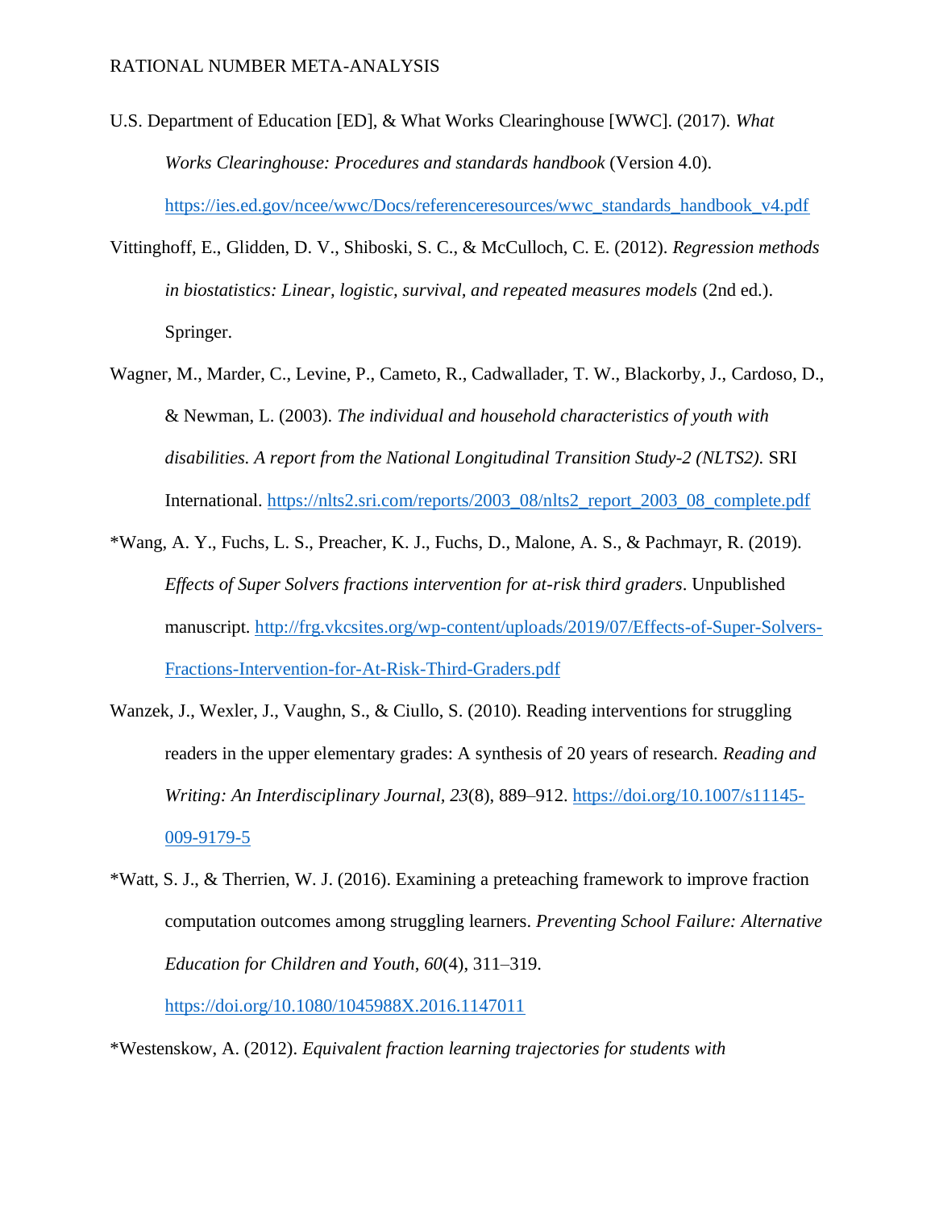U.S. Department of Education [ED], & What Works Clearinghouse [WWC]. (2017). *What Works Clearinghouse: Procedures and standards handbook* (Version 4.0). https://ies.ed.gov/ncee/wwc/Docs/referenceresources/wwc_standards_handbook_v4.pdf

Vittinghoff, E., Glidden, D. V., Shiboski, S. C., & McCulloch, C. E. (2012). *Regression methods in biostatistics: Linear, logistic, survival, and repeated measures models* (2nd ed.). Springer.

Wagner, M., Marder, C., Levine, P., Cameto, R., Cadwallader, T. W., Blackorby, J., Cardoso, D., & Newman, L. (2003). *The individual and household characteristics of youth with disabilities. A report from the National Longitudinal Transition Study-2 (NLTS2).* SRI International. https://nlts2.sri.com/reports/2003_08/nlts2_report_2003_08_complete.pdf

*Wang, A. Y., Fuchs, L. S., Preacher, K. J., Fuchs, D., Malone, A. S., & Pachmayr, R. (2019). *Effects of Super Solvers fractions intervention for at-risk third graders*. Unpublished manuscript. http://frg.vkcsites.org/wp-content/uploads/2019/07/Effects-of-Super-Solvers-Fractions-Intervention-for-At-Risk-Third-Graders.pdf

Wanzek, J., Wexler, J., Vaughn, S., & Ciullo, S. (2010). Reading interventions for struggling readers in the upper elementary grades: A synthesis of 20 years of research. *Reading and Writing: An Interdisciplinary Journal*, *23*(8), 889–912. https://doi.org/10.1007/s11145-009-9179-5

*Watt, S. J., & Therrien, W. J. (2016). Examining a preteaching framework to improve fraction computation outcomes among struggling learners. *Preventing School Failure: Alternative Education for Children and Youth*, *60*(4), 311–319. https://doi.org/10.1080/1045988X.2016.1147011

*Westenskow, A. (2012). *Equivalent fraction learning trajectories for students with*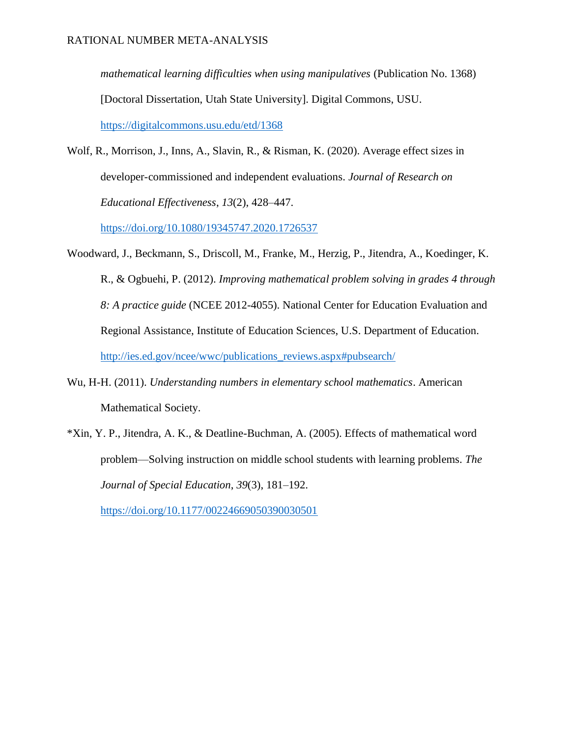*mathematical learning difficulties when using manipulatives* (Publication No. 1368) [Doctoral Dissertation, Utah State University]. Digital Commons, USU. https://digitalcommons.usu.edu/etd/1368

Wolf, R., Morrison, J., Inns, A., Slavin, R., & Risman, K. (2020). Average effect sizes in developer-commissioned and independent evaluations. *Journal of Research on Educational Effectiveness*, *13*(2), 428–447. https://doi.org/10.1080/19345747.2020.1726537

Woodward, J., Beckmann, S., Driscoll, M., Franke, M., Herzig, P., Jitendra, A., Koedinger, K. R., & Ogbuehi, P. (2012). *Improving mathematical problem solving in grades 4 through 8: A practice guide* (NCEE 2012-4055). National Center for Education Evaluation and Regional Assistance, Institute of Education Sciences, U.S. Department of Education. http://ies.ed.gov/ncee/wwc/publications_reviews.aspx#pubsearch/

Wu, H-H. (2011). *Understanding numbers in elementary school mathematics*. American Mathematical Society.

*Xin, Y. P., Jitendra, A. K., & Deatline-Buchman, A. (2005). Effects of mathematical word problem—Solving instruction on middle school students with learning problems. *The Journal of Special Education*, *39*(3), 181–192. https://doi.org/10.1177/00224669050390030501